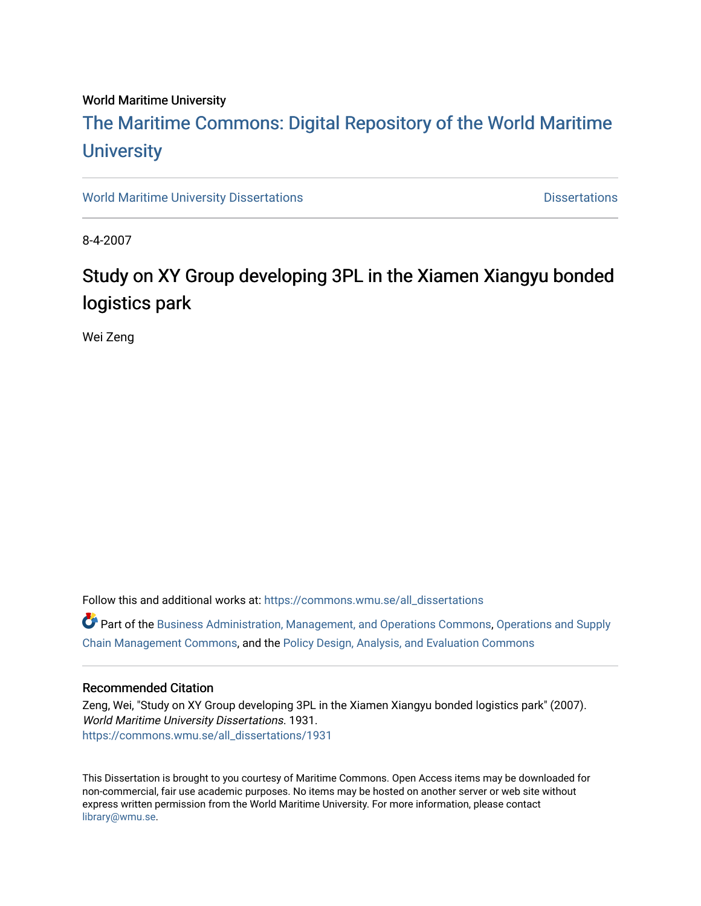World Maritime University

[The Maritime Commons: Digital Repository of the World Maritime University](https://commons.wmu.se/)

World Maritime University Dissertations | Dissertations

8-4-2007

# Study on XY Group developing 3PL in the Xiamen Xiangyu bonded logistics park

Wei Zeng

Follow this and additional works at: https://commons.wmu.se/all_dissertations

Part of the Business Administration, Management, and Operations Commons, Operations and Supply Chain Management Commons, and the Policy Design, Analysis, and Evaluation Commons

## Recommended Citation

Zeng, Wei, "Study on XY Group developing 3PL in the Xiamen Xiangyu bonded logistics park" (2007). *World Maritime University Dissertations*. 1931.
https://commons.wmu.se/all_dissertations/1931

This Dissertation is brought to you courtesy of Maritime Commons. Open Access items may be downloaded for non-commercial, fair use academic purposes. No items may be hosted on another server or web site without express written permission from the World Maritime University. For more information, please contact library@wmu.se.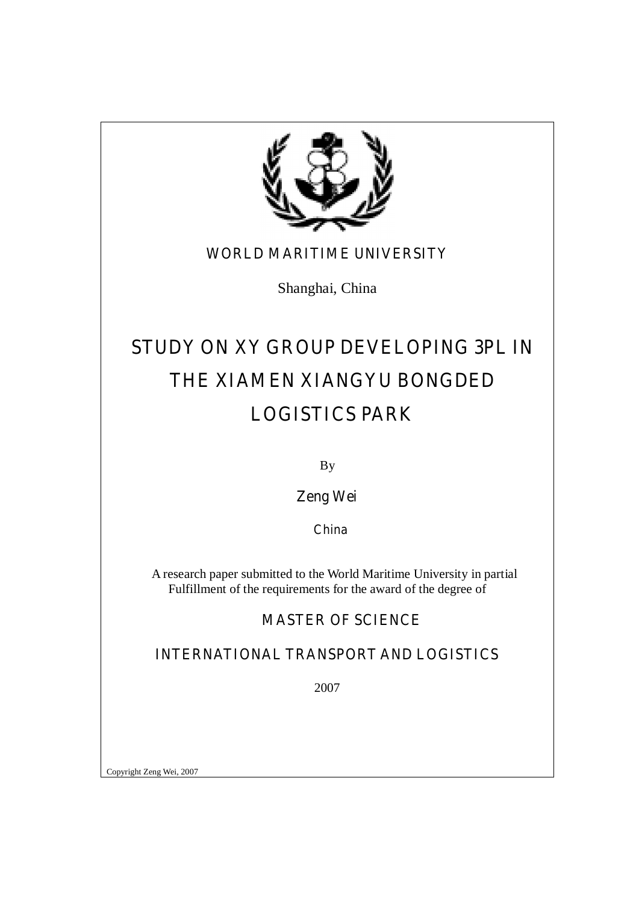WORLD MARITIME UNIVERSITY

Shanghai, China

# STUDY ON XY GROUP DEVELOPING 3PL IN THE XIAMEN XIANGYU BONGDED LOGISTICS PARK

By

Zeng Wei

China

A research paper submitted to the World Maritime University in partial Fulfillment of the requirements for the award of the degree of

MASTER OF SCIENCE

INTERNATIONAL TRANSPORT AND LOGISTICS

2007

Copyright Zeng Wei, 2007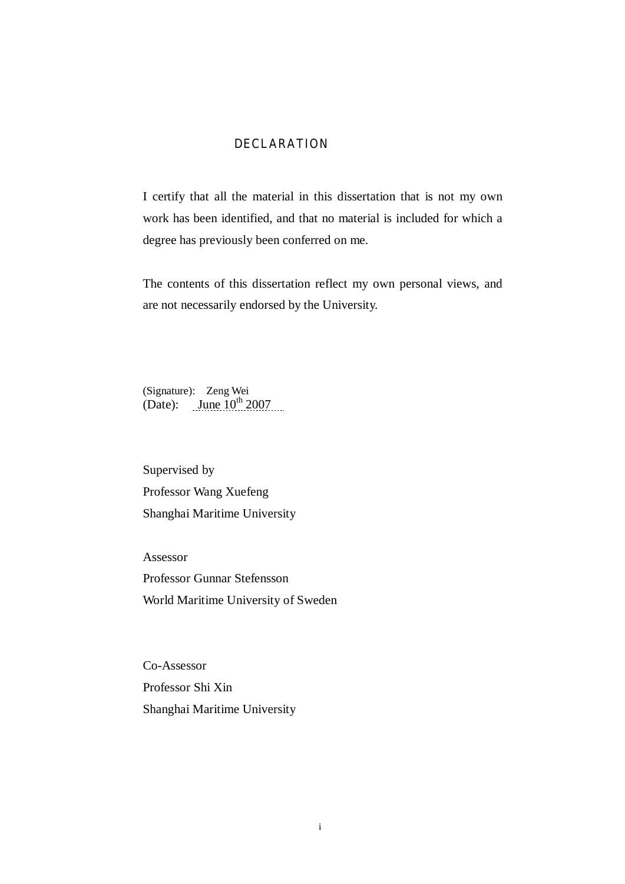# DECLARATION

I certify that all the material in this dissertation that is not my own work has been identified, and that no material is included for which a degree has previously been conferred on me.

The contents of this dissertation reflect my own personal views, and are not necessarily endorsed by the University.

(Signature): Zeng Wei
(Date): June 10th 2007

Supervised by
Professor Wang Xuefeng
Shanghai Maritime University

Assessor
Professor Gunnar Stefensson
World Maritime University of Sweden

Co-Assessor
Professor Shi Xin
Shanghai Maritime University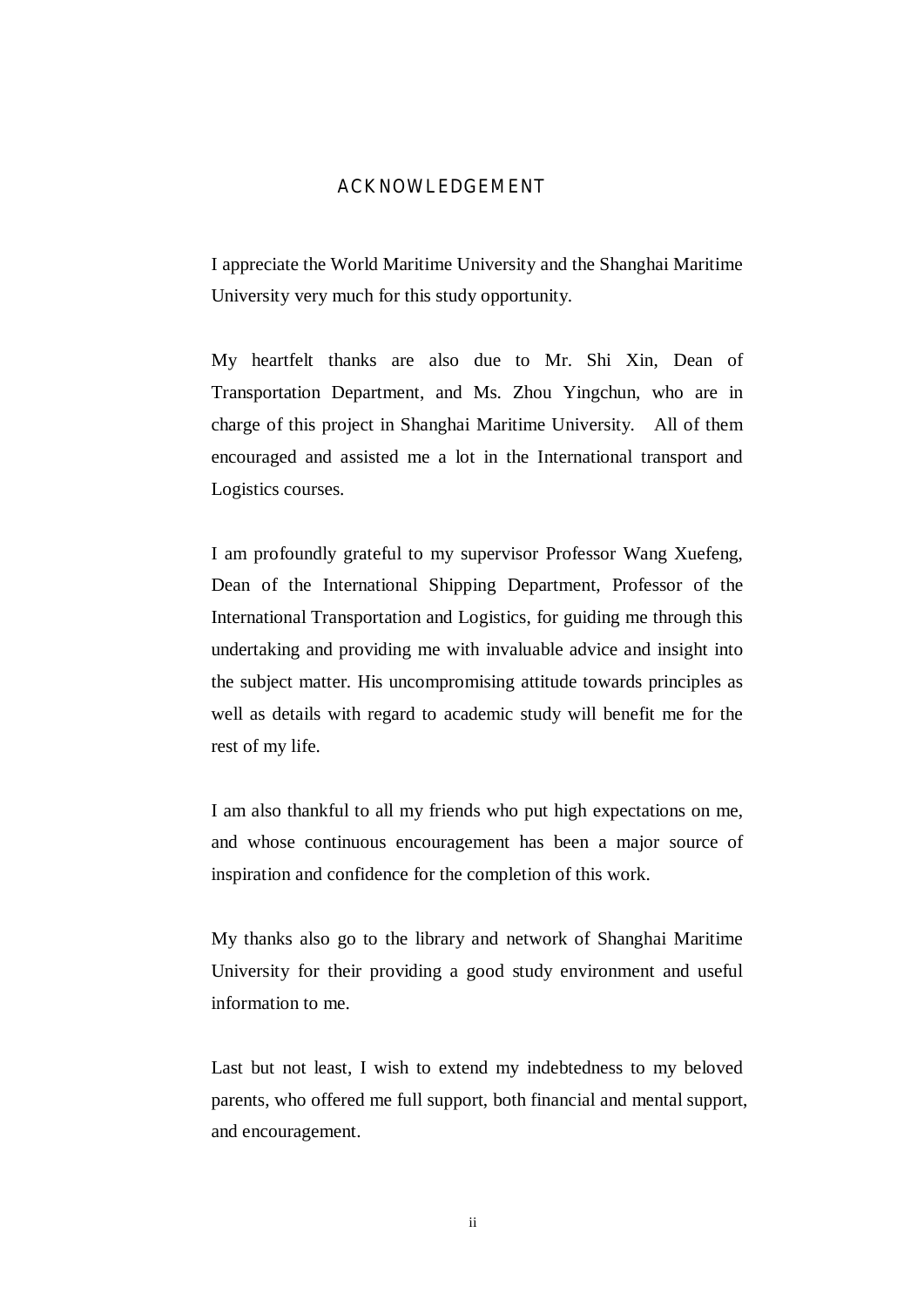# ACKNOWLEDGEMENT

I appreciate the World Maritime University and the Shanghai Maritime University very much for this study opportunity.

My heartfelt thanks are also due to Mr. Shi Xin, Dean of Transportation Department, and Ms. Zhou Yingchun, who are in charge of this project in Shanghai Maritime University. All of them encouraged and assisted me a lot in the International transport and Logistics courses.

I am profoundly grateful to my supervisor Professor Wang Xuefeng, Dean of the International Shipping Department, Professor of the International Transportation and Logistics, for guiding me through this undertaking and providing me with invaluable advice and insight into the subject matter. His uncompromising attitude towards principles as well as details with regard to academic study will benefit me for the rest of my life.

I am also thankful to all my friends who put high expectations on me, and whose continuous encouragement has been a major source of inspiration and confidence for the completion of this work.

My thanks also go to the library and network of Shanghai Maritime University for their providing a good study environment and useful information to me.

Last but not least, I wish to extend my indebtedness to my beloved parents, who offered me full support, both financial and mental support, and encouragement.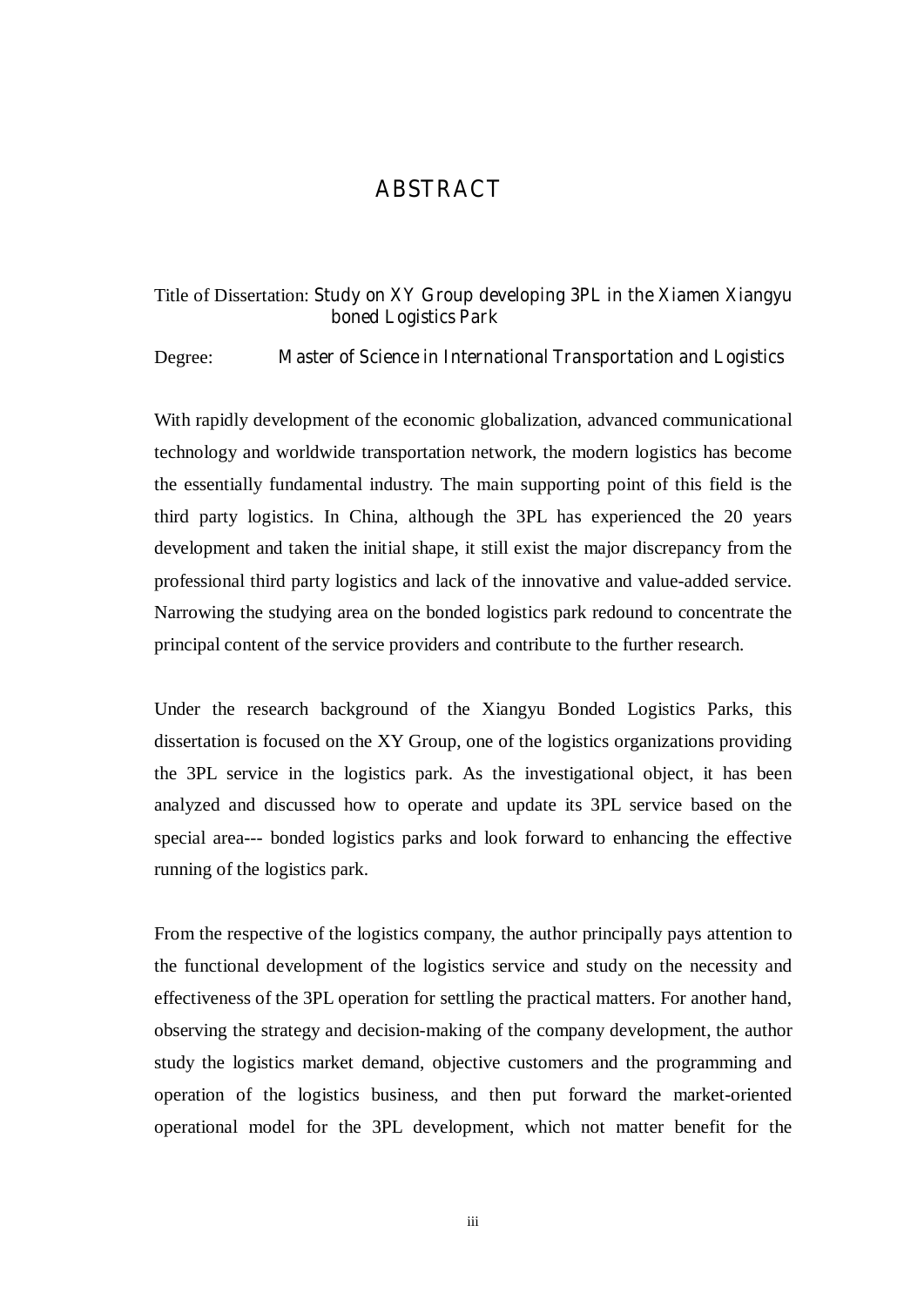# ABSTRACT

Title of Dissertation: Study on XY Group developing 3PL in the Xiamen Xiangyu boned Logistics Park

Degree: Master of Science in International Transportation and Logistics

With rapidly development of the economic globalization, advanced communicational technology and worldwide transportation network, the modern logistics has become the essentially fundamental industry. The main supporting point of this field is the third party logistics. In China, although the 3PL has experienced the 20 years development and taken the initial shape, it still exist the major discrepancy from the professional third party logistics and lack of the innovative and value-added service. Narrowing the studying area on the bonded logistics park redound to concentrate the principal content of the service providers and contribute to the further research.

Under the research background of the Xiangyu Bonded Logistics Parks, this dissertation is focused on the XY Group, one of the logistics organizations providing the 3PL service in the logistics park. As the investigational object, it has been analyzed and discussed how to operate and update its 3PL service based on the special area--- bonded logistics parks and look forward to enhancing the effective running of the logistics park.

From the respective of the logistics company, the author principally pays attention to the functional development of the logistics service and study on the necessity and effectiveness of the 3PL operation for settling the practical matters. For another hand, observing the strategy and decision-making of the company development, the author study the logistics market demand, objective customers and the programming and operation of the logistics business, and then put forward the market-oriented operational model for the 3PL development, which not matter benefit for the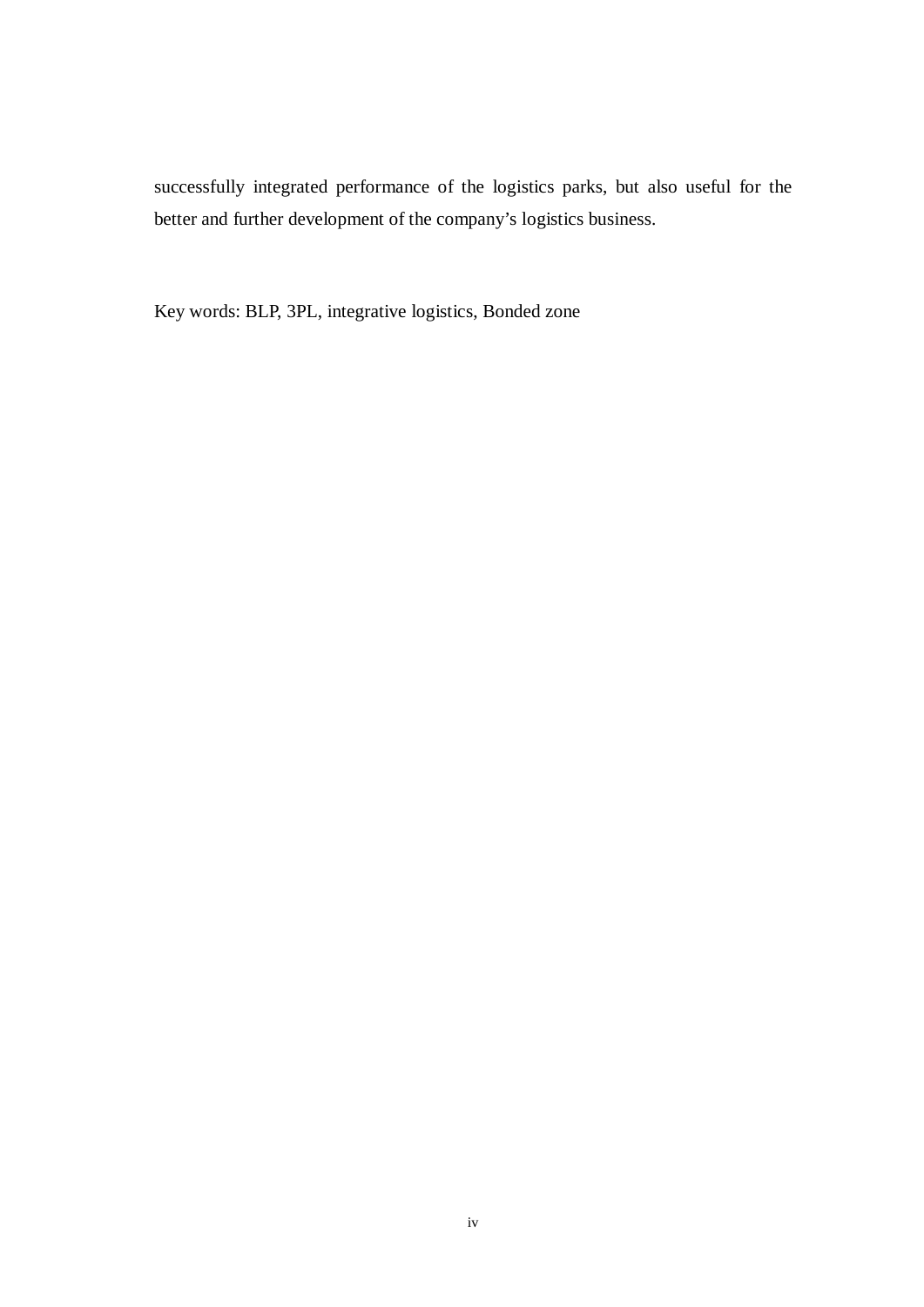successfully integrated performance of the logistics parks, but also useful for the better and further development of the company's logistics business.

Key words: BLP, 3PL, integrative logistics, Bonded zone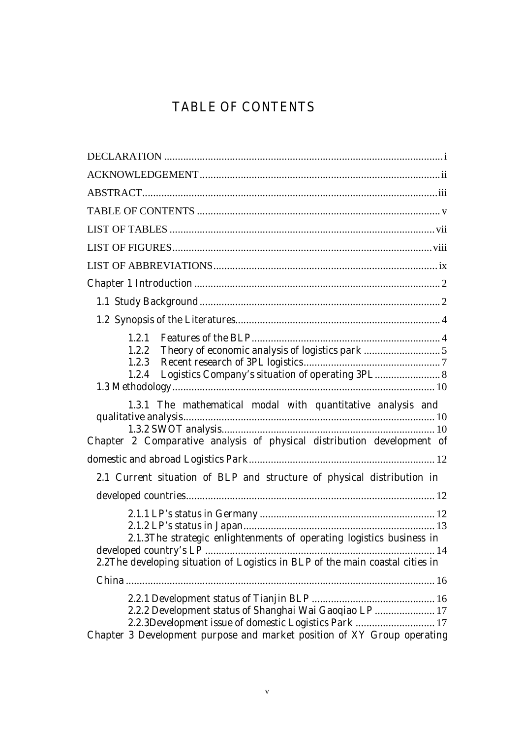# TABLE OF CONTENTS

DECLARATION ..................................................................................................... i

ACKNOWLEDGEMENT ....................................................................................... ii

ABSTRACT ........................................................................................................... iii

TABLE OF CONTENTS ......................................................................................... v

LIST OF TABLES ................................................................................................. vii

LIST OF FIGURES .............................................................................................. viii

LIST OF ABBREVIATIONS .................................................................................. ix

Chapter 1 Introduction ........................................................................................... 2

1.1 Study Background ........................................................................................ 2

1.2 Synopsis of the Literatures ............................................................................ 4

1.2.1 Features of the BLP ..................................................................... 4
1.2.2 Theory of economic analysis of logistics park ............................ 5
1.2.3 Recent research of 3PL logistics ................................................... 7
1.2.4 Logistics Company's situation of operating 3PL ......................... 8

1.3 Methodology ................................................................................................ 10

1.3.1 The mathematical modal with quantitative analysis and qualitative analysis ............................................................................................ 10
1.3.2 SWOT analysis .............................................................................. 10

Chapter 2 Comparative analysis of physical distribution development of domestic and abroad Logistics Park ..................................................................... 12

2.1 Current situation of BLP and structure of physical distribution in developed countries ........................................................................................... 12

2.1.1 LP's status in Germany ................................................................ 12
2.1.2 LP's status in Japan ...................................................................... 13
2.1.3The strategic enlightenments of operating logistics business in developed country's LP .................................................................................... 14

2.2The developing situation of Logistics in BLP of the main coastal cities in China ................................................................................................................ 16

2.2.1 Development status of Tianjin BLP ............................................. 16
2.2.2 Development status of Shanghai Wai Gaoqiao LP ...................... 17
2.2.3Development issue of domestic Logistics Park ............................. 17

Chapter 3 Development purpose and market position of XY Group operating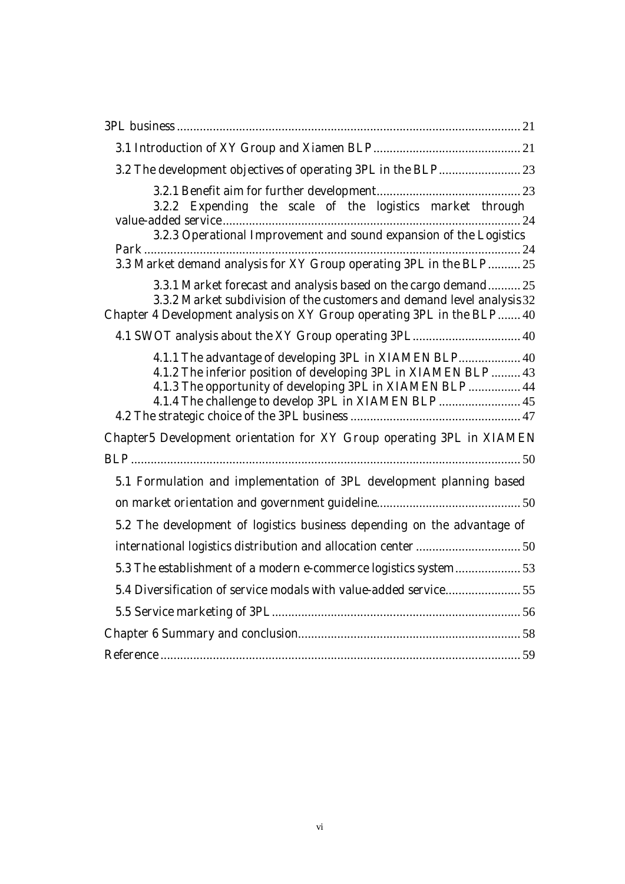3PL business .................................................................................................. 21

3.1 Introduction of XY Group and Xiamen BLP ............................................. 21

3.2 The development objectives of operating 3PL in the BLP ......................... 23

3.2.1 Benefit aim for further development ............................................ 23

3.2.2 Expending the scale of the logistics market through value-added service ........................................................................... 24

3.2.3 Operational Improvement and sound expansion of the Logistics Park .................................................................................................... 24

3.3 Market demand analysis for XY Group operating 3PL in the BLP .......... 25

3.3.1 Market forecast and analysis based on the cargo demand .......... 25

3.3.2 Market subdivision of the customers and demand level analysis 32

Chapter 4 Development analysis on XY Group operating 3PL in the BLP ....... 40

4.1 SWOT analysis about the XY Group operating 3PL ................................. 40

4.1.1 The advantage of developing 3PL in XIAMEN BLP ................... 40

4.1.2 The inferior position of developing 3PL in XIAMEN BLP ......... 43

4.1.3 The opportunity of developing 3PL in XIAMEN BLP ................ 44

4.1.4 The challenge to develop 3PL in XIAMEN BLP ......................... 45

4.2 The strategic choice of the 3PL business .................................................... 47

Chapter5 Development orientation for XY Group operating 3PL in XIAMEN BLP ....................................................................................................................... 50

5.1 Formulation and implementation of 3PL development planning based on market orientation and government guideline ............................................. 50

5.2 The development of logistics business depending on the advantage of international logistics distribution and allocation center ................................ 50

5.3 The establishment of a modern e-commerce logistics system .................... 53

5.4 Diversification of service modals with value-added service ....................... 55

5.5 Service marketing of 3PL ............................................................................ 56

Chapter 6 Summary and conclusion .................................................................... 58

Reference .............................................................................................................. 59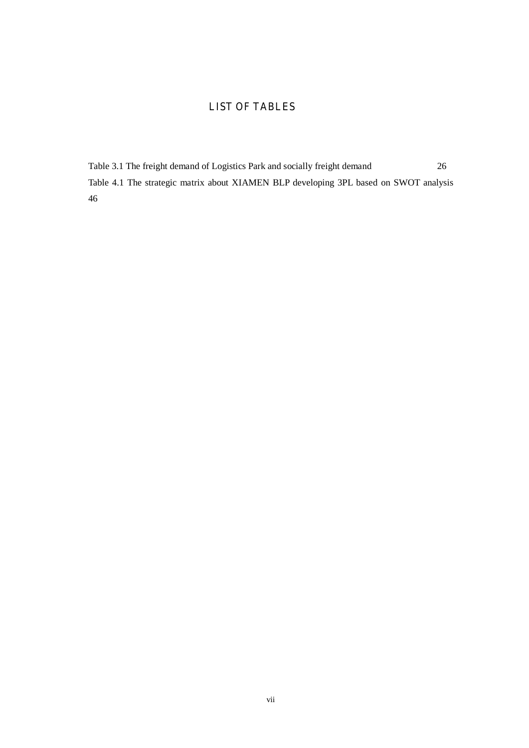# LIST OF TABLES

Table 3.1 The freight demand of Logistics Park and socially freight demand 26

Table 4.1 The strategic matrix about XIAMEN BLP developing 3PL based on SWOT analysis 46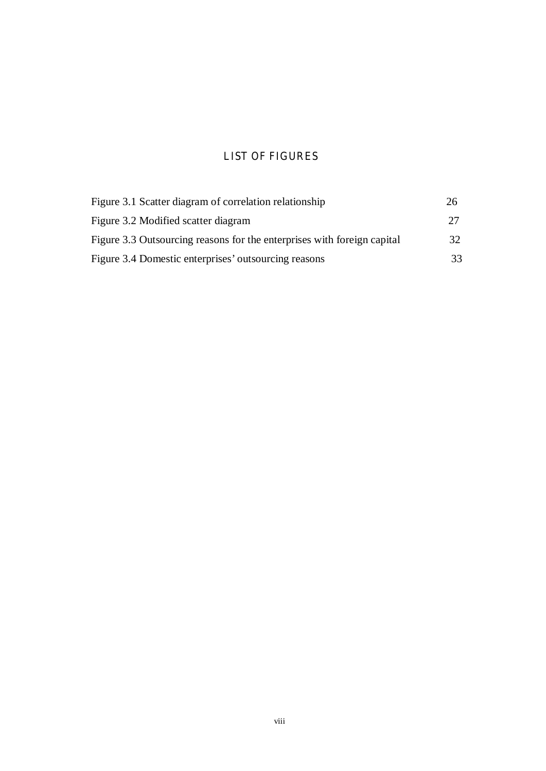# LIST OF FIGURES

| | |
|---|---|
| Figure 3.1 Scatter diagram of correlation relationship | 26 |
| Figure 3.2 Modified scatter diagram | 27 |
| Figure 3.3 Outsourcing reasons for the enterprises with foreign capital | 32 |
| Figure 3.4 Domestic enterprises' outsourcing reasons | 33 |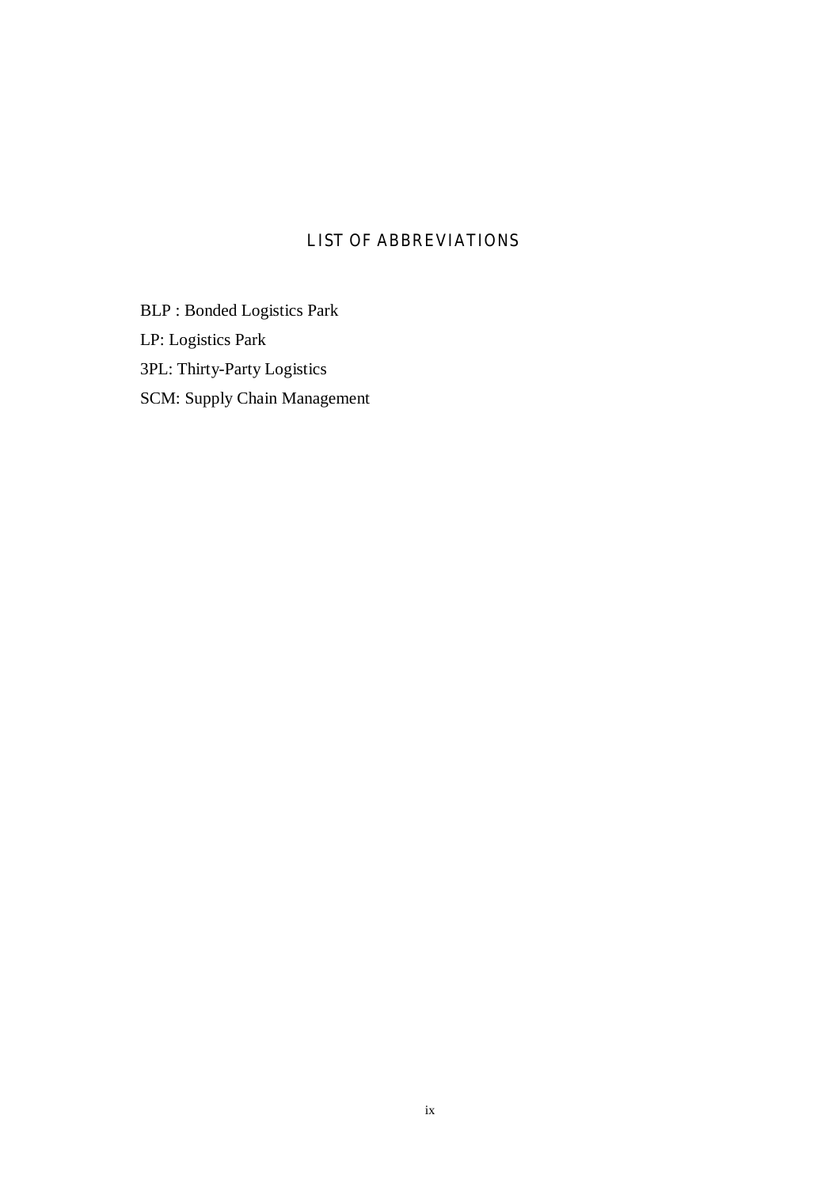# LIST OF ABBREVIATIONS

BLP : Bonded Logistics Park

LP: Logistics Park

3PL: Thirty-Party Logistics

SCM: Supply Chain Management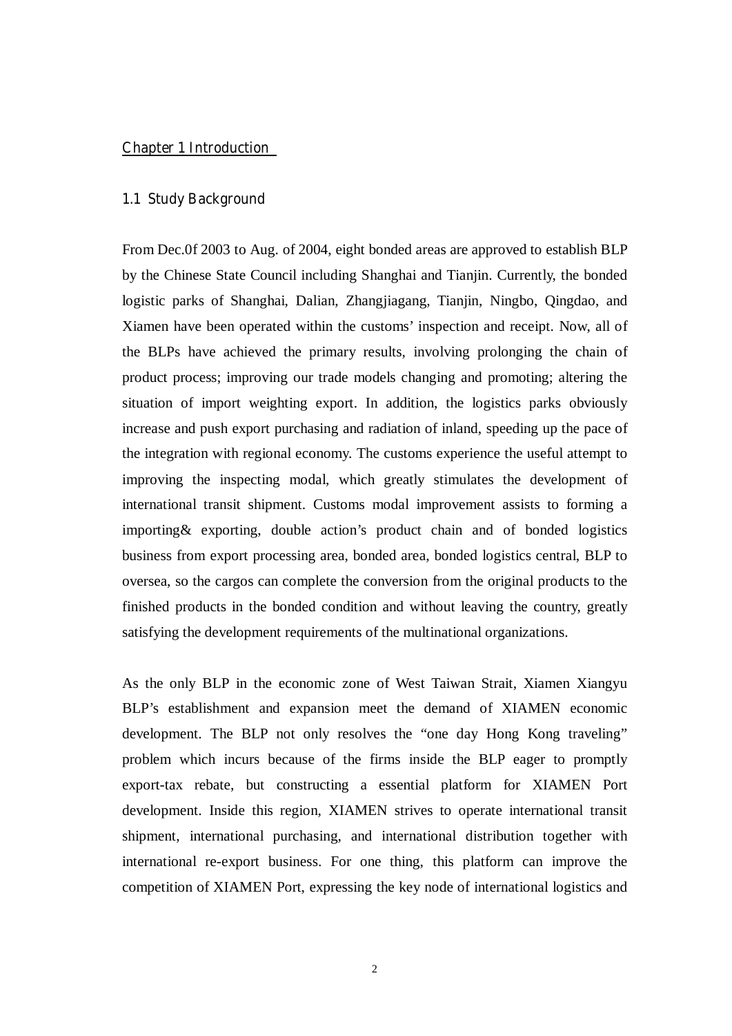# Chapter 1 Introduction

## 1.1 Study Background

From Dec.0f 2003 to Aug. of 2004, eight bonded areas are approved to establish BLP by the Chinese State Council including Shanghai and Tianjin. Currently, the bonded logistic parks of Shanghai, Dalian, Zhangjiagang, Tianjin, Ningbo, Qingdao, and Xiamen have been operated within the customs' inspection and receipt. Now, all of the BLPs have achieved the primary results, involving prolonging the chain of product process; improving our trade models changing and promoting; altering the situation of import weighting export. In addition, the logistics parks obviously increase and push export purchasing and radiation of inland, speeding up the pace of the integration with regional economy. The customs experience the useful attempt to improving the inspecting modal, which greatly stimulates the development of international transit shipment. Customs modal improvement assists to forming a importing& exporting, double action's product chain and of bonded logistics business from export processing area, bonded area, bonded logistics central, BLP to oversea, so the cargos can complete the conversion from the original products to the finished products in the bonded condition and without leaving the country, greatly satisfying the development requirements of the multinational organizations.

As the only BLP in the economic zone of West Taiwan Strait, Xiamen Xiangyu BLP's establishment and expansion meet the demand of XIAMEN economic development. The BLP not only resolves the "one day Hong Kong traveling" problem which incurs because of the firms inside the BLP eager to promptly export-tax rebate, but constructing a essential platform for XIAMEN Port development. Inside this region, XIAMEN strives to operate international transit shipment, international purchasing, and international distribution together with international re-export business. For one thing, this platform can improve the competition of XIAMEN Port, expressing the key node of international logistics and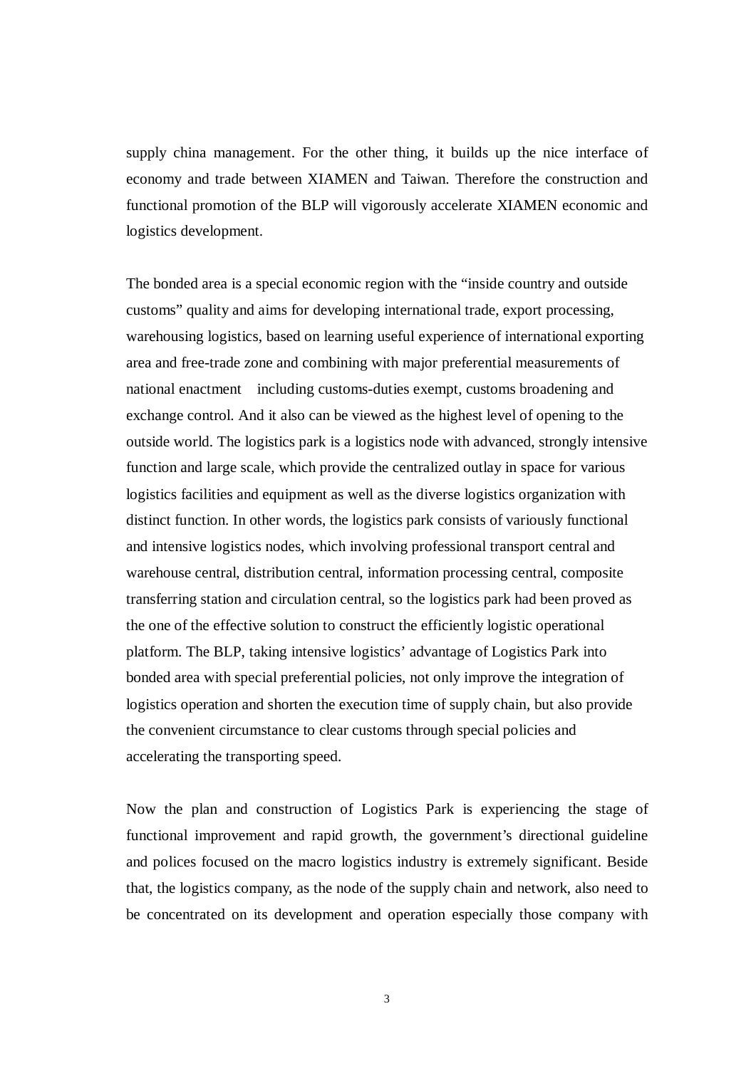supply china management. For the other thing, it builds up the nice interface of economy and trade between XIAMEN and Taiwan. Therefore the construction and functional promotion of the BLP will vigorously accelerate XIAMEN economic and logistics development.

The bonded area is a special economic region with the "inside country and outside customs" quality and aims for developing international trade, export processing, warehousing logistics, based on learning useful experience of international exporting area and free-trade zone and combining with major preferential measurements of national enactment including customs-duties exempt, customs broadening and exchange control. And it also can be viewed as the highest level of opening to the outside world. The logistics park is a logistics node with advanced, strongly intensive function and large scale, which provide the centralized outlay in space for various logistics facilities and equipment as well as the diverse logistics organization with distinct function. In other words, the logistics park consists of variously functional and intensive logistics nodes, which involving professional transport central and warehouse central, distribution central, information processing central, composite transferring station and circulation central, so the logistics park had been proved as the one of the effective solution to construct the efficiently logistic operational platform. The BLP, taking intensive logistics' advantage of Logistics Park into bonded area with special preferential policies, not only improve the integration of logistics operation and shorten the execution time of supply chain, but also provide the convenient circumstance to clear customs through special policies and accelerating the transporting speed.

Now the plan and construction of Logistics Park is experiencing the stage of functional improvement and rapid growth, the government's directional guideline and polices focused on the macro logistics industry is extremely significant. Beside that, the logistics company, as the node of the supply chain and network, also need to be concentrated on its development and operation especially those company with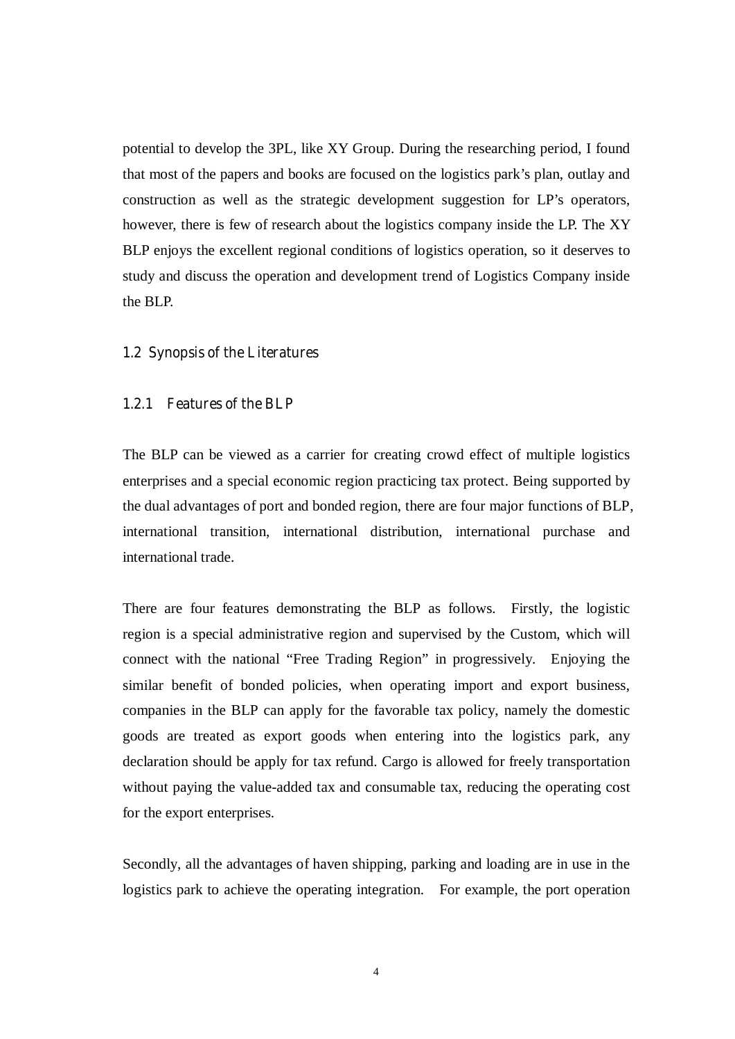potential to develop the 3PL, like XY Group. During the researching period, I found that most of the papers and books are focused on the logistics park's plan, outlay and construction as well as the strategic development suggestion for LP's operators, however, there is few of research about the logistics company inside the LP. The XY BLP enjoys the excellent regional conditions of logistics operation, so it deserves to study and discuss the operation and development trend of Logistics Company inside the BLP.

## 1.2 Synopsis of the Literatures

### 1.2.1 Features of the BLP

The BLP can be viewed as a carrier for creating crowd effect of multiple logistics enterprises and a special economic region practicing tax protect. Being supported by the dual advantages of port and bonded region, there are four major functions of BLP, international transition, international distribution, international purchase and international trade.

There are four features demonstrating the BLP as follows. Firstly, the logistic region is a special administrative region and supervised by the Custom, which will connect with the national "Free Trading Region" in progressively. Enjoying the similar benefit of bonded policies, when operating import and export business, companies in the BLP can apply for the favorable tax policy, namely the domestic goods are treated as export goods when entering into the logistics park, any declaration should be apply for tax refund. Cargo is allowed for freely transportation without paying the value-added tax and consumable tax, reducing the operating cost for the export enterprises.

Secondly, all the advantages of haven shipping, parking and loading are in use in the logistics park to achieve the operating integration. For example, the port operation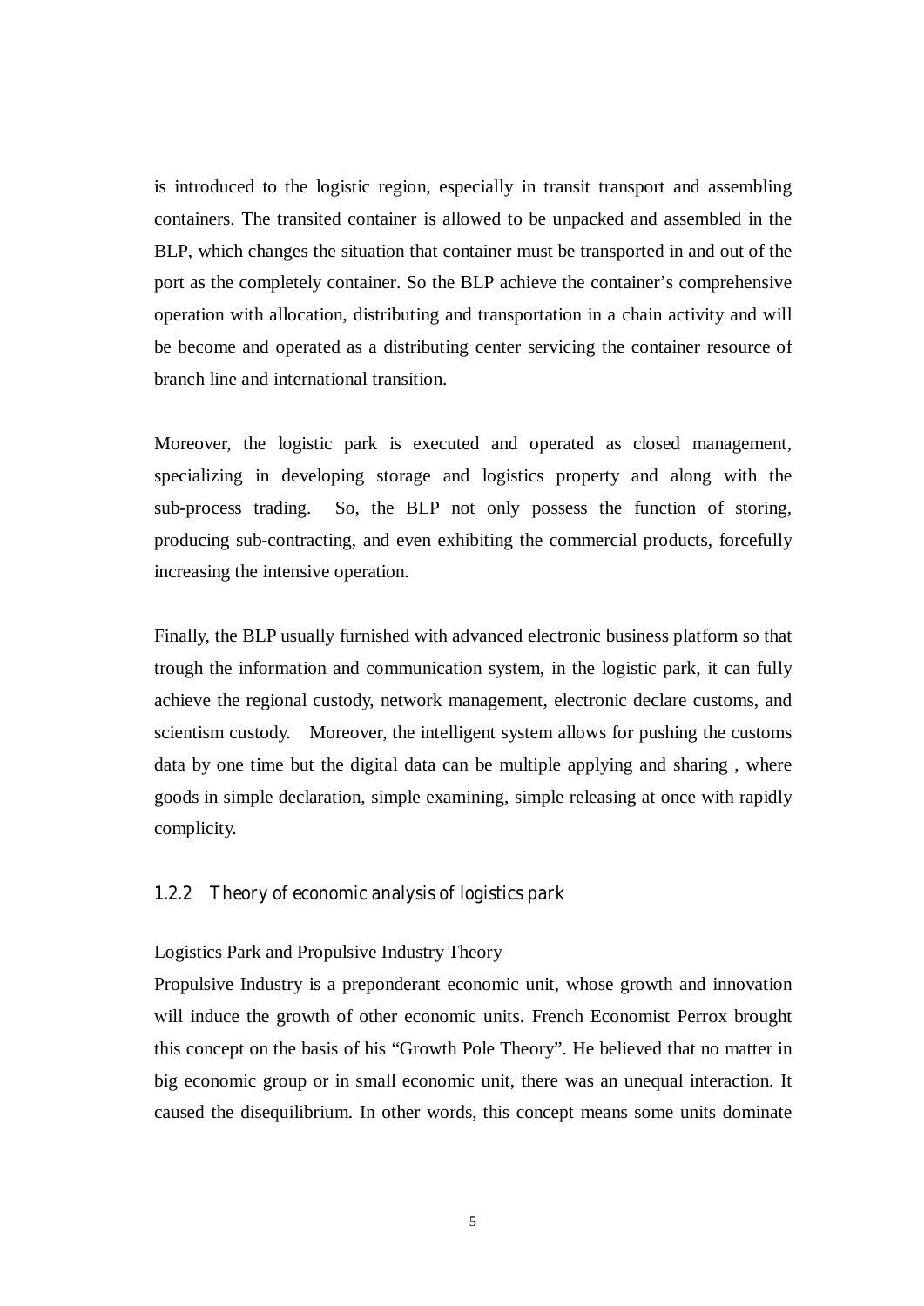is introduced to the logistic region, especially in transit transport and assembling containers. The transited container is allowed to be unpacked and assembled in the BLP, which changes the situation that container must be transported in and out of the port as the completely container. So the BLP achieve the container's comprehensive operation with allocation, distributing and transportation in a chain activity and will be become and operated as a distributing center servicing the container resource of branch line and international transition.

Moreover, the logistic park is executed and operated as closed management, specializing in developing storage and logistics property and along with the sub-process trading. So, the BLP not only possess the function of storing, producing sub-contracting, and even exhibiting the commercial products, forcefully increasing the intensive operation.

Finally, the BLP usually furnished with advanced electronic business platform so that trough the information and communication system, in the logistic park, it can fully achieve the regional custody, network management, electronic declare customs, and scientism custody. Moreover, the intelligent system allows for pushing the customs data by one time but the digital data can be multiple applying and sharing , where goods in simple declaration, simple examining, simple releasing at once with rapidly complicity.

### 1.2.2 Theory of economic analysis of logistics park

Logistics Park and Propulsive Industry Theory

Propulsive Industry is a preponderant economic unit, whose growth and innovation will induce the growth of other economic units. French Economist Perrox brought this concept on the basis of his "Growth Pole Theory". He believed that no matter in big economic group or in small economic unit, there was an unequal interaction. It caused the disequilibrium. In other words, this concept means some units dominate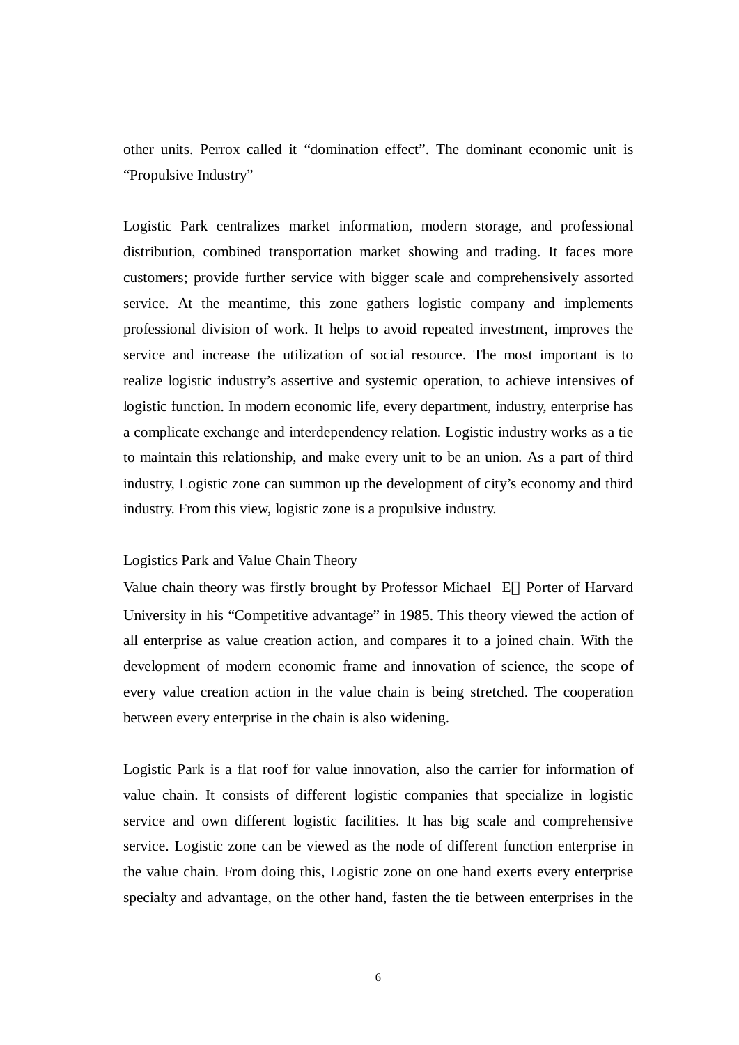other units. Perrox called it “domination effect”. The dominant economic unit is “Propulsive Industry”

Logistic Park centralizes market information, modern storage, and professional distribution, combined transportation market showing and trading. It faces more customers; provide further service with bigger scale and comprehensively assorted service. At the meantime, this zone gathers logistic company and implements professional division of work. It helps to avoid repeated investment, improves the service and increase the utilization of social resource. The most important is to realize logistic industry’s assertive and systemic operation, to achieve intensives of logistic function. In modern economic life, every department, industry, enterprise has a complicate exchange and interdependency relation. Logistic industry works as a tie to maintain this relationship, and make every unit to be an union. As a part of third industry, Logistic zone can summon up the development of city’s economy and third industry. From this view, logistic zone is a propulsive industry.

Logistics Park and Value Chain Theory

Value chain theory was firstly brought by Professor Michael E．Porter of Harvard University in his “Competitive advantage” in 1985. This theory viewed the action of all enterprise as value creation action, and compares it to a joined chain. With the development of modern economic frame and innovation of science, the scope of every value creation action in the value chain is being stretched. The cooperation between every enterprise in the chain is also widening.

Logistic Park is a flat roof for value innovation, also the carrier for information of value chain. It consists of different logistic companies that specialize in logistic service and own different logistic facilities. It has big scale and comprehensive service. Logistic zone can be viewed as the node of different function enterprise in the value chain. From doing this, Logistic zone on one hand exerts every enterprise specialty and advantage, on the other hand, fasten the tie between enterprises in the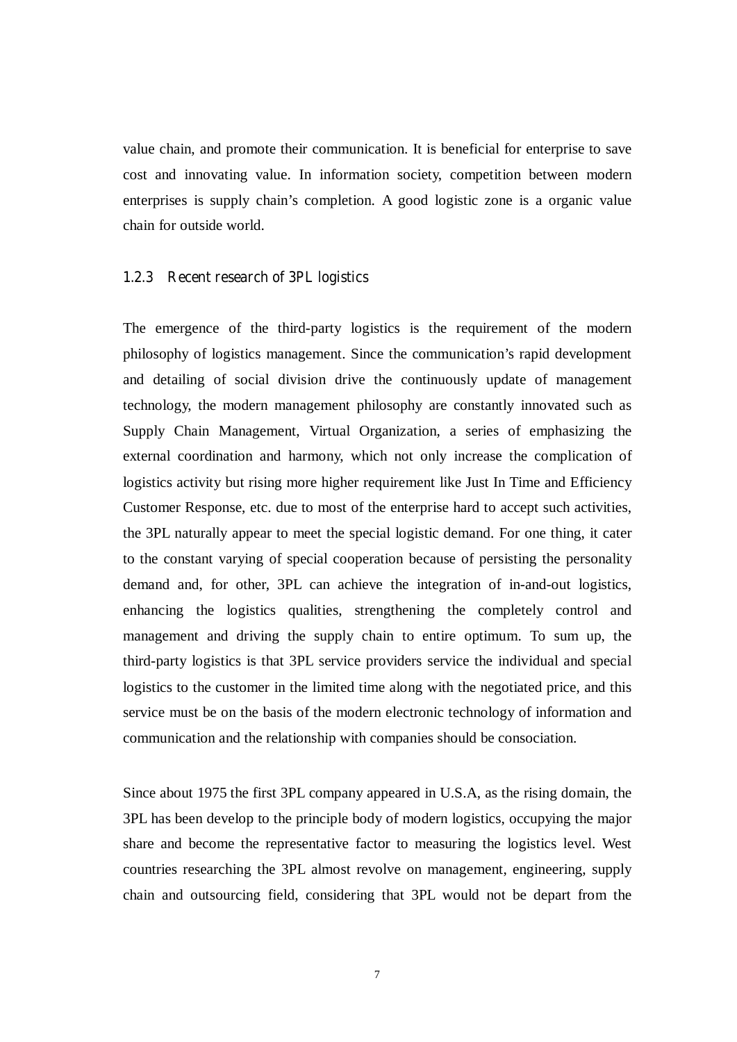value chain, and promote their communication. It is beneficial for enterprise to save cost and innovating value. In information society, competition between modern enterprises is supply chain's completion. A good logistic zone is a organic value chain for outside world.

### 1.2.3 Recent research of 3PL logistics

The emergence of the third-party logistics is the requirement of the modern philosophy of logistics management. Since the communication's rapid development and detailing of social division drive the continuously update of management technology, the modern management philosophy are constantly innovated such as Supply Chain Management, Virtual Organization, a series of emphasizing the external coordination and harmony, which not only increase the complication of logistics activity but rising more higher requirement like Just In Time and Efficiency Customer Response, etc. due to most of the enterprise hard to accept such activities, the 3PL naturally appear to meet the special logistic demand. For one thing, it cater to the constant varying of special cooperation because of persisting the personality demand and, for other, 3PL can achieve the integration of in-and-out logistics, enhancing the logistics qualities, strengthening the completely control and management and driving the supply chain to entire optimum. To sum up, the third-party logistics is that 3PL service providers service the individual and special logistics to the customer in the limited time along with the negotiated price, and this service must be on the basis of the modern electronic technology of information and communication and the relationship with companies should be consociation.

Since about 1975 the first 3PL company appeared in U.S.A, as the rising domain, the 3PL has been develop to the principle body of modern logistics, occupying the major share and become the representative factor to measuring the logistics level. West countries researching the 3PL almost revolve on management, engineering, supply chain and outsourcing field, considering that 3PL would not be depart from the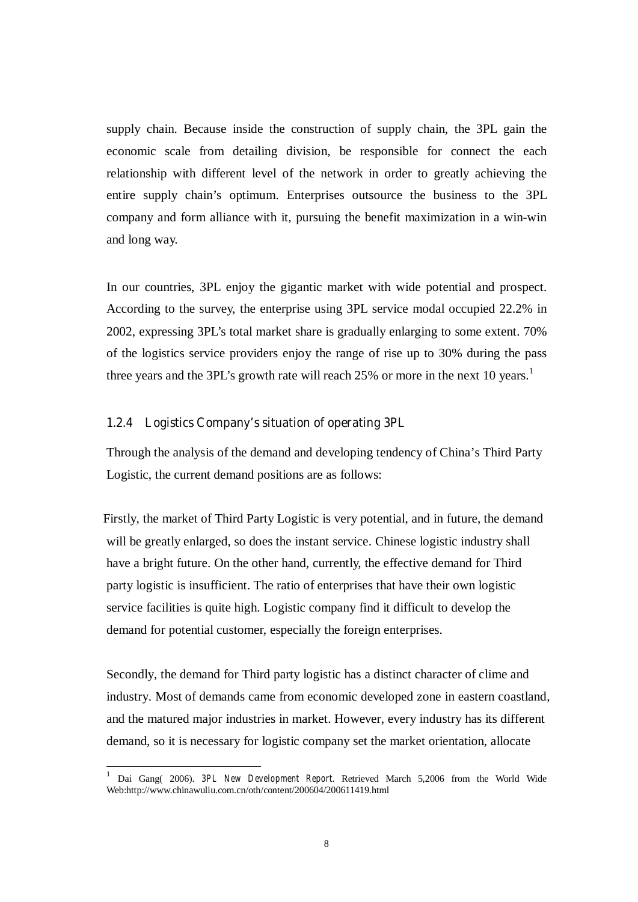supply chain. Because inside the construction of supply chain, the 3PL gain the economic scale from detailing division, be responsible for connect the each relationship with different level of the network in order to greatly achieving the entire supply chain's optimum. Enterprises outsource the business to the 3PL company and form alliance with it, pursuing the benefit maximization in a win-win and long way.

In our countries, 3PL enjoy the gigantic market with wide potential and prospect. According to the survey, the enterprise using 3PL service modal occupied 22.2% in 2002, expressing 3PL's total market share is gradually enlarging to some extent. 70% of the logistics service providers enjoy the range of rise up to 30% during the pass three years and the 3PL's growth rate will reach 25% or more in the next 10 years.[1]

### 1.2.4 Logistics Company's situation of operating 3PL

Through the analysis of the demand and developing tendency of China's Third Party Logistic, the current demand positions are as follows:

Firstly, the market of Third Party Logistic is very potential, and in future, the demand will be greatly enlarged, so does the instant service. Chinese logistic industry shall have a bright future. On the other hand, currently, the effective demand for Third party logistic is insufficient. The ratio of enterprises that have their own logistic service facilities is quite high. Logistic company find it difficult to develop the demand for potential customer, especially the foreign enterprises.

Secondly, the demand for Third party logistic has a distinct character of clime and industry. Most of demands came from economic developed zone in eastern coastland, and the matured major industries in market. However, every industry has its different demand, so it is necessary for logistic company set the market orientation, allocate

---

[1] Dai Gang( 2006). *3PL New Development Report*. Retrieved March 5,2006 from the World Wide Web:http://www.chinawuliu.com.cn/oth/content/200604/200611419.html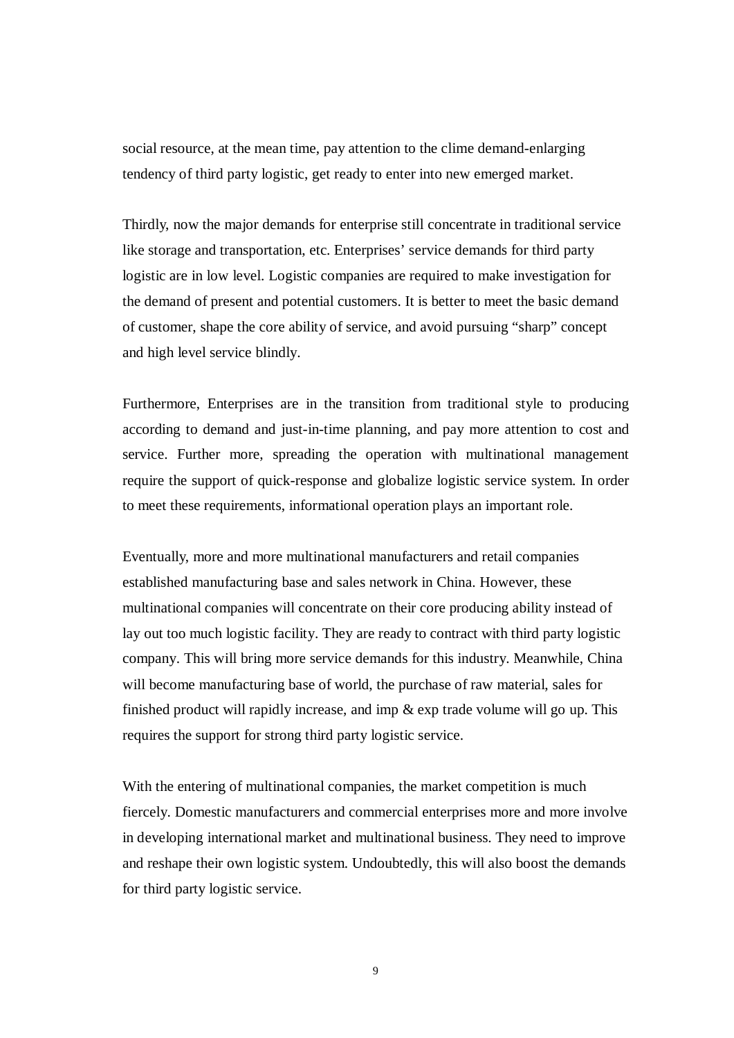social resource, at the mean time, pay attention to the clime demand-enlarging tendency of third party logistic, get ready to enter into new emerged market.

Thirdly, now the major demands for enterprise still concentrate in traditional service like storage and transportation, etc. Enterprises' service demands for third party logistic are in low level. Logistic companies are required to make investigation for the demand of present and potential customers. It is better to meet the basic demand of customer, shape the core ability of service, and avoid pursuing "sharp" concept and high level service blindly.

Furthermore, Enterprises are in the transition from traditional style to producing according to demand and just-in-time planning, and pay more attention to cost and service. Further more, spreading the operation with multinational management require the support of quick-response and globalize logistic service system. In order to meet these requirements, informational operation plays an important role.

Eventually, more and more multinational manufacturers and retail companies established manufacturing base and sales network in China. However, these multinational companies will concentrate on their core producing ability instead of lay out too much logistic facility. They are ready to contract with third party logistic company. This will bring more service demands for this industry. Meanwhile, China will become manufacturing base of world, the purchase of raw material, sales for finished product will rapidly increase, and imp & exp trade volume will go up. This requires the support for strong third party logistic service.

With the entering of multinational companies, the market competition is much fiercely. Domestic manufacturers and commercial enterprises more and more involve in developing international market and multinational business. They need to improve and reshape their own logistic system. Undoubtedly, this will also boost the demands for third party logistic service.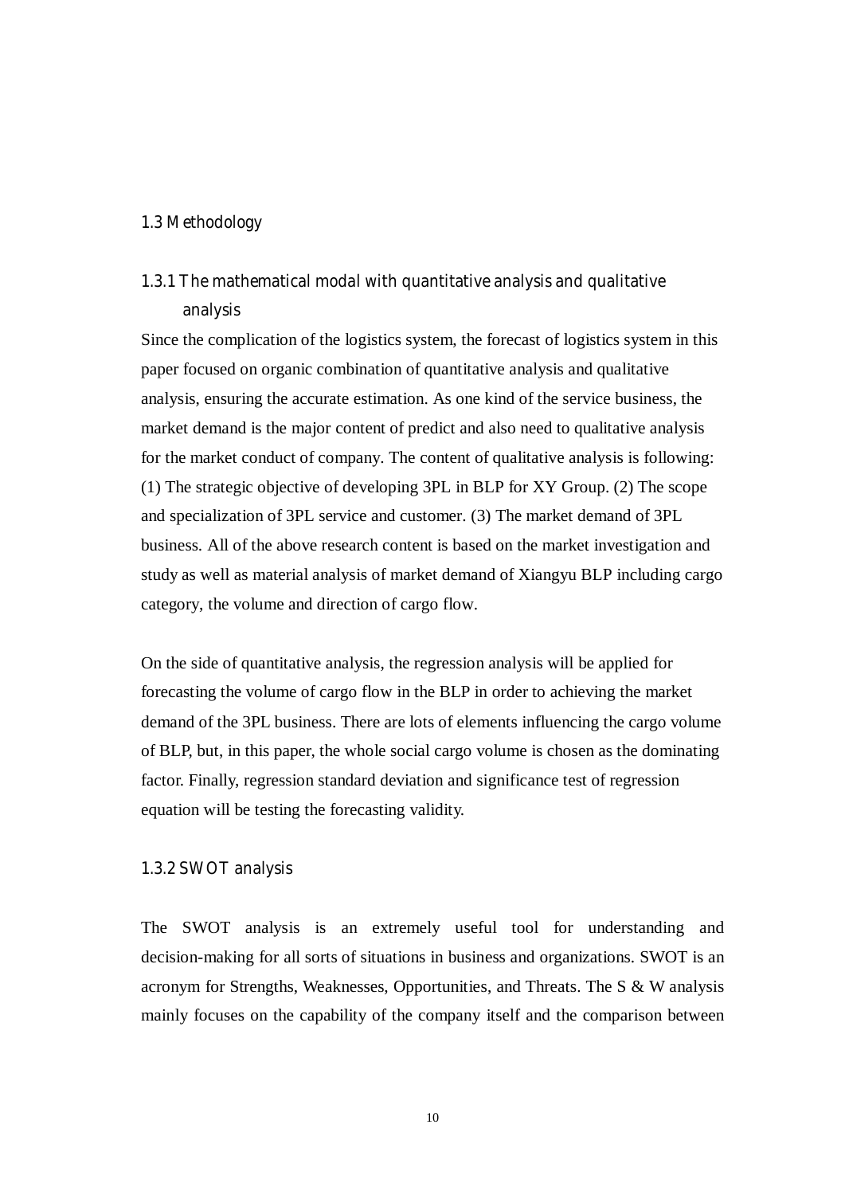## 1.3 Methodology

### 1.3.1 The mathematical modal with quantitative analysis and qualitative analysis

Since the complication of the logistics system, the forecast of logistics system in this paper focused on organic combination of quantitative analysis and qualitative analysis, ensuring the accurate estimation. As one kind of the service business, the market demand is the major content of predict and also need to qualitative analysis for the market conduct of company. The content of qualitative analysis is following: (1) The strategic objective of developing 3PL in BLP for XY Group. (2) The scope and specialization of 3PL service and customer. (3) The market demand of 3PL business. All of the above research content is based on the market investigation and study as well as material analysis of market demand of Xiangyu BLP including cargo category, the volume and direction of cargo flow.

On the side of quantitative analysis, the regression analysis will be applied for forecasting the volume of cargo flow in the BLP in order to achieving the market demand of the 3PL business. There are lots of elements influencing the cargo volume of BLP, but, in this paper, the whole social cargo volume is chosen as the dominating factor. Finally, regression standard deviation and significance test of regression equation will be testing the forecasting validity.

### 1.3.2 SWOT analysis

The SWOT analysis is an extremely useful tool for understanding and decision-making for all sorts of situations in business and organizations. SWOT is an acronym for Strengths, Weaknesses, Opportunities, and Threats. The S & W analysis mainly focuses on the capability of the company itself and the comparison between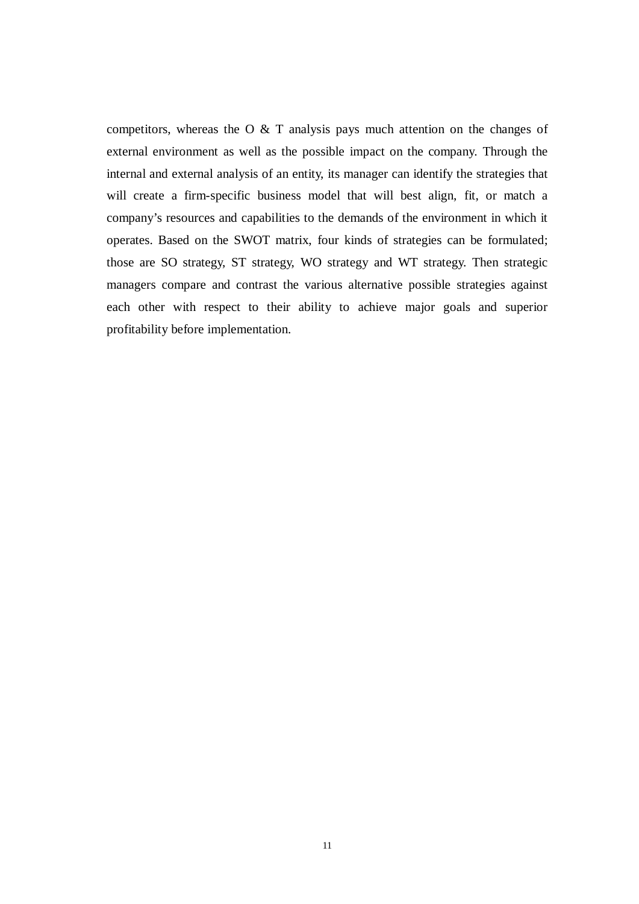competitors, whereas the O & T analysis pays much attention on the changes of external environment as well as the possible impact on the company. Through the internal and external analysis of an entity, its manager can identify the strategies that will create a firm-specific business model that will best align, fit, or match a company's resources and capabilities to the demands of the environment in which it operates. Based on the SWOT matrix, four kinds of strategies can be formulated; those are SO strategy, ST strategy, WO strategy and WT strategy. Then strategic managers compare and contrast the various alternative possible strategies against each other with respect to their ability to achieve major goals and superior profitability before implementation.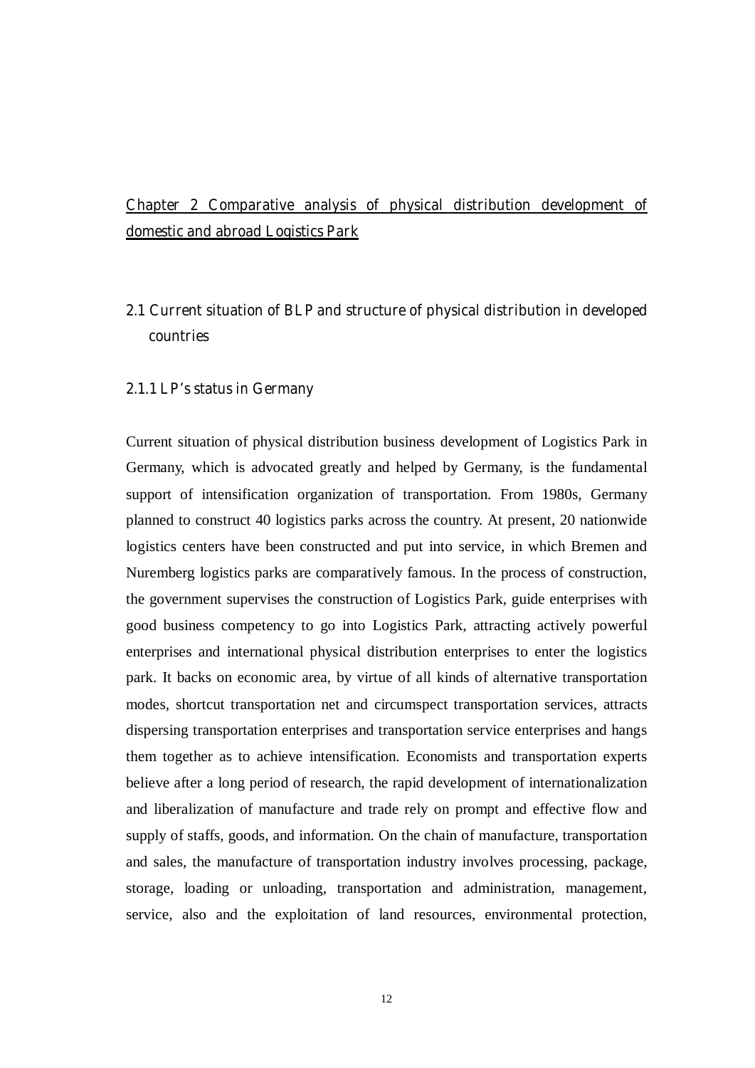# Chapter 2 Comparative analysis of physical distribution development of domestic and abroad Logistics Park

## 2.1 Current situation of BLP and structure of physical distribution in developed countries

### 2.1.1 LP's status in Germany

Current situation of physical distribution business development of Logistics Park in Germany, which is advocated greatly and helped by Germany, is the fundamental support of intensification organization of transportation. From 1980s, Germany planned to construct 40 logistics parks across the country. At present, 20 nationwide logistics centers have been constructed and put into service, in which Bremen and Nuremberg logistics parks are comparatively famous. In the process of construction, the government supervises the construction of Logistics Park, guide enterprises with good business competency to go into Logistics Park, attracting actively powerful enterprises and international physical distribution enterprises to enter the logistics park. It backs on economic area, by virtue of all kinds of alternative transportation modes, shortcut transportation net and circumspect transportation services, attracts dispersing transportation enterprises and transportation service enterprises and hangs them together as to achieve intensification. Economists and transportation experts believe after a long period of research, the rapid development of internationalization and liberalization of manufacture and trade rely on prompt and effective flow and supply of staffs, goods, and information. On the chain of manufacture, transportation and sales, the manufacture of transportation industry involves processing, package, storage, loading or unloading, transportation and administration, management, service, also and the exploitation of land resources, environmental protection,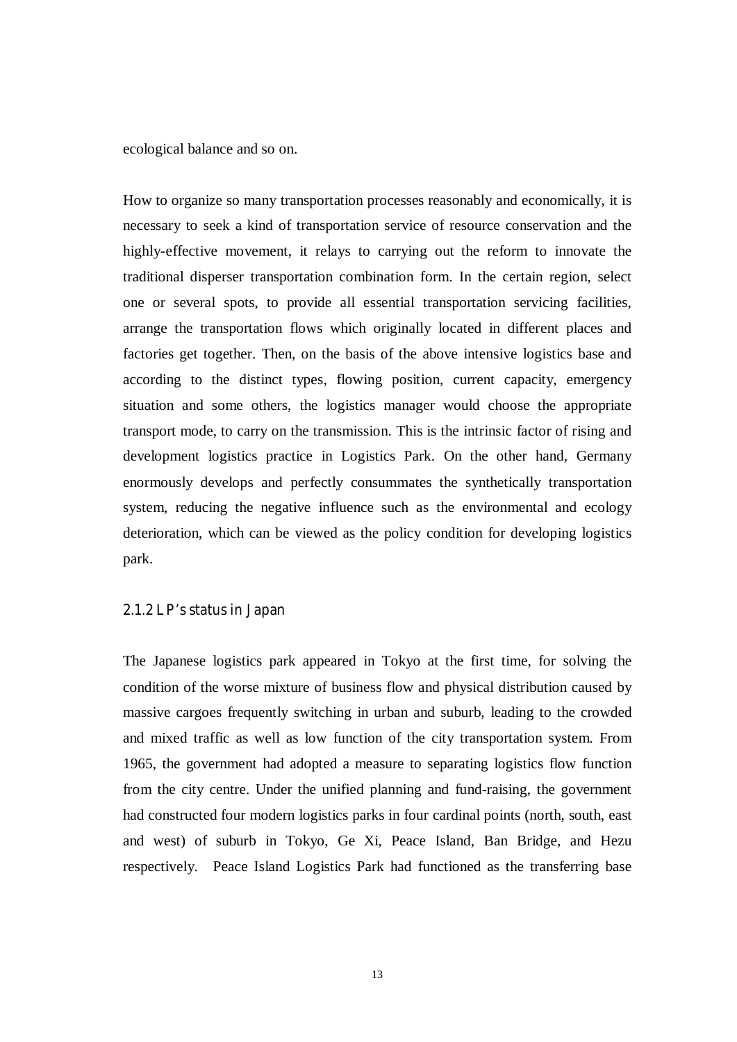ecological balance and so on.

How to organize so many transportation processes reasonably and economically, it is necessary to seek a kind of transportation service of resource conservation and the highly-effective movement, it relays to carrying out the reform to innovate the traditional disperser transportation combination form. In the certain region, select one or several spots, to provide all essential transportation servicing facilities, arrange the transportation flows which originally located in different places and factories get together. Then, on the basis of the above intensive logistics base and according to the distinct types, flowing position, current capacity, emergency situation and some others, the logistics manager would choose the appropriate transport mode, to carry on the transmission. This is the intrinsic factor of rising and development logistics practice in Logistics Park. On the other hand, Germany enormously develops and perfectly consummates the synthetically transportation system, reducing the negative influence such as the environmental and ecology deterioration, which can be viewed as the policy condition for developing logistics park.

### 2.1.2 LP's status in Japan

The Japanese logistics park appeared in Tokyo at the first time, for solving the condition of the worse mixture of business flow and physical distribution caused by massive cargoes frequently switching in urban and suburb, leading to the crowded and mixed traffic as well as low function of the city transportation system. From 1965, the government had adopted a measure to separating logistics flow function from the city centre. Under the unified planning and fund-raising, the government had constructed four modern logistics parks in four cardinal points (north, south, east and west) of suburb in Tokyo, Ge Xi, Peace Island, Ban Bridge, and Hezu respectively. Peace Island Logistics Park had functioned as the transferring base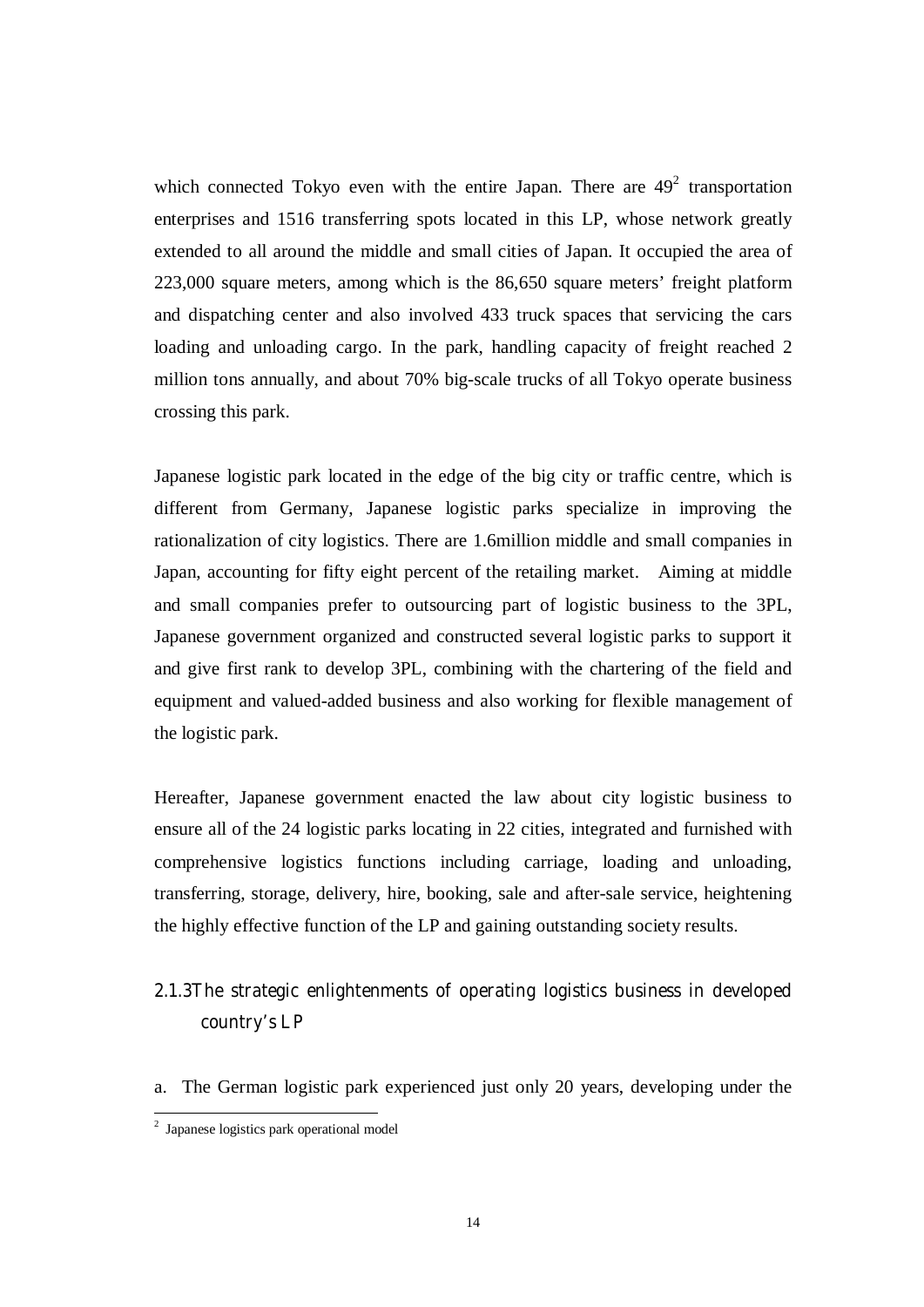which connected Tokyo even with the entire Japan. There are 49[2] transportation enterprises and 1516 transferring spots located in this LP, whose network greatly extended to all around the middle and small cities of Japan. It occupied the area of 223,000 square meters, among which is the 86,650 square meters' freight platform and dispatching center and also involved 433 truck spaces that servicing the cars loading and unloading cargo. In the park, handling capacity of freight reached 2 million tons annually, and about 70% big-scale trucks of all Tokyo operate business crossing this park.

Japanese logistic park located in the edge of the big city or traffic centre, which is different from Germany, Japanese logistic parks specialize in improving the rationalization of city logistics. There are 1.6million middle and small companies in Japan, accounting for fifty eight percent of the retailing market. Aiming at middle and small companies prefer to outsourcing part of logistic business to the 3PL, Japanese government organized and constructed several logistic parks to support it and give first rank to develop 3PL, combining with the chartering of the field and equipment and valued-added business and also working for flexible management of the logistic park.

Hereafter, Japanese government enacted the law about city logistic business to ensure all of the 24 logistic parks locating in 22 cities, integrated and furnished with comprehensive logistics functions including carriage, loading and unloading, transferring, storage, delivery, hire, booking, sale and after-sale service, heightening the highly effective function of the LP and gaining outstanding society results.

### 2.1.3 The strategic enlightenments of operating logistics business in developed country's LP

a. The German logistic park experienced just only 20 years, developing under the

[2] Japanese logistics park operational model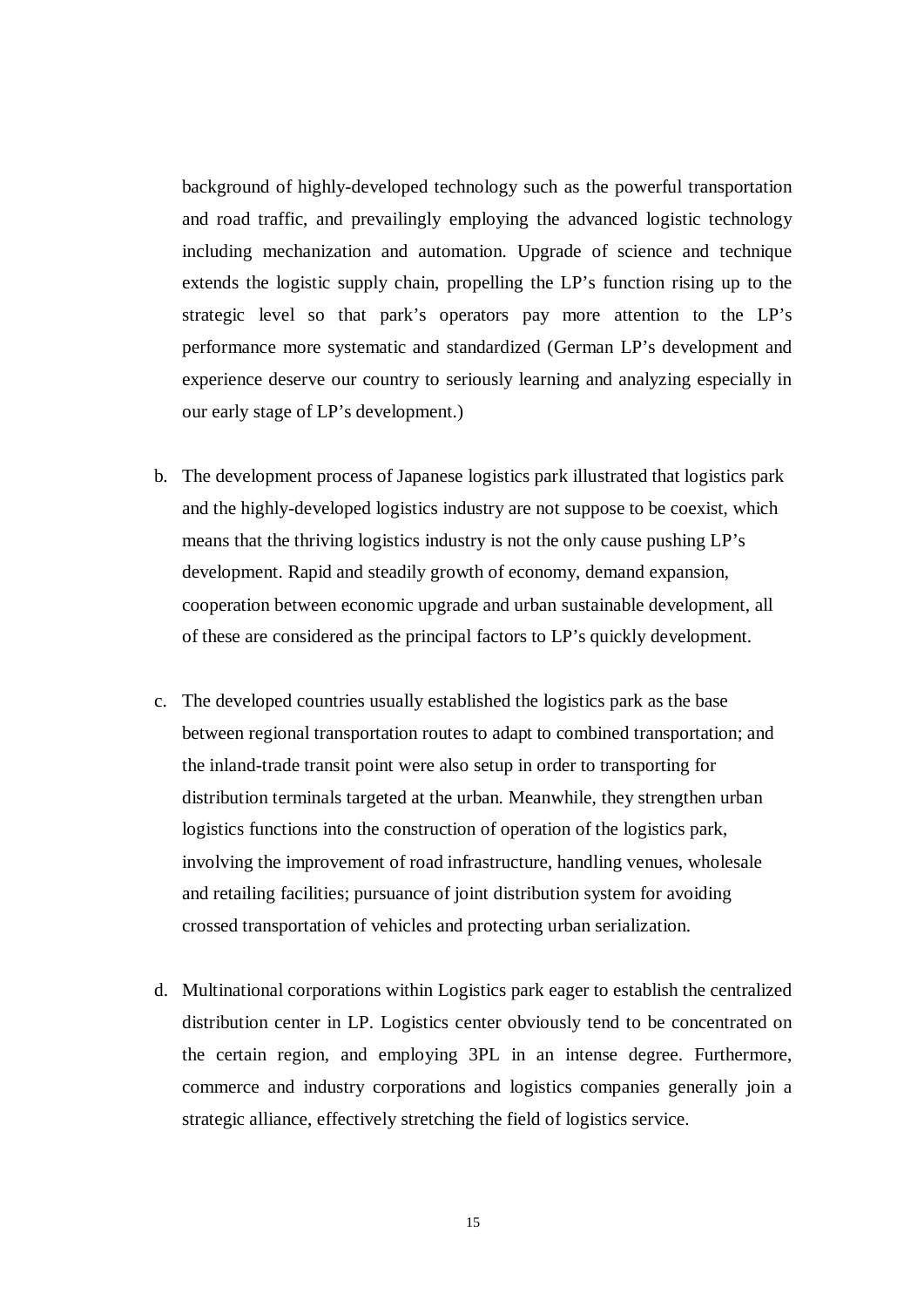background of highly-developed technology such as the powerful transportation and road traffic, and prevailingly employing the advanced logistic technology including mechanization and automation. Upgrade of science and technique extends the logistic supply chain, propelling the LP's function rising up to the strategic level so that park's operators pay more attention to the LP's performance more systematic and standardized (German LP's development and experience deserve our country to seriously learning and analyzing especially in our early stage of LP's development.)

b. The development process of Japanese logistics park illustrated that logistics park and the highly-developed logistics industry are not suppose to be coexist, which means that the thriving logistics industry is not the only cause pushing LP's development. Rapid and steadily growth of economy, demand expansion, cooperation between economic upgrade and urban sustainable development, all of these are considered as the principal factors to LP's quickly development.

c. The developed countries usually established the logistics park as the base between regional transportation routes to adapt to combined transportation; and the inland-trade transit point were also setup in order to transporting for distribution terminals targeted at the urban. Meanwhile, they strengthen urban logistics functions into the construction of operation of the logistics park, involving the improvement of road infrastructure, handling venues, wholesale and retailing facilities; pursuance of joint distribution system for avoiding crossed transportation of vehicles and protecting urban serialization.

d. Multinational corporations within Logistics park eager to establish the centralized distribution center in LP. Logistics center obviously tend to be concentrated on the certain region, and employing 3PL in an intense degree. Furthermore, commerce and industry corporations and logistics companies generally join a strategic alliance, effectively stretching the field of logistics service.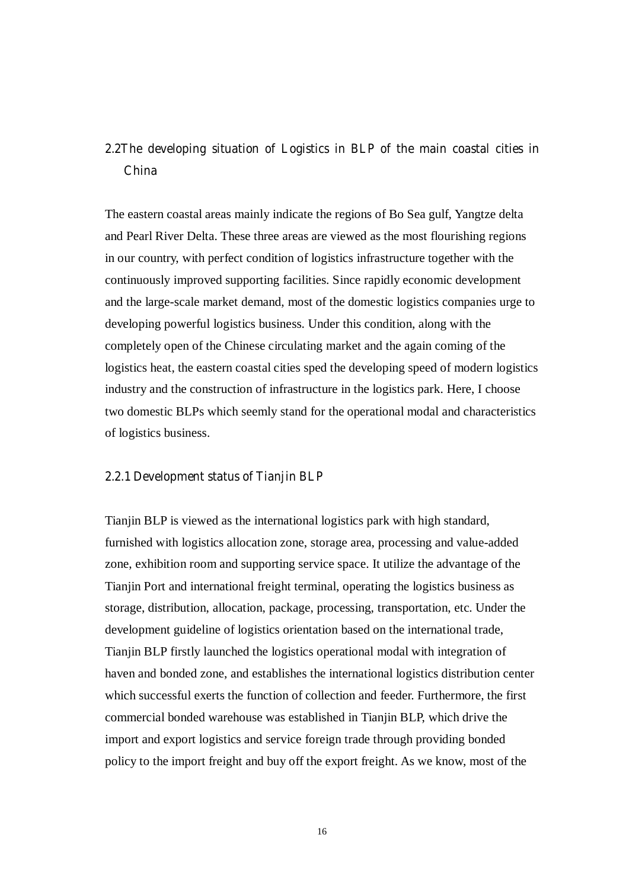## 2.2The developing situation of Logistics in BLP of the main coastal cities in China

The eastern coastal areas mainly indicate the regions of Bo Sea gulf, Yangtze delta and Pearl River Delta. These three areas are viewed as the most flourishing regions in our country, with perfect condition of logistics infrastructure together with the continuously improved supporting facilities. Since rapidly economic development and the large-scale market demand, most of the domestic logistics companies urge to developing powerful logistics business. Under this condition, along with the completely open of the Chinese circulating market and the again coming of the logistics heat, the eastern coastal cities sped the developing speed of modern logistics industry and the construction of infrastructure in the logistics park. Here, I choose two domestic BLPs which seemly stand for the operational modal and characteristics of logistics business.

### 2.2.1 Development status of Tianjin BLP

Tianjin BLP is viewed as the international logistics park with high standard, furnished with logistics allocation zone, storage area, processing and value-added zone, exhibition room and supporting service space. It utilize the advantage of the Tianjin Port and international freight terminal, operating the logistics business as storage, distribution, allocation, package, processing, transportation, etc. Under the development guideline of logistics orientation based on the international trade, Tianjin BLP firstly launched the logistics operational modal with integration of haven and bonded zone, and establishes the international logistics distribution center which successful exerts the function of collection and feeder. Furthermore, the first commercial bonded warehouse was established in Tianjin BLP, which drive the import and export logistics and service foreign trade through providing bonded policy to the import freight and buy off the export freight. As we know, most of the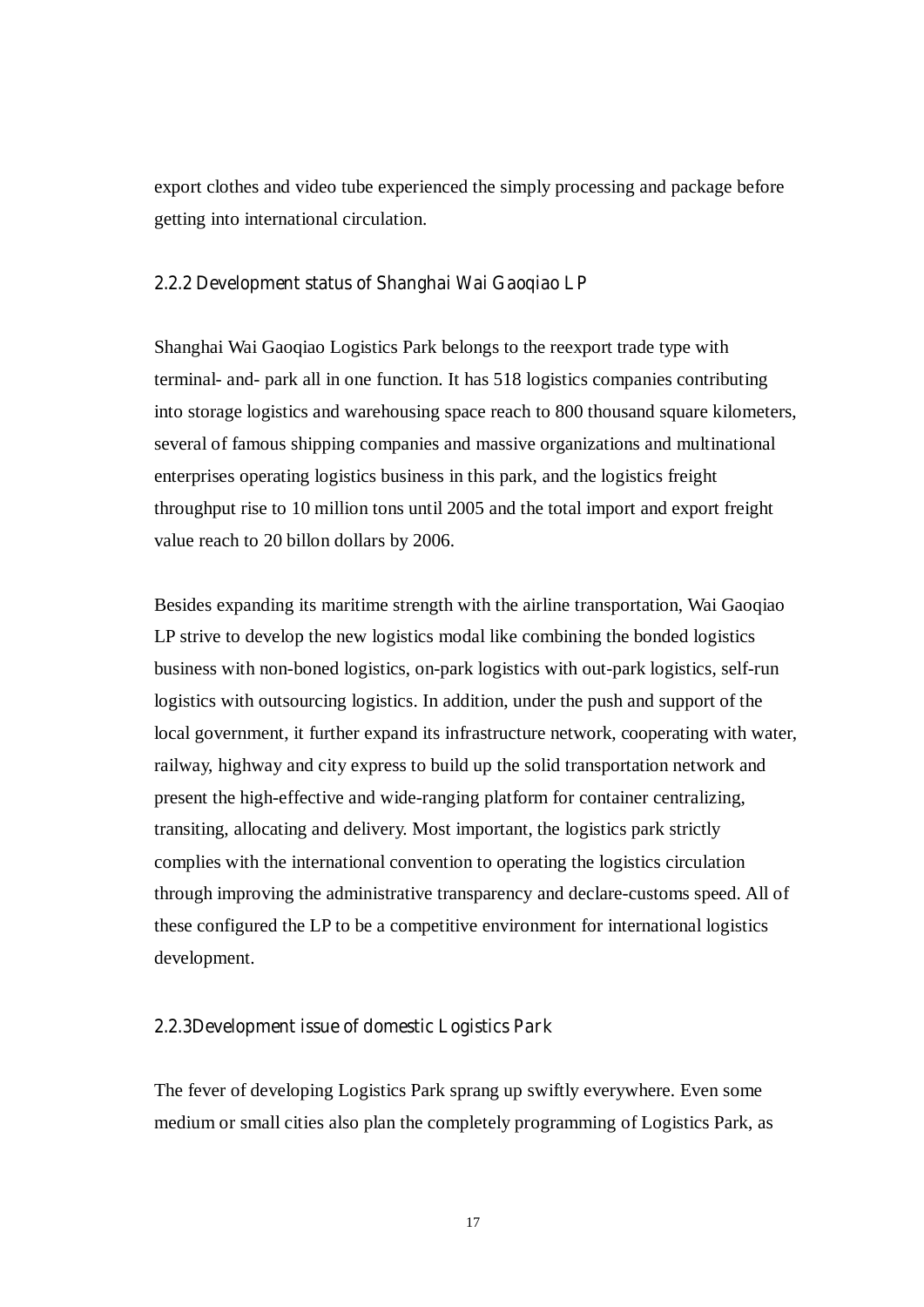export clothes and video tube experienced the simply processing and package before getting into international circulation.

### 2.2.2 Development status of Shanghai Wai Gaoqiao LP

Shanghai Wai Gaoqiao Logistics Park belongs to the reexport trade type with terminal- and- park all in one function. It has 518 logistics companies contributing into storage logistics and warehousing space reach to 800 thousand square kilometers, several of famous shipping companies and massive organizations and multinational enterprises operating logistics business in this park, and the logistics freight throughput rise to 10 million tons until 2005 and the total import and export freight value reach to 20 billon dollars by 2006.

Besides expanding its maritime strength with the airline transportation, Wai Gaoqiao LP strive to develop the new logistics modal like combining the bonded logistics business with non-boned logistics, on-park logistics with out-park logistics, self-run logistics with outsourcing logistics. In addition, under the push and support of the local government, it further expand its infrastructure network, cooperating with water, railway, highway and city express to build up the solid transportation network and present the high-effective and wide-ranging platform for container centralizing, transiting, allocating and delivery. Most important, the logistics park strictly complies with the international convention to operating the logistics circulation through improving the administrative transparency and declare-customs speed. All of these configured the LP to be a competitive environment for international logistics development.

### 2.2.3Development issue of domestic Logistics Park

The fever of developing Logistics Park sprang up swiftly everywhere. Even some medium or small cities also plan the completely programming of Logistics Park, as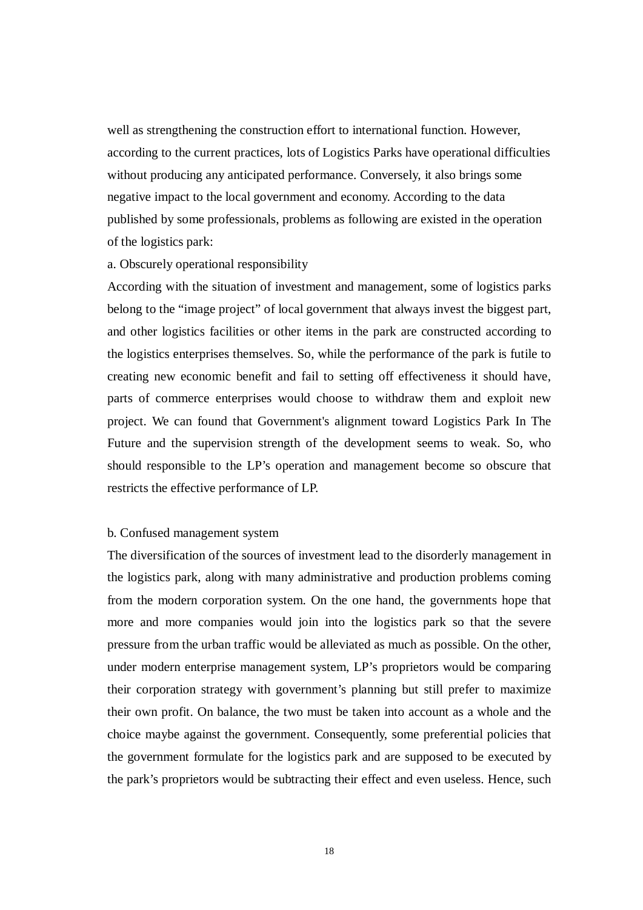well as strengthening the construction effort to international function. However, according to the current practices, lots of Logistics Parks have operational difficulties without producing any anticipated performance. Conversely, it also brings some negative impact to the local government and economy. According to the data published by some professionals, problems as following are existed in the operation of the logistics park:

a. Obscurely operational responsibility

According with the situation of investment and management, some of logistics parks belong to the "image project" of local government that always invest the biggest part, and other logistics facilities or other items in the park are constructed according to the logistics enterprises themselves. So, while the performance of the park is futile to creating new economic benefit and fail to setting off effectiveness it should have, parts of commerce enterprises would choose to withdraw them and exploit new project. We can found that Government's alignment toward Logistics Park In The Future and the supervision strength of the development seems to weak. So, who should responsible to the LP's operation and management become so obscure that restricts the effective performance of LP.

b. Confused management system

The diversification of the sources of investment lead to the disorderly management in the logistics park, along with many administrative and production problems coming from the modern corporation system. On the one hand, the governments hope that more and more companies would join into the logistics park so that the severe pressure from the urban traffic would be alleviated as much as possible. On the other, under modern enterprise management system, LP's proprietors would be comparing their corporation strategy with government's planning but still prefer to maximize their own profit. On balance, the two must be taken into account as a whole and the choice maybe against the government. Consequently, some preferential policies that the government formulate for the logistics park and are supposed to be executed by the park's proprietors would be subtracting their effect and even useless. Hence, such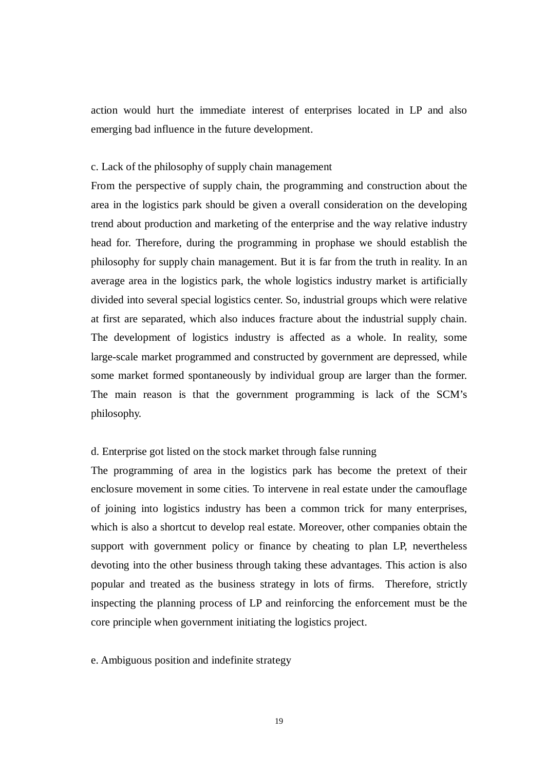action would hurt the immediate interest of enterprises located in LP and also emerging bad influence in the future development.

c. Lack of the philosophy of supply chain management

From the perspective of supply chain, the programming and construction about the area in the logistics park should be given a overall consideration on the developing trend about production and marketing of the enterprise and the way relative industry head for. Therefore, during the programming in prophase we should establish the philosophy for supply chain management. But it is far from the truth in reality. In an average area in the logistics park, the whole logistics industry market is artificially divided into several special logistics center. So, industrial groups which were relative at first are separated, which also induces fracture about the industrial supply chain. The development of logistics industry is affected as a whole. In reality, some large-scale market programmed and constructed by government are depressed, while some market formed spontaneously by individual group are larger than the former. The main reason is that the government programming is lack of the SCM's philosophy.

d. Enterprise got listed on the stock market through false running

The programming of area in the logistics park has become the pretext of their enclosure movement in some cities. To intervene in real estate under the camouflage of joining into logistics industry has been a common trick for many enterprises, which is also a shortcut to develop real estate. Moreover, other companies obtain the support with government policy or finance by cheating to plan LP, nevertheless devoting into the other business through taking these advantages. This action is also popular and treated as the business strategy in lots of firms. Therefore, strictly inspecting the planning process of LP and reinforcing the enforcement must be the core principle when government initiating the logistics project.

e. Ambiguous position and indefinite strategy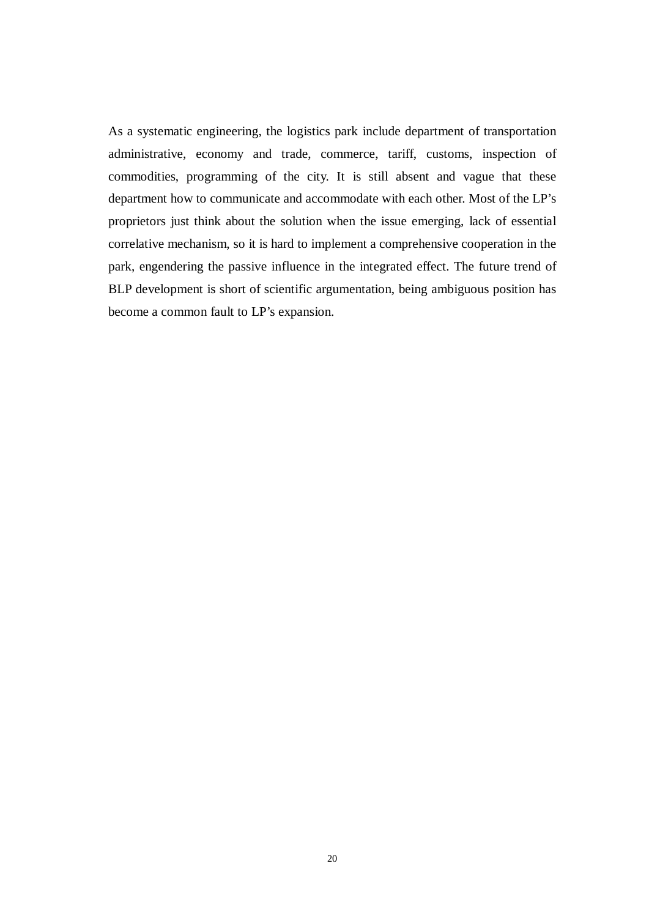As a systematic engineering, the logistics park include department of transportation administrative, economy and trade, commerce, tariff, customs, inspection of commodities, programming of the city. It is still absent and vague that these department how to communicate and accommodate with each other. Most of the LP's proprietors just think about the solution when the issue emerging, lack of essential correlative mechanism, so it is hard to implement a comprehensive cooperation in the park, engendering the passive influence in the integrated effect. The future trend of BLP development is short of scientific argumentation, being ambiguous position has become a common fault to LP's expansion.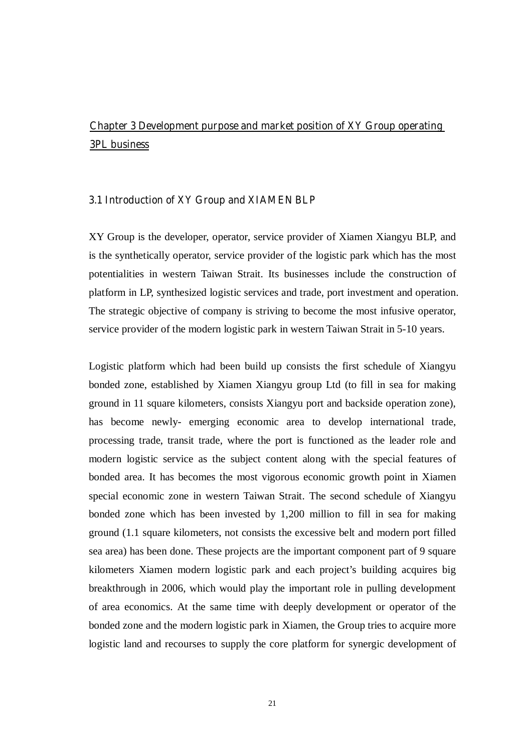# Chapter 3 Development purpose and market position of XY Group operating 3PL business

## 3.1 Introduction of XY Group and XIAMEN BLP

XY Group is the developer, operator, service provider of Xiamen Xiangyu BLP, and is the synthetically operator, service provider of the logistic park which has the most potentialities in western Taiwan Strait. Its businesses include the construction of platform in LP, synthesized logistic services and trade, port investment and operation. The strategic objective of company is striving to become the most infusive operator, service provider of the modern logistic park in western Taiwan Strait in 5-10 years.

Logistic platform which had been build up consists the first schedule of Xiangyu bonded zone, established by Xiamen Xiangyu group Ltd (to fill in sea for making ground in 11 square kilometers, consists Xiangyu port and backside operation zone), has become newly- emerging economic area to develop international trade, processing trade, transit trade, where the port is functioned as the leader role and modern logistic service as the subject content along with the special features of bonded area. It has becomes the most vigorous economic growth point in Xiamen special economic zone in western Taiwan Strait. The second schedule of Xiangyu bonded zone which has been invested by 1,200 million to fill in sea for making ground (1.1 square kilometers, not consists the excessive belt and modern port filled sea area) has been done. These projects are the important component part of 9 square kilometers Xiamen modern logistic park and each project's building acquires big breakthrough in 2006, which would play the important role in pulling development of area economics. At the same time with deeply development or operator of the bonded zone and the modern logistic park in Xiamen, the Group tries to acquire more logistic land and recourses to supply the core platform for synergic development of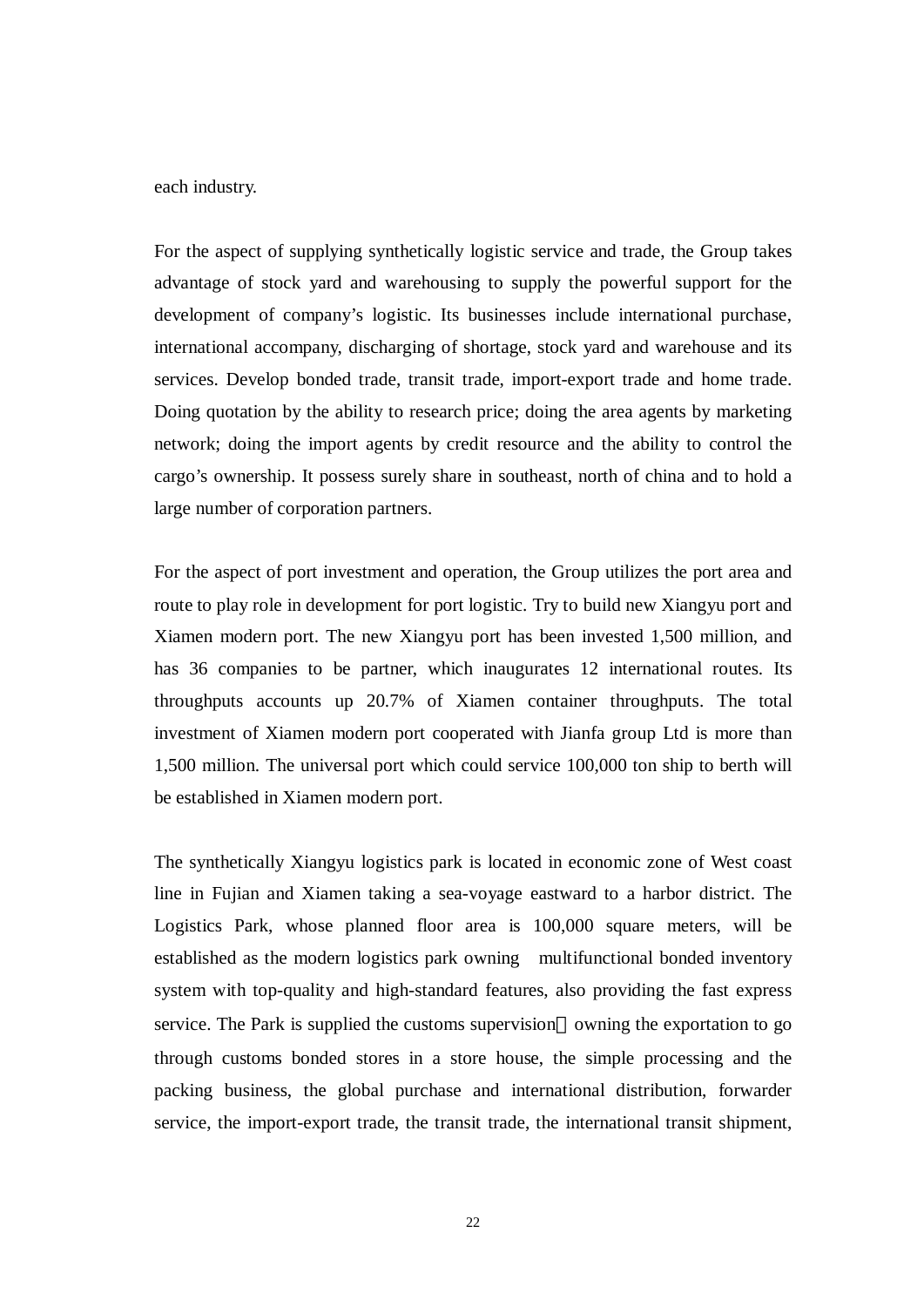each industry.

For the aspect of supplying synthetically logistic service and trade, the Group takes advantage of stock yard and warehousing to supply the powerful support for the development of company's logistic. Its businesses include international purchase, international accompany, discharging of shortage, stock yard and warehouse and its services. Develop bonded trade, transit trade, import-export trade and home trade. Doing quotation by the ability to research price; doing the area agents by marketing network; doing the import agents by credit resource and the ability to control the cargo's ownership. It possess surely share in southeast, north of china and to hold a large number of corporation partners.

For the aspect of port investment and operation, the Group utilizes the port area and route to play role in development for port logistic. Try to build new Xiangyu port and Xiamen modern port. The new Xiangyu port has been invested 1,500 million, and has 36 companies to be partner, which inaugurates 12 international routes. Its throughputs accounts up 20.7% of Xiamen container throughputs. The total investment of Xiamen modern port cooperated with Jianfa group Ltd is more than 1,500 million. The universal port which could service 100,000 ton ship to berth will be established in Xiamen modern port.

The synthetically Xiangyu logistics park is located in economic zone of West coast line in Fujian and Xiamen taking a sea-voyage eastward to a harbor district. The Logistics Park, whose planned floor area is 100,000 square meters, will be established as the modern logistics park owning multifunctional bonded inventory system with top-quality and high-standard features, also providing the fast express service. The Park is supplied the customs supervision，owning the exportation to go through customs bonded stores in a store house, the simple processing and the packing business, the global purchase and international distribution, forwarder service, the import-export trade, the transit trade, the international transit shipment,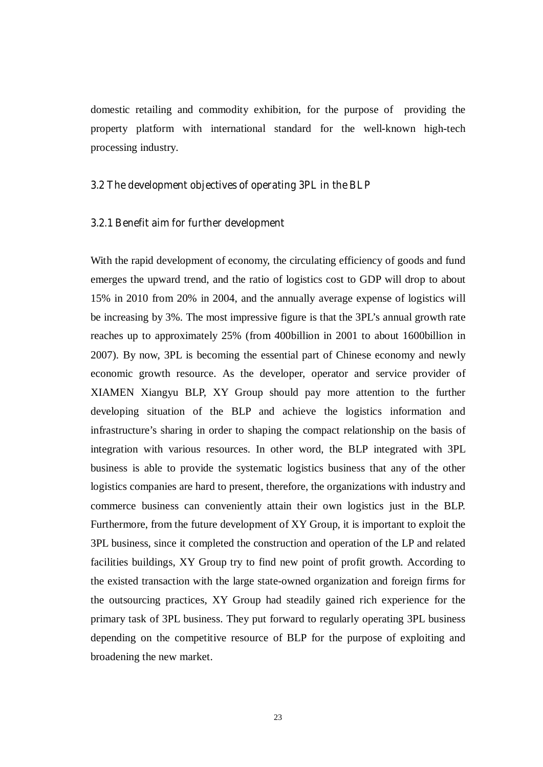domestic retailing and commodity exhibition, for the purpose of providing the property platform with international standard for the well-known high-tech processing industry.

## 3.2 The development objectives of operating 3PL in the BLP

### 3.2.1 Benefit aim for further development

With the rapid development of economy, the circulating efficiency of goods and fund emerges the upward trend, and the ratio of logistics cost to GDP will drop to about 15% in 2010 from 20% in 2004, and the annually average expense of logistics will be increasing by 3%. The most impressive figure is that the 3PL's annual growth rate reaches up to approximately 25% (from 400billion in 2001 to about 1600billion in 2007). By now, 3PL is becoming the essential part of Chinese economy and newly economic growth resource. As the developer, operator and service provider of XIAMEN Xiangyu BLP, XY Group should pay more attention to the further developing situation of the BLP and achieve the logistics information and infrastructure's sharing in order to shaping the compact relationship on the basis of integration with various resources. In other word, the BLP integrated with 3PL business is able to provide the systematic logistics business that any of the other logistics companies are hard to present, therefore, the organizations with industry and commerce business can conveniently attain their own logistics just in the BLP. Furthermore, from the future development of XY Group, it is important to exploit the 3PL business, since it completed the construction and operation of the LP and related facilities buildings, XY Group try to find new point of profit growth. According to the existed transaction with the large state-owned organization and foreign firms for the outsourcing practices, XY Group had steadily gained rich experience for the primary task of 3PL business. They put forward to regularly operating 3PL business depending on the competitive resource of BLP for the purpose of exploiting and broadening the new market.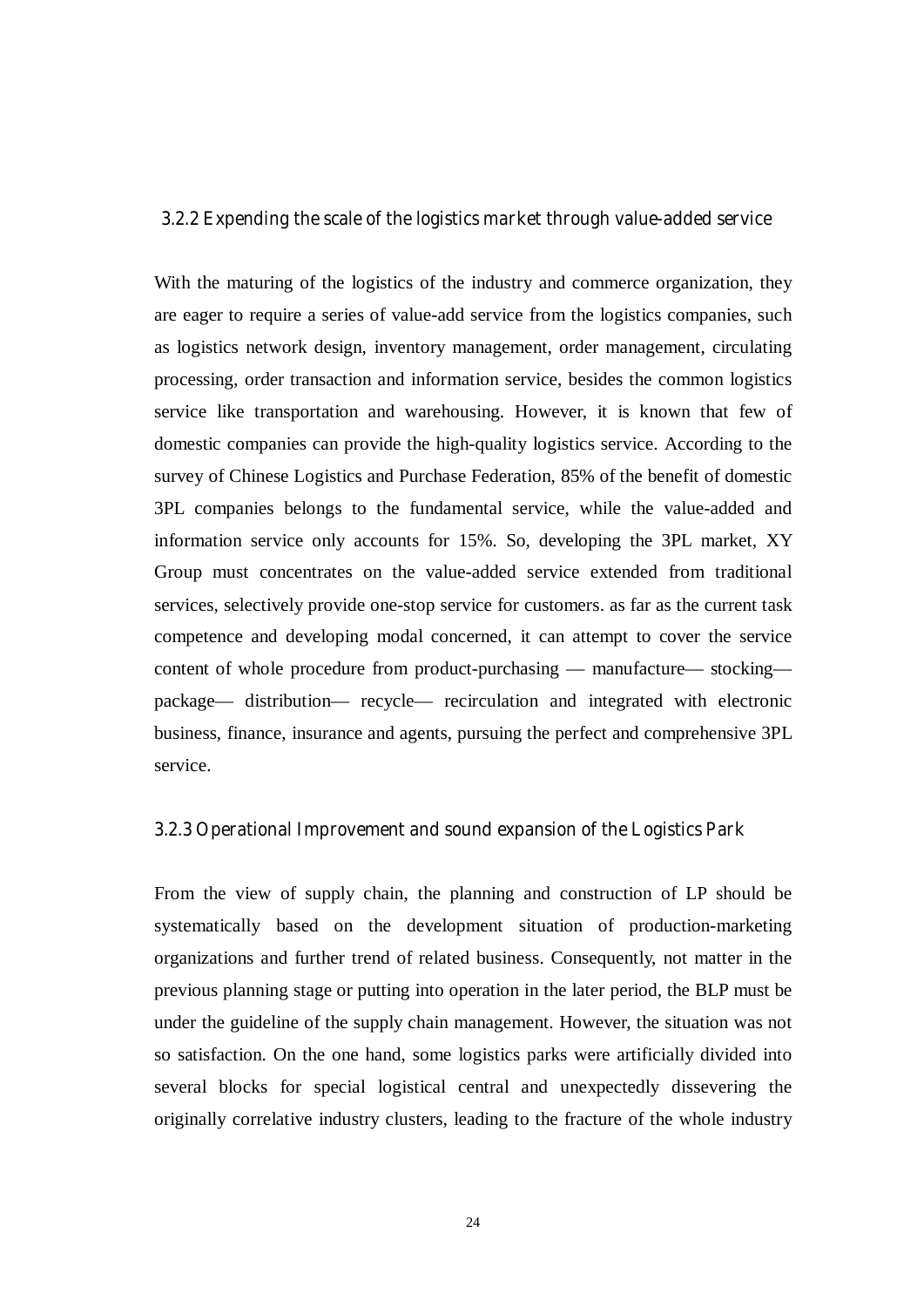### 3.2.2 Expending the scale of the logistics market through value-added service

With the maturing of the logistics of the industry and commerce organization, they are eager to require a series of value-add service from the logistics companies, such as logistics network design, inventory management, order management, circulating processing, order transaction and information service, besides the common logistics service like transportation and warehousing. However, it is known that few of domestic companies can provide the high-quality logistics service. According to the survey of Chinese Logistics and Purchase Federation, 85% of the benefit of domestic 3PL companies belongs to the fundamental service, while the value-added and information service only accounts for 15%. So, developing the 3PL market, XY Group must concentrates on the value-added service extended from traditional services, selectively provide one-stop service for customers. as far as the current task competence and developing modal concerned, it can attempt to cover the service content of whole procedure from product-purchasing — manufacture— stocking— package— distribution— recycle— recirculation and integrated with electronic business, finance, insurance and agents, pursuing the perfect and comprehensive 3PL service.

### 3.2.3 Operational Improvement and sound expansion of the Logistics Park

From the view of supply chain, the planning and construction of LP should be systematically based on the development situation of production-marketing organizations and further trend of related business. Consequently, not matter in the previous planning stage or putting into operation in the later period, the BLP must be under the guideline of the supply chain management. However, the situation was not so satisfaction. On the one hand, some logistics parks were artificially divided into several blocks for special logistical central and unexpectedly dissevering the originally correlative industry clusters, leading to the fracture of the whole industry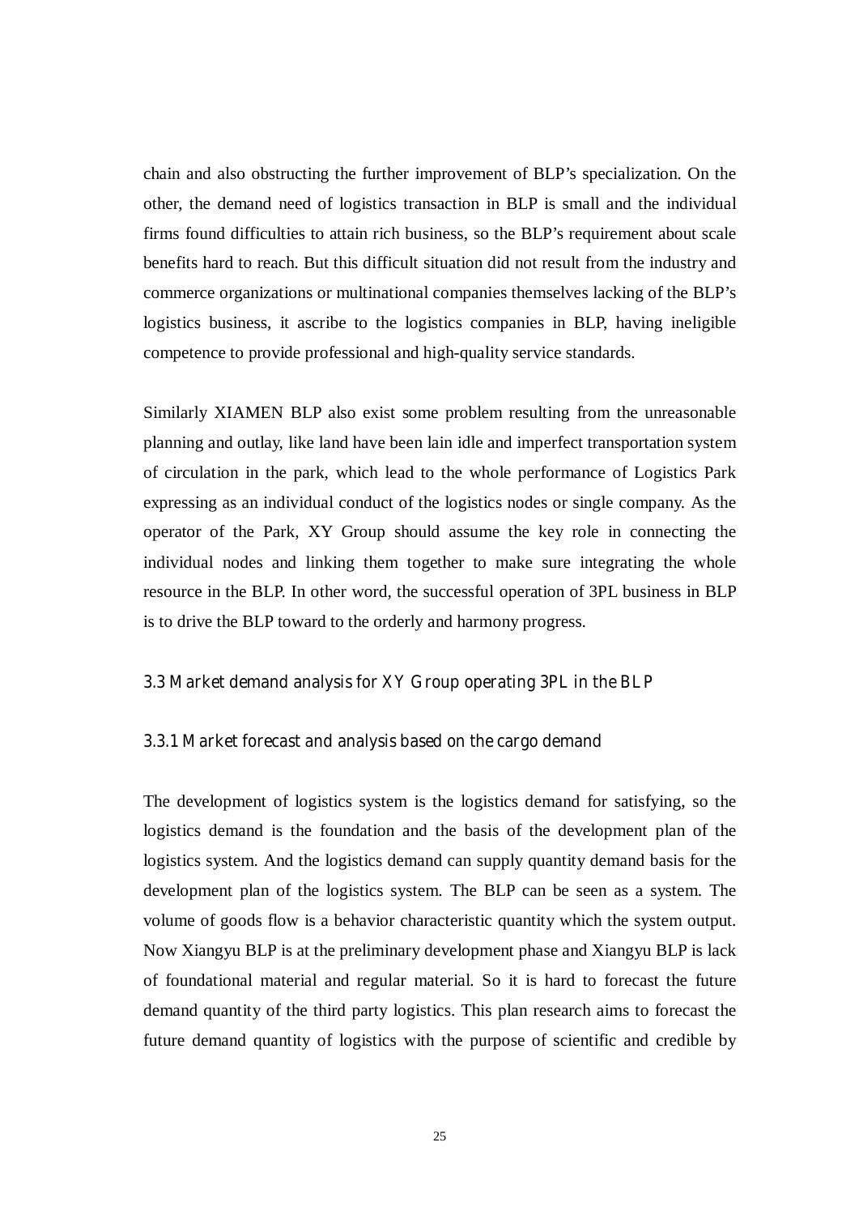chain and also obstructing the further improvement of BLP's specialization. On the other, the demand need of logistics transaction in BLP is small and the individual firms found difficulties to attain rich business, so the BLP's requirement about scale benefits hard to reach. But this difficult situation did not result from the industry and commerce organizations or multinational companies themselves lacking of the BLP's logistics business, it ascribe to the logistics companies in BLP, having ineligible competence to provide professional and high-quality service standards.

Similarly XIAMEN BLP also exist some problem resulting from the unreasonable planning and outlay, like land have been lain idle and imperfect transportation system of circulation in the park, which lead to the whole performance of Logistics Park expressing as an individual conduct of the logistics nodes or single company. As the operator of the Park, XY Group should assume the key role in connecting the individual nodes and linking them together to make sure integrating the whole resource in the BLP. In other word, the successful operation of 3PL business in BLP is to drive the BLP toward to the orderly and harmony progress.

### 3.3 Market demand analysis for XY Group operating 3PL in the BLP

#### 3.3.1 Market forecast and analysis based on the cargo demand

The development of logistics system is the logistics demand for satisfying, so the logistics demand is the foundation and the basis of the development plan of the logistics system. And the logistics demand can supply quantity demand basis for the development plan of the logistics system. The BLP can be seen as a system. The volume of goods flow is a behavior characteristic quantity which the system output. Now Xiangyu BLP is at the preliminary development phase and Xiangyu BLP is lack of foundational material and regular material. So it is hard to forecast the future demand quantity of the third party logistics. This plan research aims to forecast the future demand quantity of logistics with the purpose of scientific and credible by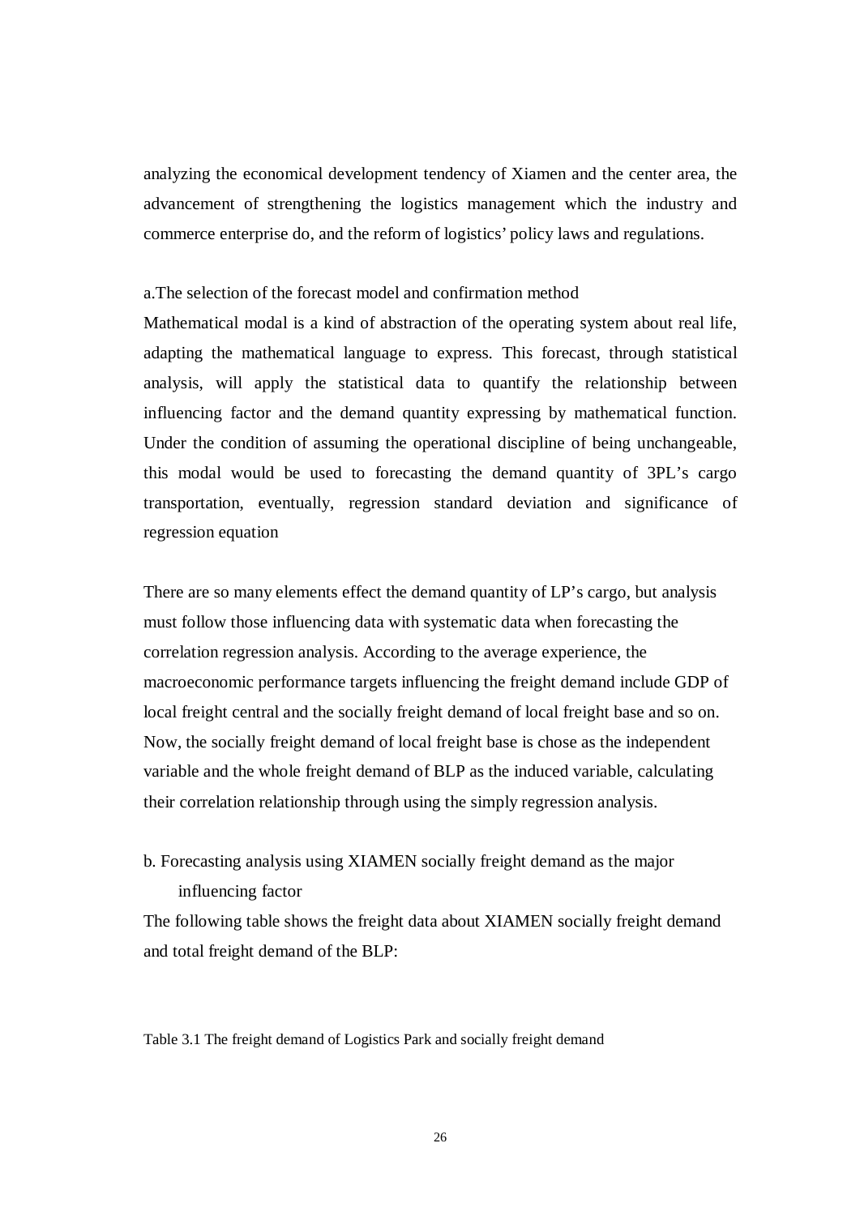analyzing the economical development tendency of Xiamen and the center area, the advancement of strengthening the logistics management which the industry and commerce enterprise do, and the reform of logistics' policy laws and regulations.

a.The selection of the forecast model and confirmation method

Mathematical modal is a kind of abstraction of the operating system about real life, adapting the mathematical language to express. This forecast, through statistical analysis, will apply the statistical data to quantify the relationship between influencing factor and the demand quantity expressing by mathematical function. Under the condition of assuming the operational discipline of being unchangeable, this modal would be used to forecasting the demand quantity of 3PL's cargo transportation, eventually, regression standard deviation and significance of regression equation

There are so many elements effect the demand quantity of LP's cargo, but analysis must follow those influencing data with systematic data when forecasting the correlation regression analysis. According to the average experience, the macroeconomic performance targets influencing the freight demand include GDP of local freight central and the socially freight demand of local freight base and so on. Now, the socially freight demand of local freight base is chose as the independent variable and the whole freight demand of BLP as the induced variable, calculating their correlation relationship through using the simply regression analysis.

b. Forecasting analysis using XIAMEN socially freight demand as the major influencing factor

The following table shows the freight data about XIAMEN socially freight demand and total freight demand of the BLP:

Table 3.1 The freight demand of Logistics Park and socially freight demand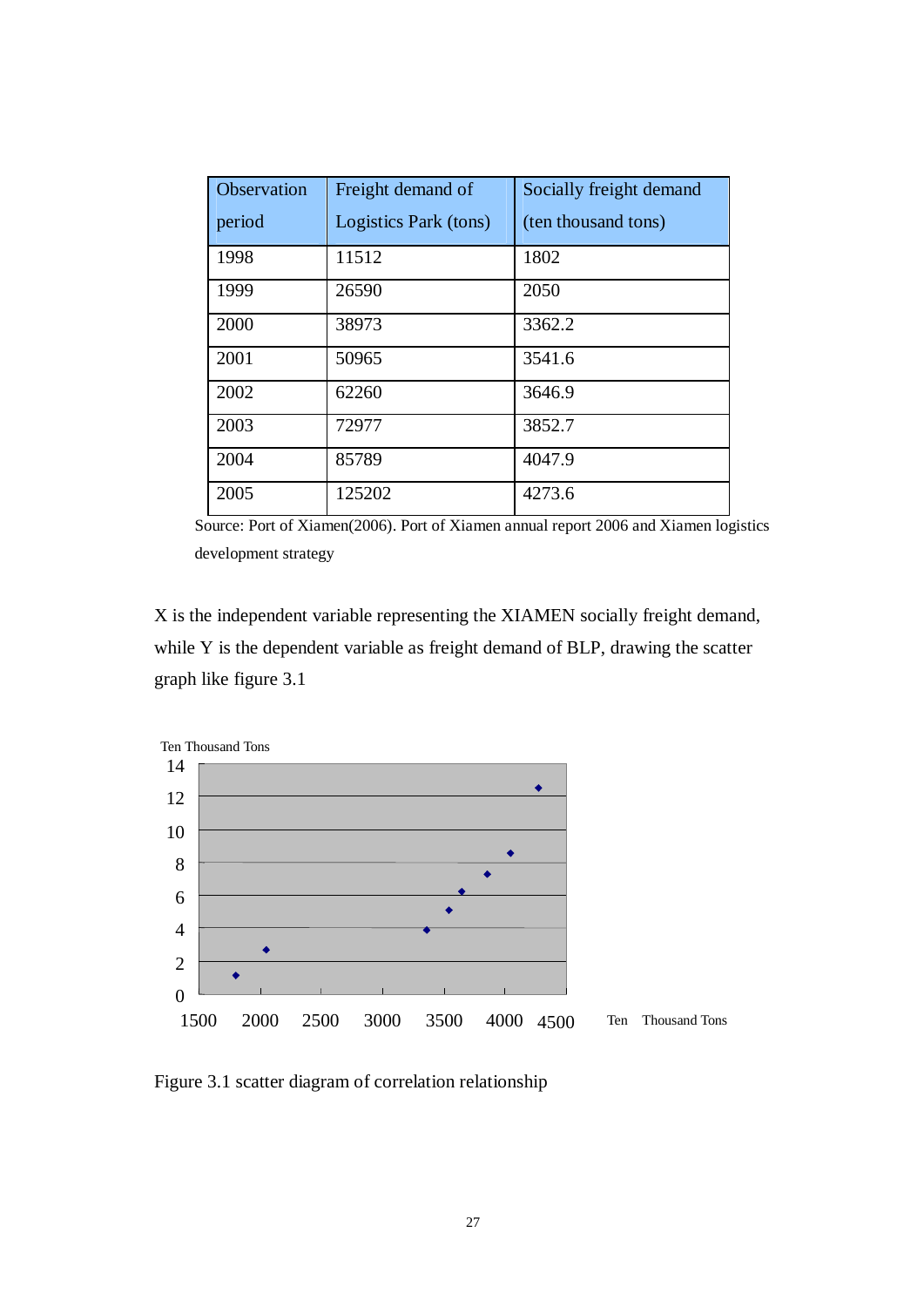| Observation period | Freight demand of Logistics Park (tons) | Socially freight demand (ten thousand tons) |
|---|---|---|
| 1998 | 11512 | 1802 |
| 1999 | 26590 | 2050 |
| 2000 | 38973 | 3362.2 |
| 2001 | 50965 | 3541.6 |
| 2002 | 62260 | 3646.9 |
| 2003 | 72977 | 3852.7 |
| 2004 | 85789 | 4047.9 |
| 2005 | 125202 | 4273.6 |

Source: Port of Xiamen(2006). Port of Xiamen annual report 2006 and Xiamen logistics development strategy

X is the independent variable representing the XIAMEN socially freight demand, while Y is the dependent variable as freight demand of BLP, drawing the scatter graph like figure 3.1

Figure 3.1 scatter diagram of correlation relationship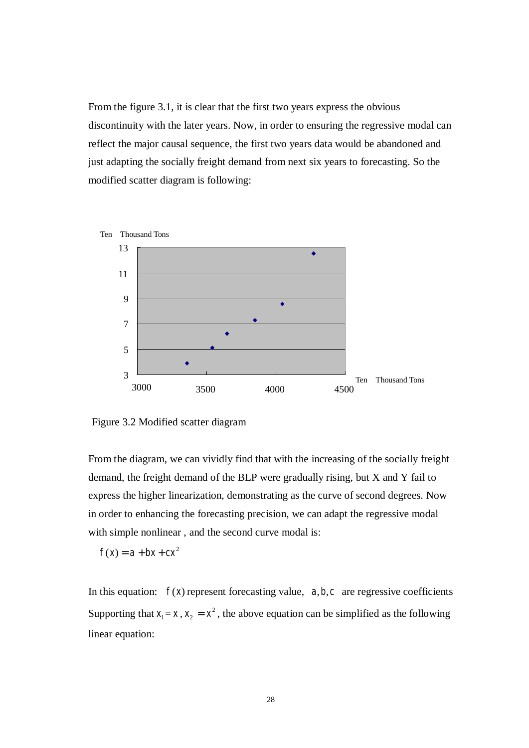From the figure 3.1, it is clear that the first two years express the obvious discontinuity with the later years. Now, in order to ensuring the regressive modal can reflect the major causal sequence, the first two years data would be abandoned and just adapting the socially freight demand from next six years to forecasting. So the modified scatter diagram is following:

Figure 3.2 Modified scatter diagram

From the diagram, we can vividly find that with the increasing of the socially freight demand, the freight demand of the BLP were gradually rising, but X and Y fail to express the higher linearization, demonstrating as the curve of second degrees. Now in order to enhancing the forecasting precision, we can adapt the regressive modal with simple nonlinear , and the second curve modal is:

$$f(x) = a + bx + cx^2$$

In this equation: $f(x)$ represent forecasting value, $a, b, c$ are regressive coefficients Supporting that $x_1 = x$, $x_2 = x^2$, the above equation can be simplified as the following linear equation: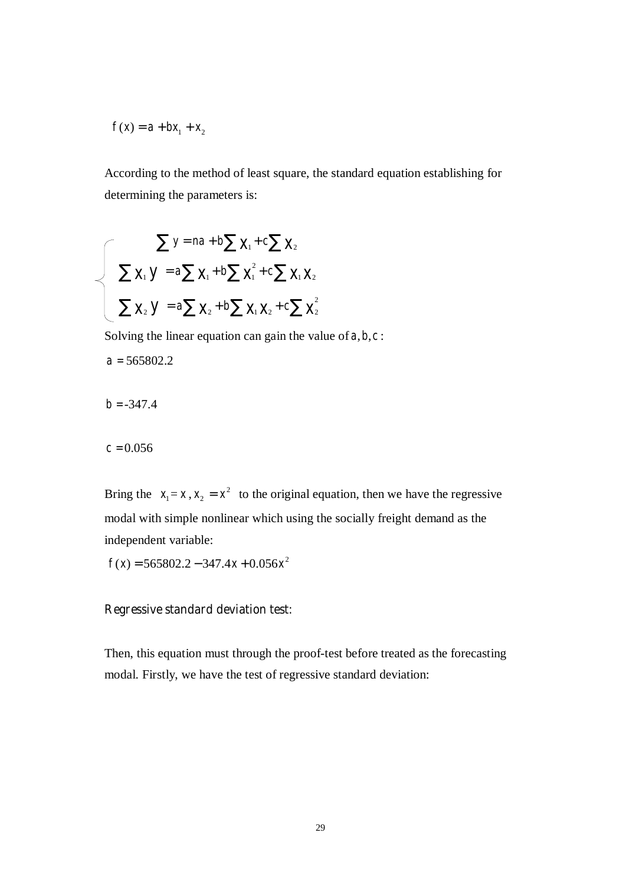$$f(x) = a + bx_1 + x_2$$

According to the method of least square, the standard equation establishing for determining the parameters is:

$$\begin{cases} \sum y = na + b\sum x_1 + c\sum x_2 \\ \sum x_1 y = a\sum x_1 + b\sum x_1^2 + c\sum x_1 x_2 \\ \sum x_2 y = a\sum x_2 + b\sum x_1 x_2 + c\sum x_2^2 \end{cases}$$

Solving the linear equation can gain the value of $a, b, c$:

$a = 565802.2$

$b = -347.4$

$c = 0.056$

Bring the $x_1 = x, x_2 = x^2$ to the original equation, then we have the regressive modal with simple nonlinear which using the socially freight demand as the independent variable:

$f(x) = 565802.2 - 347.4x + 0.056x^2$

Regressive standard deviation test:

Then, this equation must through the proof-test before treated as the forecasting modal. Firstly, we have the test of regressive standard deviation: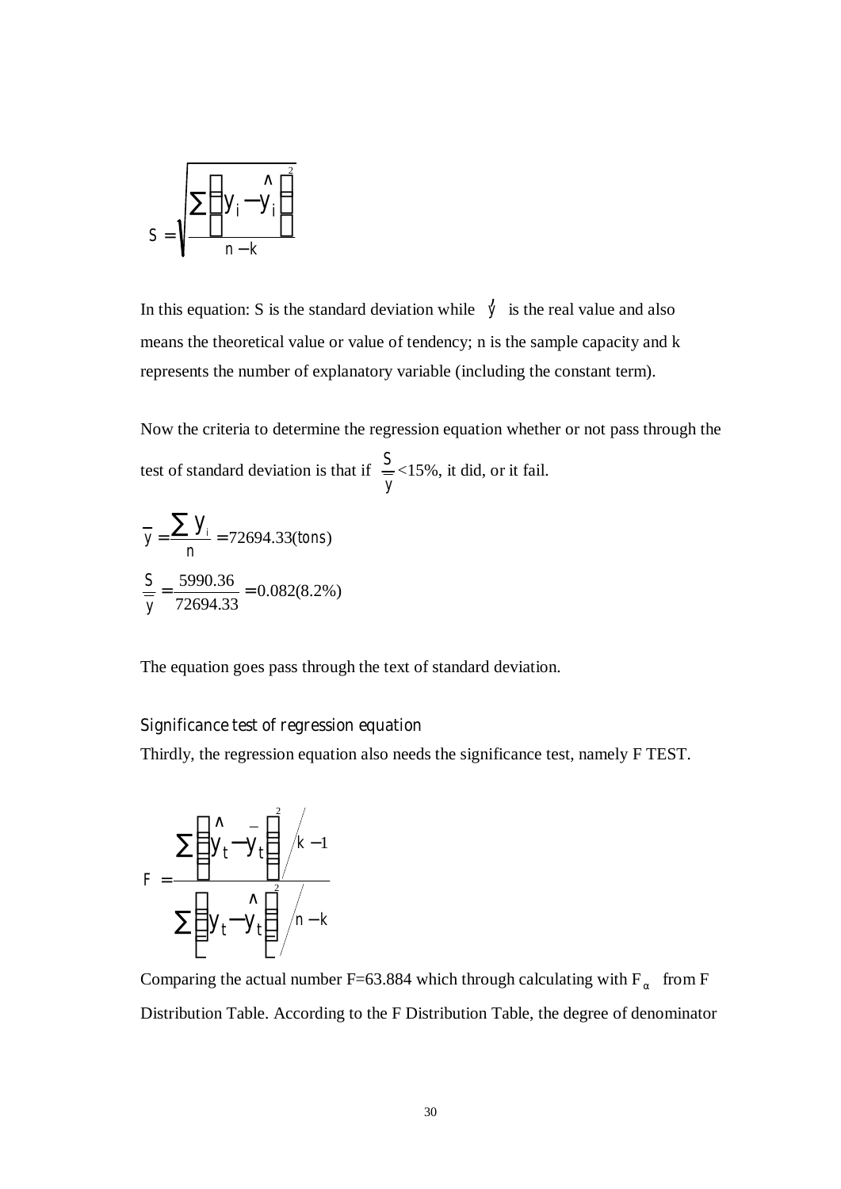$$S = \sqrt{\frac{\sum \left( y_i - \hat{y}_i \right)^2}{n - k}}$$

In this equation: S is the standard deviation while $\acute{y}$ is the real value and also means the theoretical value or value of tendency; n is the sample capacity and k represents the number of explanatory variable (including the constant term).

Now the criteria to determine the regression equation whether or not pass through the test of standard deviation is that if $\frac{S}{\overline{y}}$ <15%, it did, or it fail.

$$\overline{y} = \frac{\sum y_i}{n} = 72694.33(tons)$$

$$\frac{S}{\overline{y}} = \frac{5990.36}{72694.33} = 0.082(8.2\%)$$

The equation goes pass through the text of standard deviation.

### Significance test of regression equation

Thirdly, the regression equation also needs the significance test, namely F TEST.

$$F = \frac{\sum \left( \hat{y}_t - \overline{y}_t \right)^2 / k - 1}{\sum \left( y_t - \hat{y}_t \right)^2 / n - k}$$

Comparing the actual number F=63.884 which through calculating with $F_{\alpha}$ from F Distribution Table. According to the F Distribution Table, the degree of denominator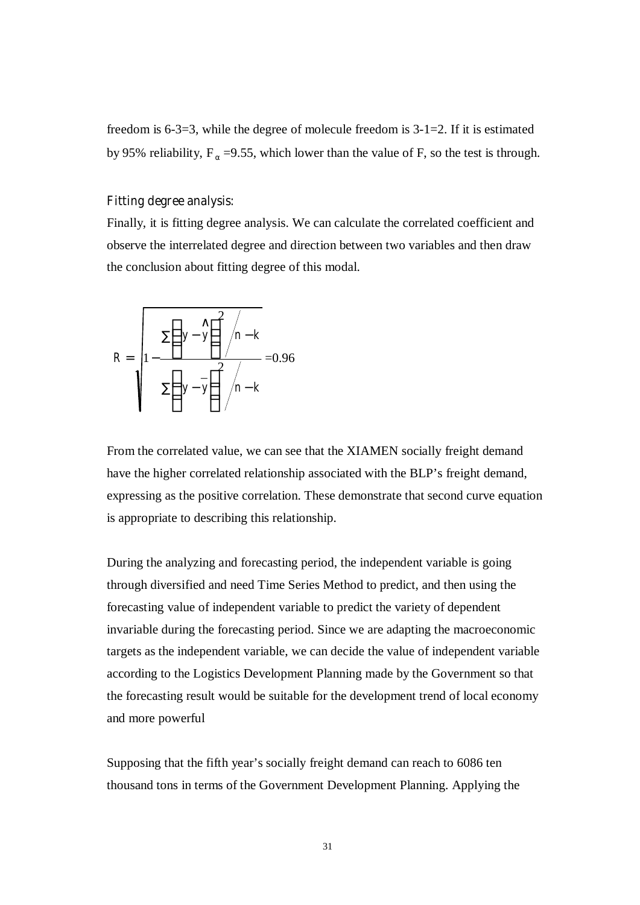freedom is 6-3=3, while the degree of molecule freedom is 3-1=2. If it is estimated by 95% reliability, $F_{\alpha}$ =9.55, which lower than the value of F, so the test is through.

*Fitting degree analysis:*

Finally, it is fitting degree analysis. We can calculate the correlated coefficient and observe the interrelated degree and direction between two variables and then draw the conclusion about fitting degree of this modal.

$$R = \sqrt{1 - \frac{\sum \left(y - \hat{y}\right)^2 / n-k}{\sum \left(y - \bar{y}\right)^2 / n-k}} = 0.96$$

From the correlated value, we can see that the XIAMEN socially freight demand have the higher correlated relationship associated with the BLP's freight demand, expressing as the positive correlation. These demonstrate that second curve equation is appropriate to describing this relationship.

During the analyzing and forecasting period, the independent variable is going through diversified and need Time Series Method to predict, and then using the forecasting value of independent variable to predict the variety of dependent invariable during the forecasting period. Since we are adapting the macroeconomic targets as the independent variable, we can decide the value of independent variable according to the Logistics Development Planning made by the Government so that the forecasting result would be suitable for the development trend of local economy and more powerful

Supposing that the fifth year's socially freight demand can reach to 6086 ten thousand tons in terms of the Government Development Planning. Applying the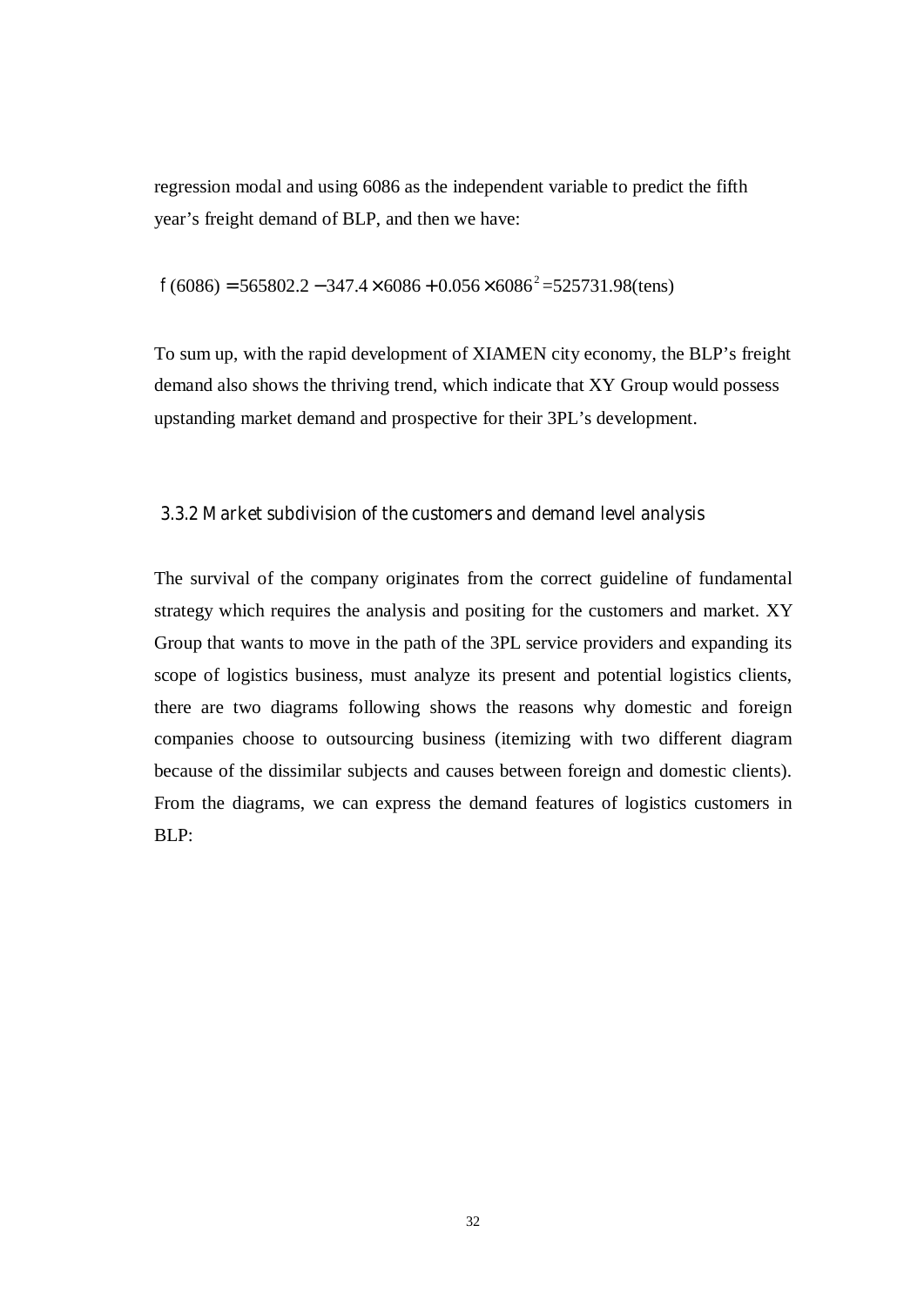regression modal and using 6086 as the independent variable to predict the fifth year's freight demand of BLP, and then we have:

$$f(6086) = 565802.2 - 347.4 \times 6086 + 0.056 \times 6086^2 = 525731.98 \text{(tens)}$$

To sum up, with the rapid development of XIAMEN city economy, the BLP's freight demand also shows the thriving trend, which indicate that XY Group would possess upstanding market demand and prospective for their 3PL's development.

### 3.3.2 Market subdivision of the customers and demand level analysis

The survival of the company originates from the correct guideline of fundamental strategy which requires the analysis and positing for the customers and market. XY Group that wants to move in the path of the 3PL service providers and expanding its scope of logistics business, must analyze its present and potential logistics clients, there are two diagrams following shows the reasons why domestic and foreign companies choose to outsourcing business (itemizing with two different diagram because of the dissimilar subjects and causes between foreign and domestic clients). From the diagrams, we can express the demand features of logistics customers in BLP: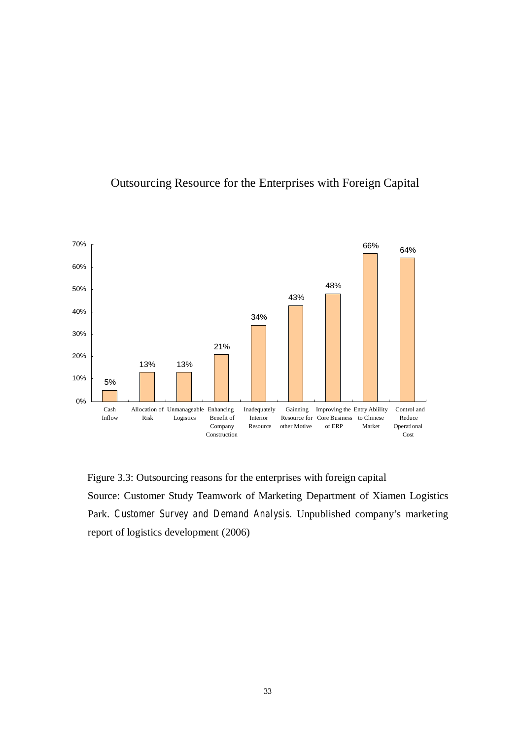Outsourcing Resource for the Enterprises with Foreign Capital

| Reason | Percentage |
|---|---|
| Cash Inflow | 5% |
| Allocation of Risk | 13% |
| Unmanageable Logistics | 13% |
| Enhancing Benefit of Company Construction | 21% |
| Inadequately Interior Resource | 34% |
| Gainning Resource for other Motive | 43% |
| Improving the Core Business of ERP | 48% |
| Entry Ablility to Chinese Market | 66% |
| Control and Reduce Operational Cost | 64% |

Figure 3.3: Outsourcing reasons for the enterprises with foreign capital

Source: Customer Study Teamwork of Marketing Department of Xiamen Logistics Park. *Customer Survey and Demand Analysis*. Unpublished company's marketing report of logistics development (2006)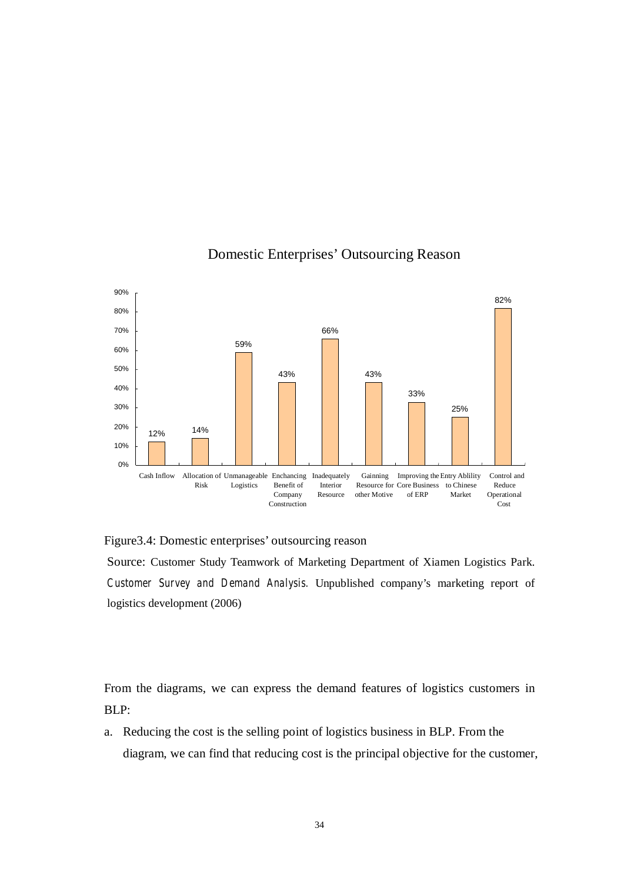Domestic Enterprises' Outsourcing Reason

| Reason | Percentage |
|---|---|
| Cash Inflow | 12% |
| Allocation of Risk | 14% |
| Unmanageable Logistics | 59% |
| Enchancing Benefit of Company Construction | 43% |
| Inadequately Interior Resource | 66% |
| Gainning Resource for other Motive | 43% |
| Improving the Core Business of ERP | 33% |
| Entry Ablility to Chinese Market | 25% |
| Control and Reduce Operational Cost | 82% |

Figure3.4: Domestic enterprises' outsourcing reason

Source: Customer Study Teamwork of Marketing Department of Xiamen Logistics Park. *Customer Survey and Demand Analysis*. Unpublished company's marketing report of logistics development (2006)

From the diagrams, we can express the demand features of logistics customers in BLP:

a. Reducing the cost is the selling point of logistics business in BLP. From the diagram, we can find that reducing cost is the principal objective for the customer,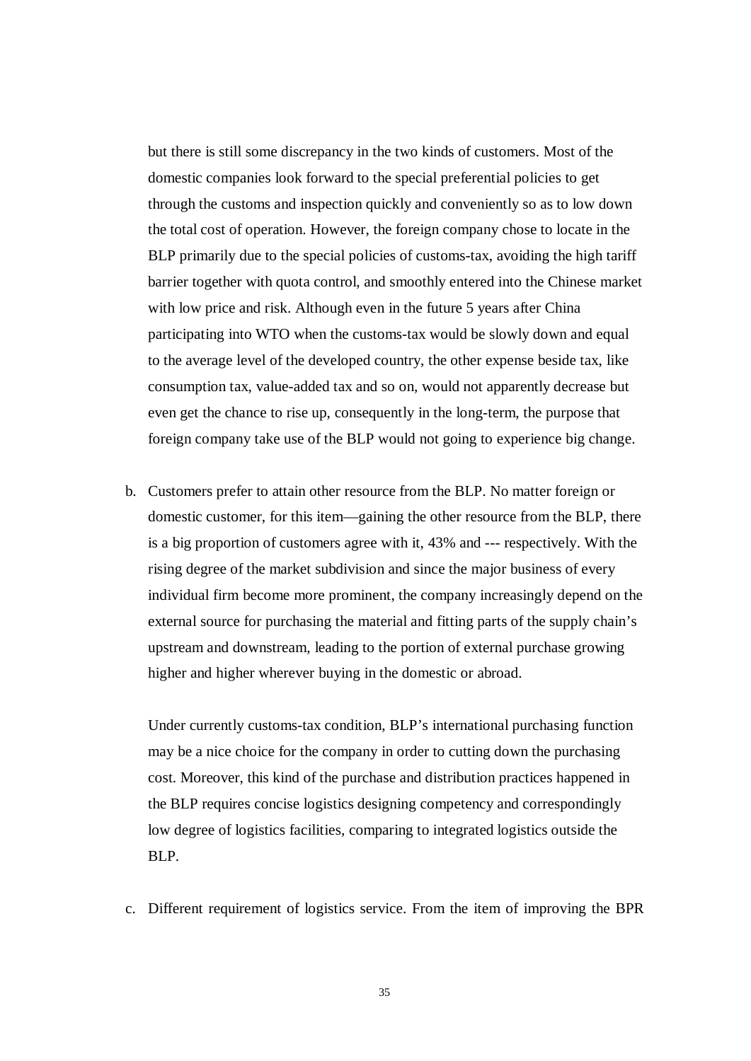but there is still some discrepancy in the two kinds of customers. Most of the domestic companies look forward to the special preferential policies to get through the customs and inspection quickly and conveniently so as to low down the total cost of operation. However, the foreign company chose to locate in the BLP primarily due to the special policies of customs-tax, avoiding the high tariff barrier together with quota control, and smoothly entered into the Chinese market with low price and risk. Although even in the future 5 years after China participating into WTO when the customs-tax would be slowly down and equal to the average level of the developed country, the other expense beside tax, like consumption tax, value-added tax and so on, would not apparently decrease but even get the chance to rise up, consequently in the long-term, the purpose that foreign company take use of the BLP would not going to experience big change.

b. Customers prefer to attain other resource from the BLP. No matter foreign or domestic customer, for this item—gaining the other resource from the BLP, there is a big proportion of customers agree with it, 43% and --- respectively. With the rising degree of the market subdivision and since the major business of every individual firm become more prominent, the company increasingly depend on the external source for purchasing the material and fitting parts of the supply chain's upstream and downstream, leading to the portion of external purchase growing higher and higher wherever buying in the domestic or abroad.

   Under currently customs-tax condition, BLP's international purchasing function may be a nice choice for the company in order to cutting down the purchasing cost. Moreover, this kind of the purchase and distribution practices happened in the BLP requires concise logistics designing competency and correspondingly low degree of logistics facilities, comparing to integrated logistics outside the BLP.

c. Different requirement of logistics service. From the item of improving the BPR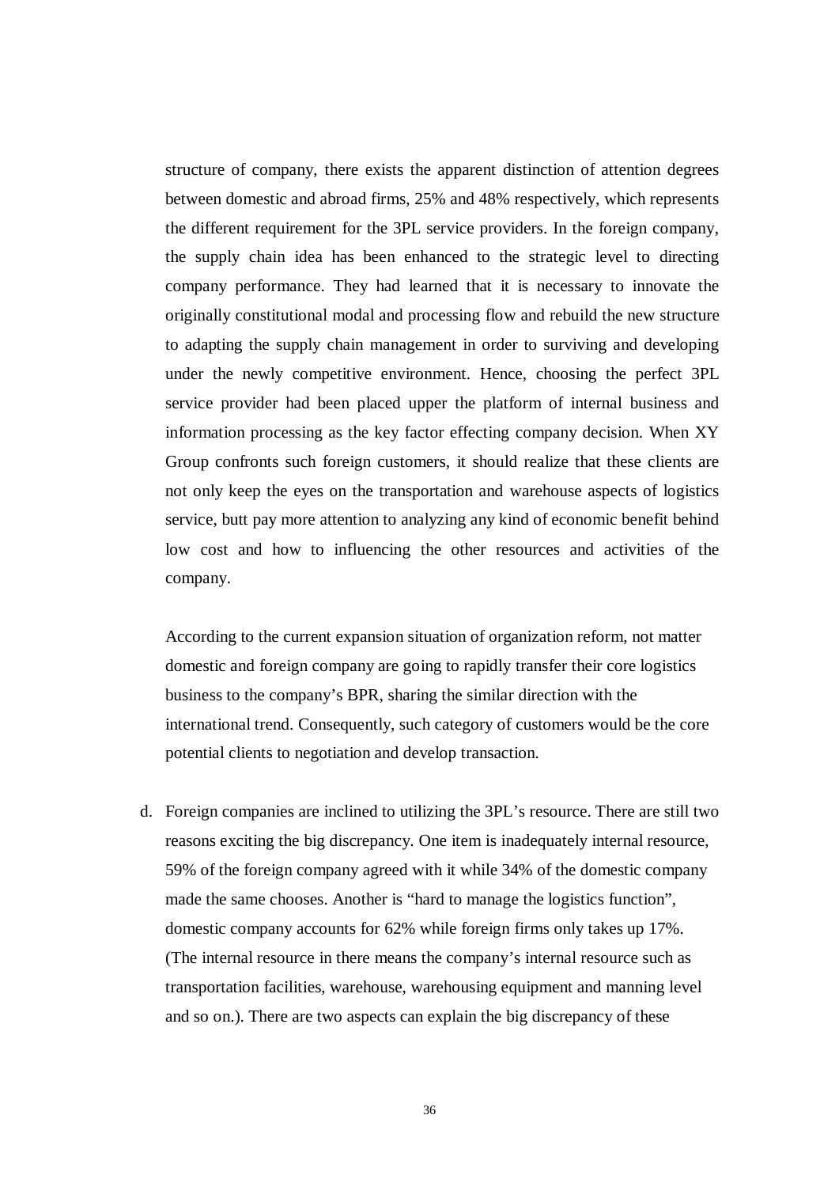structure of company, there exists the apparent distinction of attention degrees between domestic and abroad firms, 25% and 48% respectively, which represents the different requirement for the 3PL service providers. In the foreign company, the supply chain idea has been enhanced to the strategic level to directing company performance. They had learned that it is necessary to innovate the originally constitutional modal and processing flow and rebuild the new structure to adapting the supply chain management in order to surviving and developing under the newly competitive environment. Hence, choosing the perfect 3PL service provider had been placed upper the platform of internal business and information processing as the key factor effecting company decision. When XY Group confronts such foreign customers, it should realize that these clients are not only keep the eyes on the transportation and warehouse aspects of logistics service, butt pay more attention to analyzing any kind of economic benefit behind low cost and how to influencing the other resources and activities of the company.

According to the current expansion situation of organization reform, not matter domestic and foreign company are going to rapidly transfer their core logistics business to the company's BPR, sharing the similar direction with the international trend. Consequently, such category of customers would be the core potential clients to negotiation and develop transaction.

d. Foreign companies are inclined to utilizing the 3PL's resource. There are still two reasons exciting the big discrepancy. One item is inadequately internal resource, 59% of the foreign company agreed with it while 34% of the domestic company made the same chooses. Another is "hard to manage the logistics function", domestic company accounts for 62% while foreign firms only takes up 17%. (The internal resource in there means the company's internal resource such as transportation facilities, warehouse, warehousing equipment and manning level and so on.). There are two aspects can explain the big discrepancy of these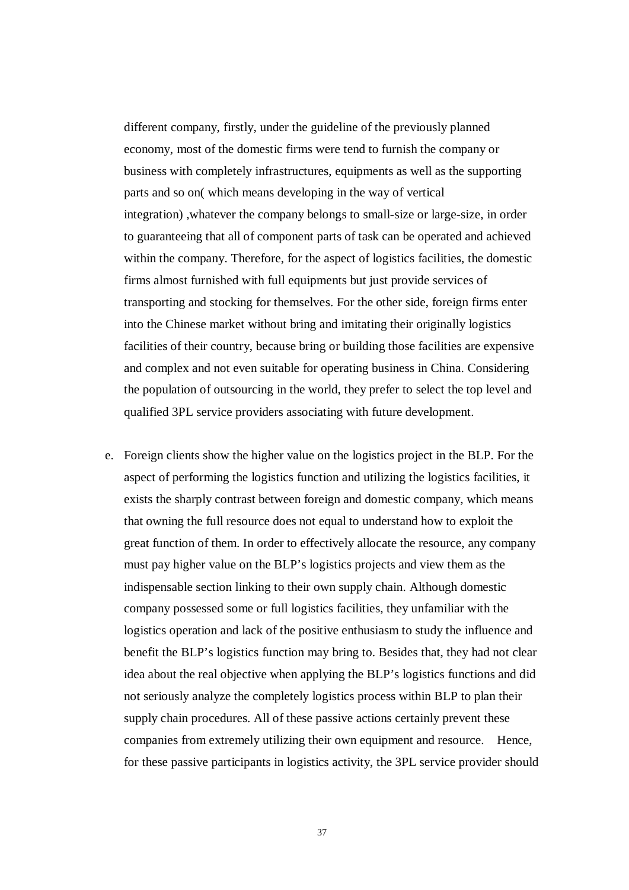different company, firstly, under the guideline of the previously planned economy, most of the domestic firms were tend to furnish the company or business with completely infrastructures, equipments as well as the supporting parts and so on( which means developing in the way of vertical integration) ,whatever the company belongs to small-size or large-size, in order to guaranteeing that all of component parts of task can be operated and achieved within the company. Therefore, for the aspect of logistics facilities, the domestic firms almost furnished with full equipments but just provide services of transporting and stocking for themselves. For the other side, foreign firms enter into the Chinese market without bring and imitating their originally logistics facilities of their country, because bring or building those facilities are expensive and complex and not even suitable for operating business in China. Considering the population of outsourcing in the world, they prefer to select the top level and qualified 3PL service providers associating with future development.

e. Foreign clients show the higher value on the logistics project in the BLP. For the aspect of performing the logistics function and utilizing the logistics facilities, it exists the sharply contrast between foreign and domestic company, which means that owning the full resource does not equal to understand how to exploit the great function of them. In order to effectively allocate the resource, any company must pay higher value on the BLP's logistics projects and view them as the indispensable section linking to their own supply chain. Although domestic company possessed some or full logistics facilities, they unfamiliar with the logistics operation and lack of the positive enthusiasm to study the influence and benefit the BLP's logistics function may bring to. Besides that, they had not clear idea about the real objective when applying the BLP's logistics functions and did not seriously analyze the completely logistics process within BLP to plan their supply chain procedures. All of these passive actions certainly prevent these companies from extremely utilizing their own equipment and resource. Hence, for these passive participants in logistics activity, the 3PL service provider should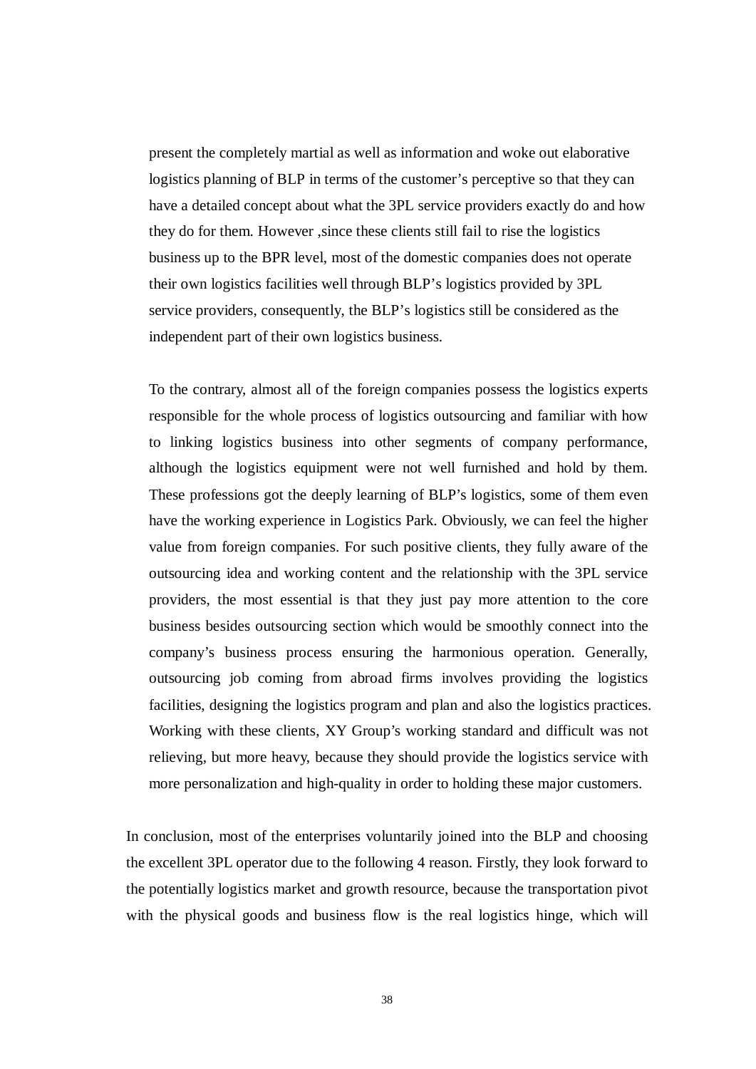present the completely martial as well as information and woke out elaborative logistics planning of BLP in terms of the customer's perceptive so that they can have a detailed concept about what the 3PL service providers exactly do and how they do for them. However ,since these clients still fail to rise the logistics business up to the BPR level, most of the domestic companies does not operate their own logistics facilities well through BLP's logistics provided by 3PL service providers, consequently, the BLP's logistics still be considered as the independent part of their own logistics business.

To the contrary, almost all of the foreign companies possess the logistics experts responsible for the whole process of logistics outsourcing and familiar with how to linking logistics business into other segments of company performance, although the logistics equipment were not well furnished and hold by them. These professions got the deeply learning of BLP's logistics, some of them even have the working experience in Logistics Park. Obviously, we can feel the higher value from foreign companies. For such positive clients, they fully aware of the outsourcing idea and working content and the relationship with the 3PL service providers, the most essential is that they just pay more attention to the core business besides outsourcing section which would be smoothly connect into the company's business process ensuring the harmonious operation. Generally, outsourcing job coming from abroad firms involves providing the logistics facilities, designing the logistics program and plan and also the logistics practices. Working with these clients, XY Group's working standard and difficult was not relieving, but more heavy, because they should provide the logistics service with more personalization and high-quality in order to holding these major customers.

In conclusion, most of the enterprises voluntarily joined into the BLP and choosing the excellent 3PL operator due to the following 4 reason. Firstly, they look forward to the potentially logistics market and growth resource, because the transportation pivot with the physical goods and business flow is the real logistics hinge, which will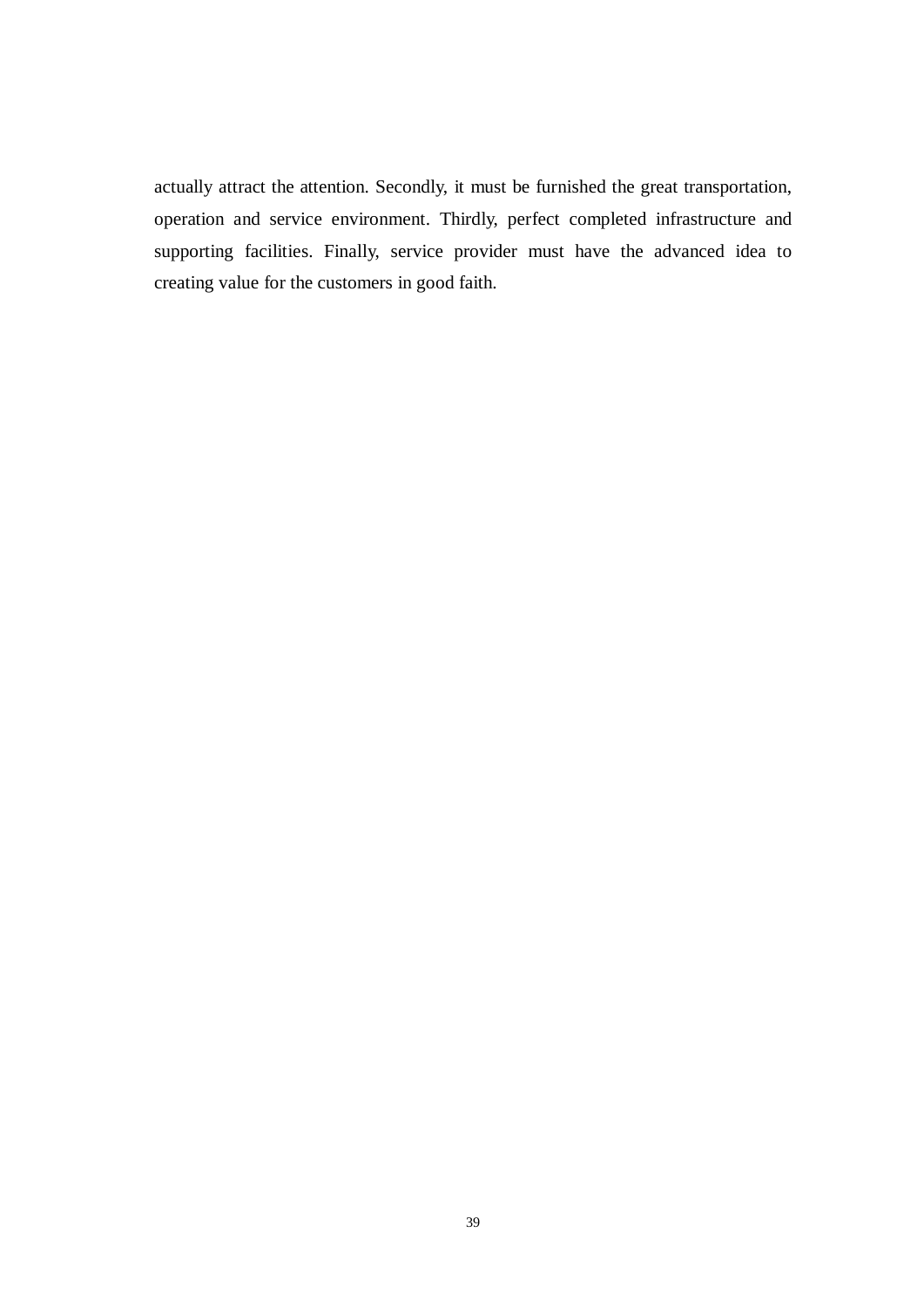actually attract the attention. Secondly, it must be furnished the great transportation, operation and service environment. Thirdly, perfect completed infrastructure and supporting facilities. Finally, service provider must have the advanced idea to creating value for the customers in good faith.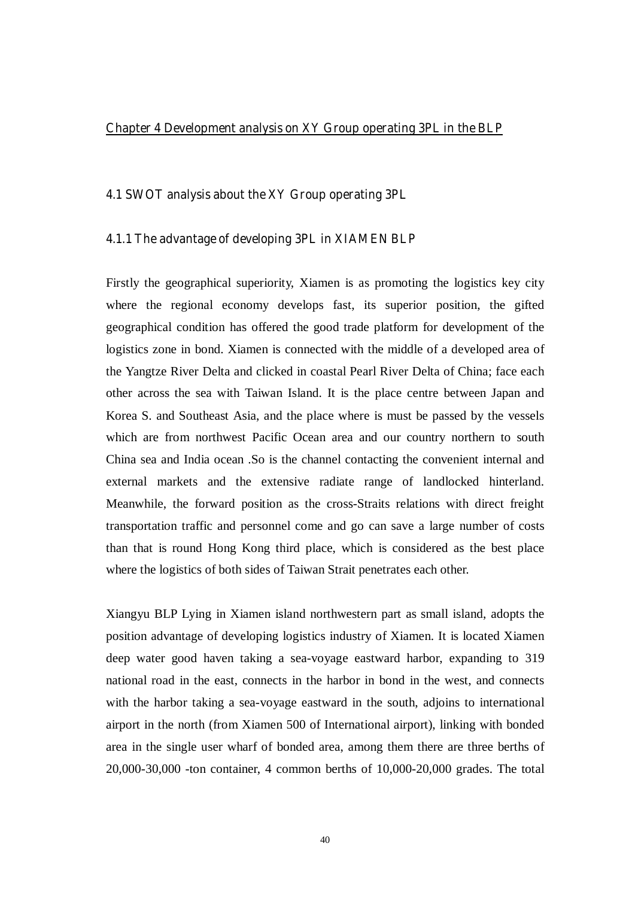# Chapter 4 Development analysis on XY Group operating 3PL in the BLP

## 4.1 SWOT analysis about the XY Group operating 3PL

### 4.1.1 The advantage of developing 3PL in XIAMEN BLP

Firstly the geographical superiority, Xiamen is as promoting the logistics key city where the regional economy develops fast, its superior position, the gifted geographical condition has offered the good trade platform for development of the logistics zone in bond. Xiamen is connected with the middle of a developed area of the Yangtze River Delta and clicked in coastal Pearl River Delta of China; face each other across the sea with Taiwan Island. It is the place centre between Japan and Korea S. and Southeast Asia, and the place where is must be passed by the vessels which are from northwest Pacific Ocean area and our country northern to south China sea and India ocean .So is the channel contacting the convenient internal and external markets and the extensive radiate range of landlocked hinterland. Meanwhile, the forward position as the cross-Straits relations with direct freight transportation traffic and personnel come and go can save a large number of costs than that is round Hong Kong third place, which is considered as the best place where the logistics of both sides of Taiwan Strait penetrates each other.

Xiangyu BLP Lying in Xiamen island northwestern part as small island, adopts the position advantage of developing logistics industry of Xiamen. It is located Xiamen deep water good haven taking a sea-voyage eastward harbor, expanding to 319 national road in the east, connects in the harbor in bond in the west, and connects with the harbor taking a sea-voyage eastward in the south, adjoins to international airport in the north (from Xiamen 500 of International airport), linking with bonded area in the single user wharf of bonded area, among them there are three berths of 20,000-30,000 -ton container, 4 common berths of 10,000-20,000 grades. The total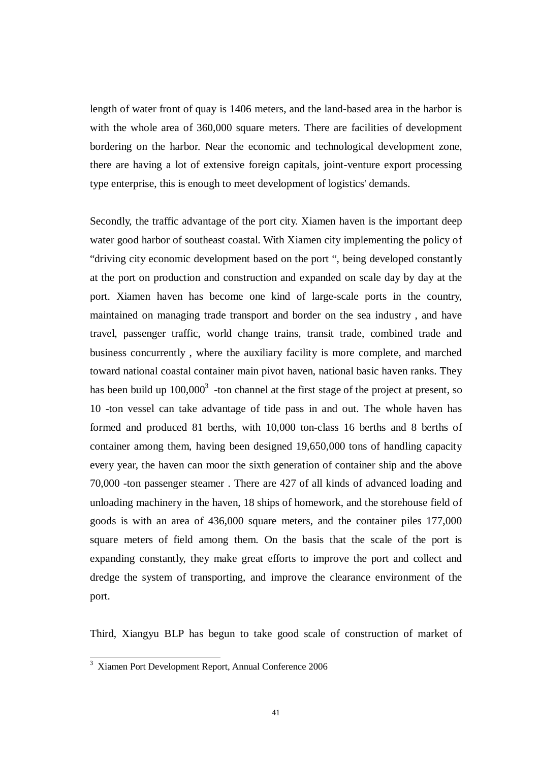length of water front of quay is 1406 meters, and the land-based area in the harbor is with the whole area of 360,000 square meters. There are facilities of development bordering on the harbor. Near the economic and technological development zone, there are having a lot of extensive foreign capitals, joint-venture export processing type enterprise, this is enough to meet development of logistics' demands.

Secondly, the traffic advantage of the port city. Xiamen haven is the important deep water good harbor of southeast coastal. With Xiamen city implementing the policy of "driving city economic development based on the port ", being developed constantly at the port on production and construction and expanded on scale day by day at the port. Xiamen haven has become one kind of large-scale ports in the country, maintained on managing trade transport and border on the sea industry , and have travel, passenger traffic, world change trains, transit trade, combined trade and business concurrently , where the auxiliary facility is more complete, and marched toward national coastal container main pivot haven, national basic haven ranks. They has been build up 100,000[3] -ton channel at the first stage of the project at present, so 10 -ton vessel can take advantage of tide pass in and out. The whole haven has formed and produced 81 berths, with 10,000 ton-class 16 berths and 8 berths of container among them, having been designed 19,650,000 tons of handling capacity every year, the haven can moor the sixth generation of container ship and the above 70,000 -ton passenger steamer . There are 427 of all kinds of advanced loading and unloading machinery in the haven, 18 ships of homework, and the storehouse field of goods is with an area of 436,000 square meters, and the container piles 177,000 square meters of field among them. On the basis that the scale of the port is expanding constantly, they make great efforts to improve the port and collect and dredge the system of transporting, and improve the clearance environment of the port.

Third, Xiangyu BLP has begun to take good scale of construction of market of

---

[3] Xiamen Port Development Report, Annual Conference 2006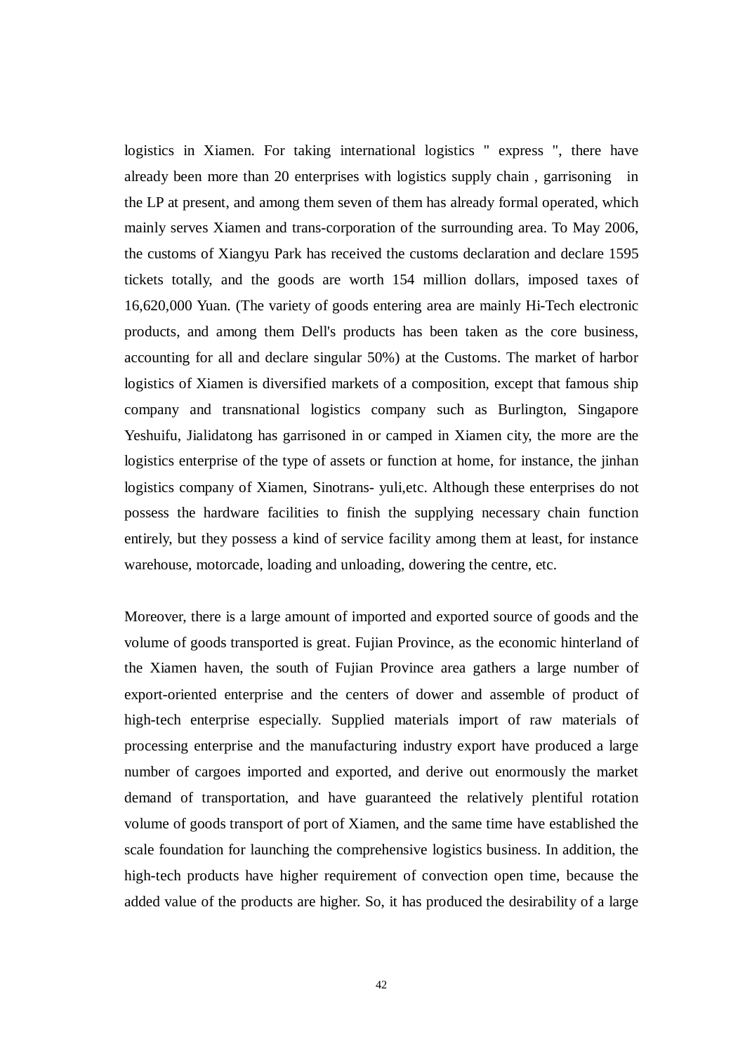logistics in Xiamen. For taking international logistics " express ", there have already been more than 20 enterprises with logistics supply chain , garrisoning in the LP at present, and among them seven of them has already formal operated, which mainly serves Xiamen and trans-corporation of the surrounding area. To May 2006, the customs of Xiangyu Park has received the customs declaration and declare 1595 tickets totally, and the goods are worth 154 million dollars, imposed taxes of 16,620,000 Yuan. (The variety of goods entering area are mainly Hi-Tech electronic products, and among them Dell's products has been taken as the core business, accounting for all and declare singular 50%) at the Customs. The market of harbor logistics of Xiamen is diversified markets of a composition, except that famous ship company and transnational logistics company such as Burlington, Singapore Yeshuifu, Jialidatong has garrisoned in or camped in Xiamen city, the more are the logistics enterprise of the type of assets or function at home, for instance, the jinhan logistics company of Xiamen, Sinotrans- yuli,etc. Although these enterprises do not possess the hardware facilities to finish the supplying necessary chain function entirely, but they possess a kind of service facility among them at least, for instance warehouse, motorcade, loading and unloading, dowering the centre, etc.

Moreover, there is a large amount of imported and exported source of goods and the volume of goods transported is great. Fujian Province, as the economic hinterland of the Xiamen haven, the south of Fujian Province area gathers a large number of export-oriented enterprise and the centers of dower and assemble of product of high-tech enterprise especially. Supplied materials import of raw materials of processing enterprise and the manufacturing industry export have produced a large number of cargoes imported and exported, and derive out enormously the market demand of transportation, and have guaranteed the relatively plentiful rotation volume of goods transport of port of Xiamen, and the same time have established the scale foundation for launching the comprehensive logistics business. In addition, the high-tech products have higher requirement of convection open time, because the added value of the products are higher. So, it has produced the desirability of a large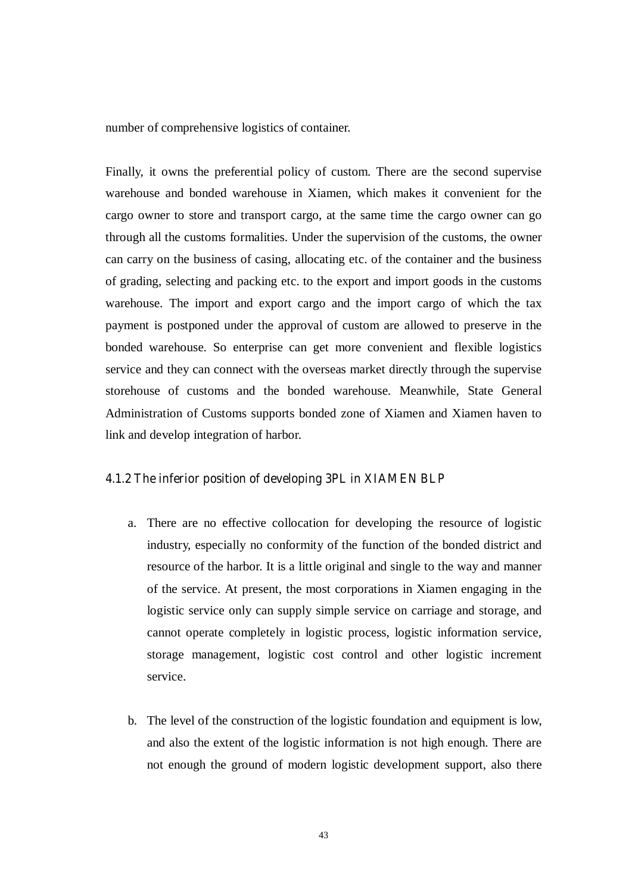number of comprehensive logistics of container.

Finally, it owns the preferential policy of custom. There are the second supervise warehouse and bonded warehouse in Xiamen, which makes it convenient for the cargo owner to store and transport cargo, at the same time the cargo owner can go through all the customs formalities. Under the supervision of the customs, the owner can carry on the business of casing, allocating etc. of the container and the business of grading, selecting and packing etc. to the export and import goods in the customs warehouse. The import and export cargo and the import cargo of which the tax payment is postponed under the approval of custom are allowed to preserve in the bonded warehouse. So enterprise can get more convenient and flexible logistics service and they can connect with the overseas market directly through the supervise storehouse of customs and the bonded warehouse. Meanwhile, State General Administration of Customs supports bonded zone of Xiamen and Xiamen haven to link and develop integration of harbor.

### 4.1.2 The inferior position of developing 3PL in XIAMEN BLP

a. There are no effective collocation for developing the resource of logistic industry, especially no conformity of the function of the bonded district and resource of the harbor. It is a little original and single to the way and manner of the service. At present, the most corporations in Xiamen engaging in the logistic service only can supply simple service on carriage and storage, and cannot operate completely in logistic process, logistic information service, storage management, logistic cost control and other logistic increment service.

b. The level of the construction of the logistic foundation and equipment is low, and also the extent of the logistic information is not high enough. There are not enough the ground of modern logistic development support, also there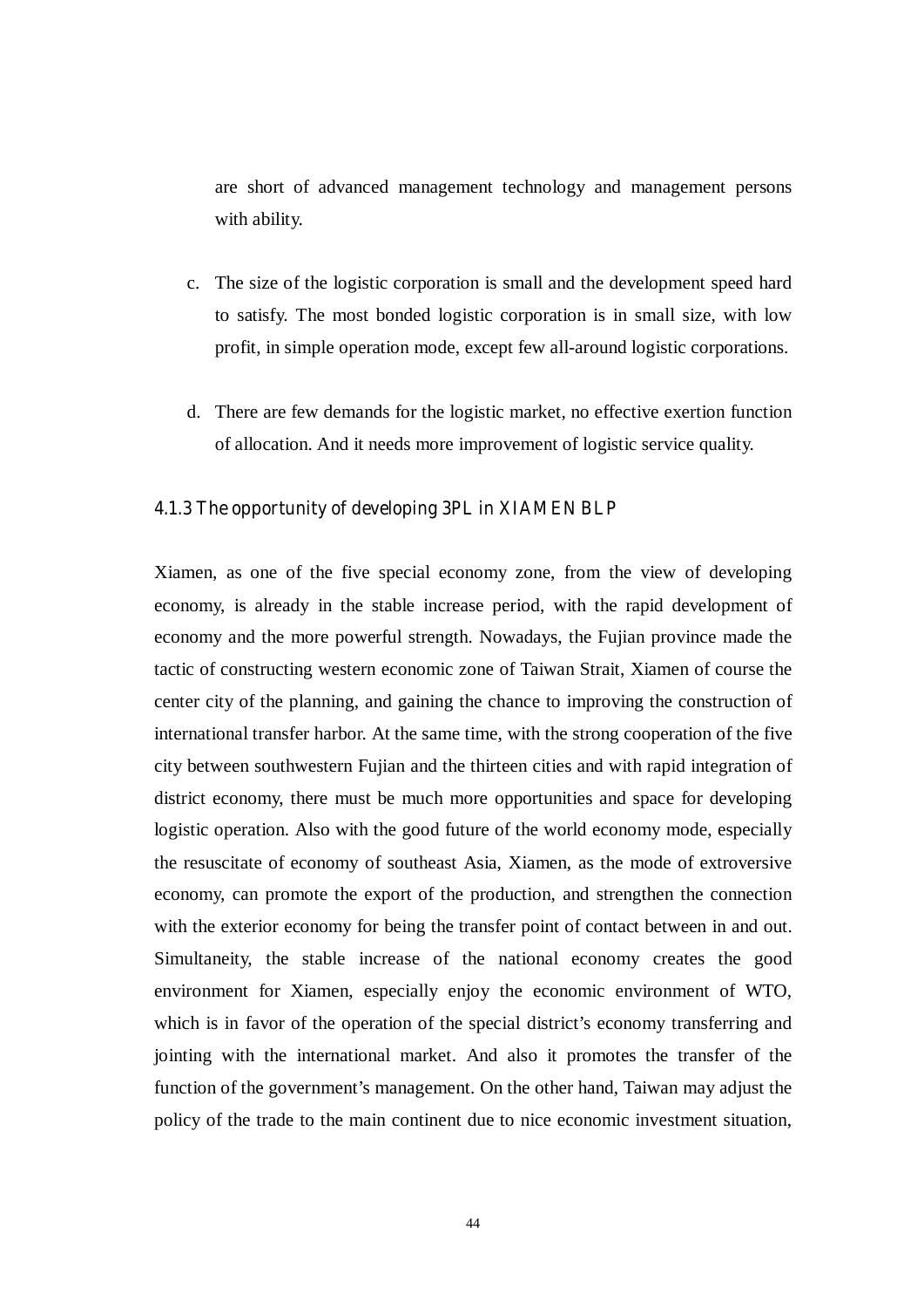are short of advanced management technology and management persons with ability.

c. The size of the logistic corporation is small and the development speed hard to satisfy. The most bonded logistic corporation is in small size, with low profit, in simple operation mode, except few all-around logistic corporations.

d. There are few demands for the logistic market, no effective exertion function of allocation. And it needs more improvement of logistic service quality.

### 4.1.3 The opportunity of developing 3PL in XIAMEN BLP

Xiamen, as one of the five special economy zone, from the view of developing economy, is already in the stable increase period, with the rapid development of economy and the more powerful strength. Nowadays, the Fujian province made the tactic of constructing western economic zone of Taiwan Strait, Xiamen of course the center city of the planning, and gaining the chance to improving the construction of international transfer harbor. At the same time, with the strong cooperation of the five city between southwestern Fujian and the thirteen cities and with rapid integration of district economy, there must be much more opportunities and space for developing logistic operation. Also with the good future of the world economy mode, especially the resuscitate of economy of southeast Asia, Xiamen, as the mode of extroversive economy, can promote the export of the production, and strengthen the connection with the exterior economy for being the transfer point of contact between in and out. Simultaneity, the stable increase of the national economy creates the good environment for Xiamen, especially enjoy the economic environment of WTO, which is in favor of the operation of the special district's economy transferring and jointing with the international market. And also it promotes the transfer of the function of the government's management. On the other hand, Taiwan may adjust the policy of the trade to the main continent due to nice economic investment situation,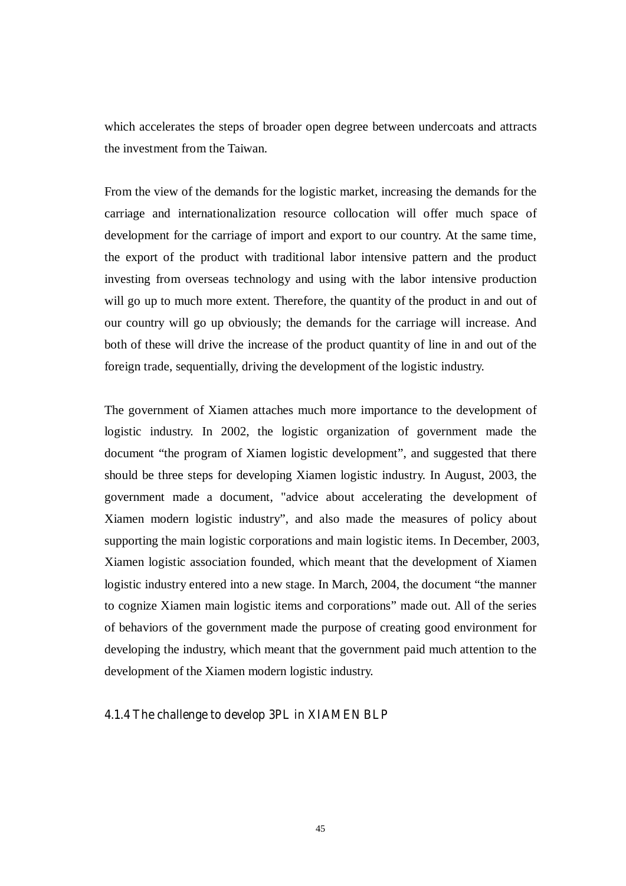which accelerates the steps of broader open degree between undercoats and attracts the investment from the Taiwan.

From the view of the demands for the logistic market, increasing the demands for the carriage and internationalization resource collocation will offer much space of development for the carriage of import and export to our country. At the same time, the export of the product with traditional labor intensive pattern and the product investing from overseas technology and using with the labor intensive production will go up to much more extent. Therefore, the quantity of the product in and out of our country will go up obviously; the demands for the carriage will increase. And both of these will drive the increase of the product quantity of line in and out of the foreign trade, sequentially, driving the development of the logistic industry.

The government of Xiamen attaches much more importance to the development of logistic industry. In 2002, the logistic organization of government made the document "the program of Xiamen logistic development", and suggested that there should be three steps for developing Xiamen logistic industry. In August, 2003, the government made a document, "advice about accelerating the development of Xiamen modern logistic industry", and also made the measures of policy about supporting the main logistic corporations and main logistic items. In December, 2003, Xiamen logistic association founded, which meant that the development of Xiamen logistic industry entered into a new stage. In March, 2004, the document "the manner to cognize Xiamen main logistic items and corporations" made out. All of the series of behaviors of the government made the purpose of creating good environment for developing the industry, which meant that the government paid much attention to the development of the Xiamen modern logistic industry.

### 4.1.4 The challenge to develop 3PL in XIAMEN BLP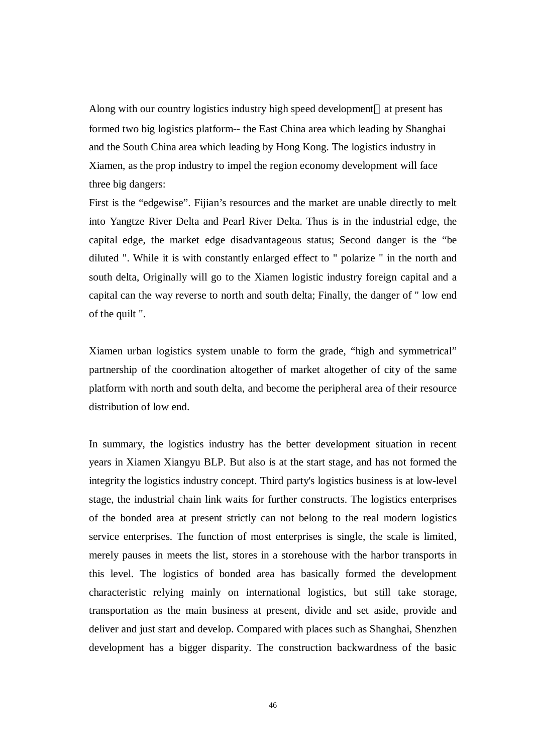Along with our country logistics industry high speed development，at present has formed two big logistics platform-- the East China area which leading by Shanghai and the South China area which leading by Hong Kong. The logistics industry in Xiamen, as the prop industry to impel the region economy development will face three big dangers:

First is the “edgewise”. Fijian’s resources and the market are unable directly to melt into Yangtze River Delta and Pearl River Delta. Thus is in the industrial edge, the capital edge, the market edge disadvantageous status; Second danger is the “be diluted ". While it is with constantly enlarged effect to " polarize " in the north and south delta, Originally will go to the Xiamen logistic industry foreign capital and a capital can the way reverse to north and south delta; Finally, the danger of " low end of the quilt ".

Xiamen urban logistics system unable to form the grade, “high and symmetrical” partnership of the coordination altogether of market altogether of city of the same platform with north and south delta, and become the peripheral area of their resource distribution of low end.

In summary, the logistics industry has the better development situation in recent years in Xiamen Xiangyu BLP. But also is at the start stage, and has not formed the integrity the logistics industry concept. Third party's logistics business is at low-level stage, the industrial chain link waits for further constructs. The logistics enterprises of the bonded area at present strictly can not belong to the real modern logistics service enterprises. The function of most enterprises is single, the scale is limited, merely pauses in meets the list, stores in a storehouse with the harbor transports in this level. The logistics of bonded area has basically formed the development characteristic relying mainly on international logistics, but still take storage, transportation as the main business at present, divide and set aside, provide and deliver and just start and develop. Compared with places such as Shanghai, Shenzhen development has a bigger disparity. The construction backwardness of the basic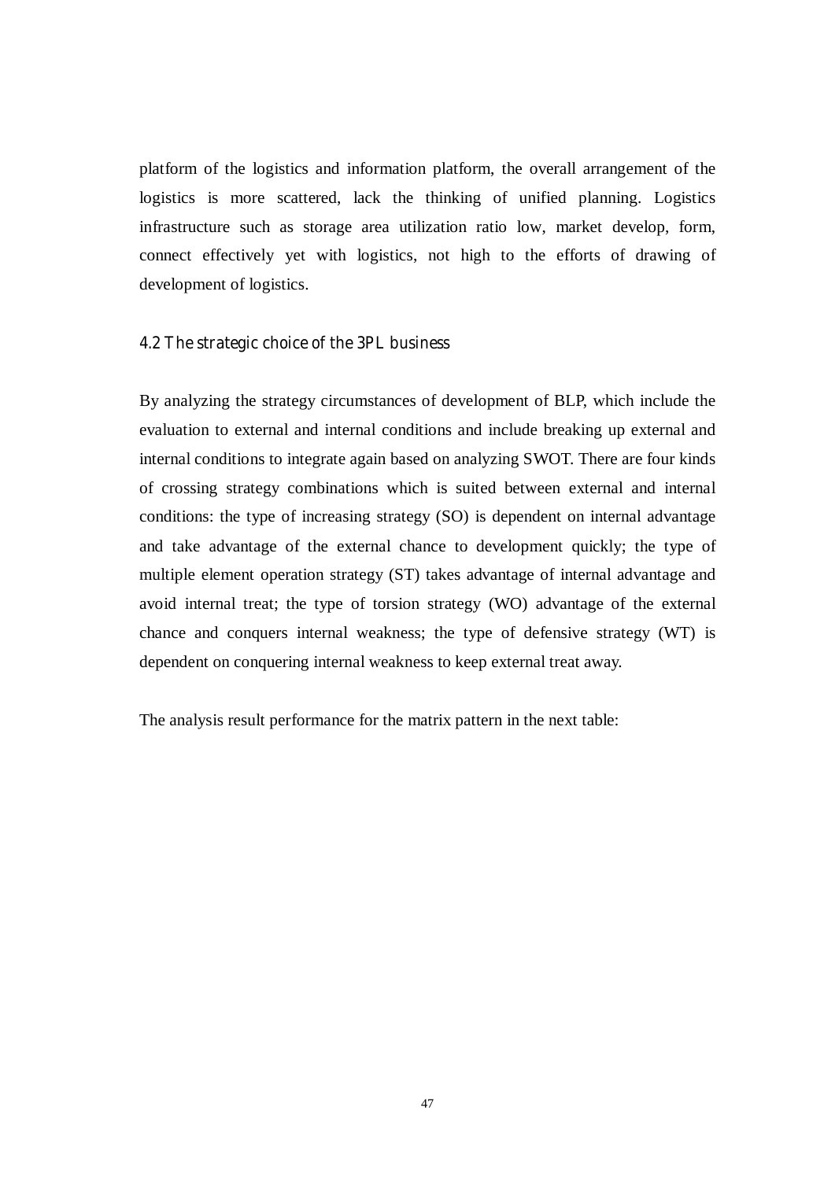platform of the logistics and information platform, the overall arrangement of the logistics is more scattered, lack the thinking of unified planning. Logistics infrastructure such as storage area utilization ratio low, market develop, form, connect effectively yet with logistics, not high to the efforts of drawing of development of logistics.

### 4.2 The strategic choice of the 3PL business

By analyzing the strategy circumstances of development of BLP, which include the evaluation to external and internal conditions and include breaking up external and internal conditions to integrate again based on analyzing SWOT. There are four kinds of crossing strategy combinations which is suited between external and internal conditions: the type of increasing strategy (SO) is dependent on internal advantage and take advantage of the external chance to development quickly; the type of multiple element operation strategy (ST) takes advantage of internal advantage and avoid internal treat; the type of torsion strategy (WO) advantage of the external chance and conquers internal weakness; the type of defensive strategy (WT) is dependent on conquering internal weakness to keep external treat away.

The analysis result performance for the matrix pattern in the next table: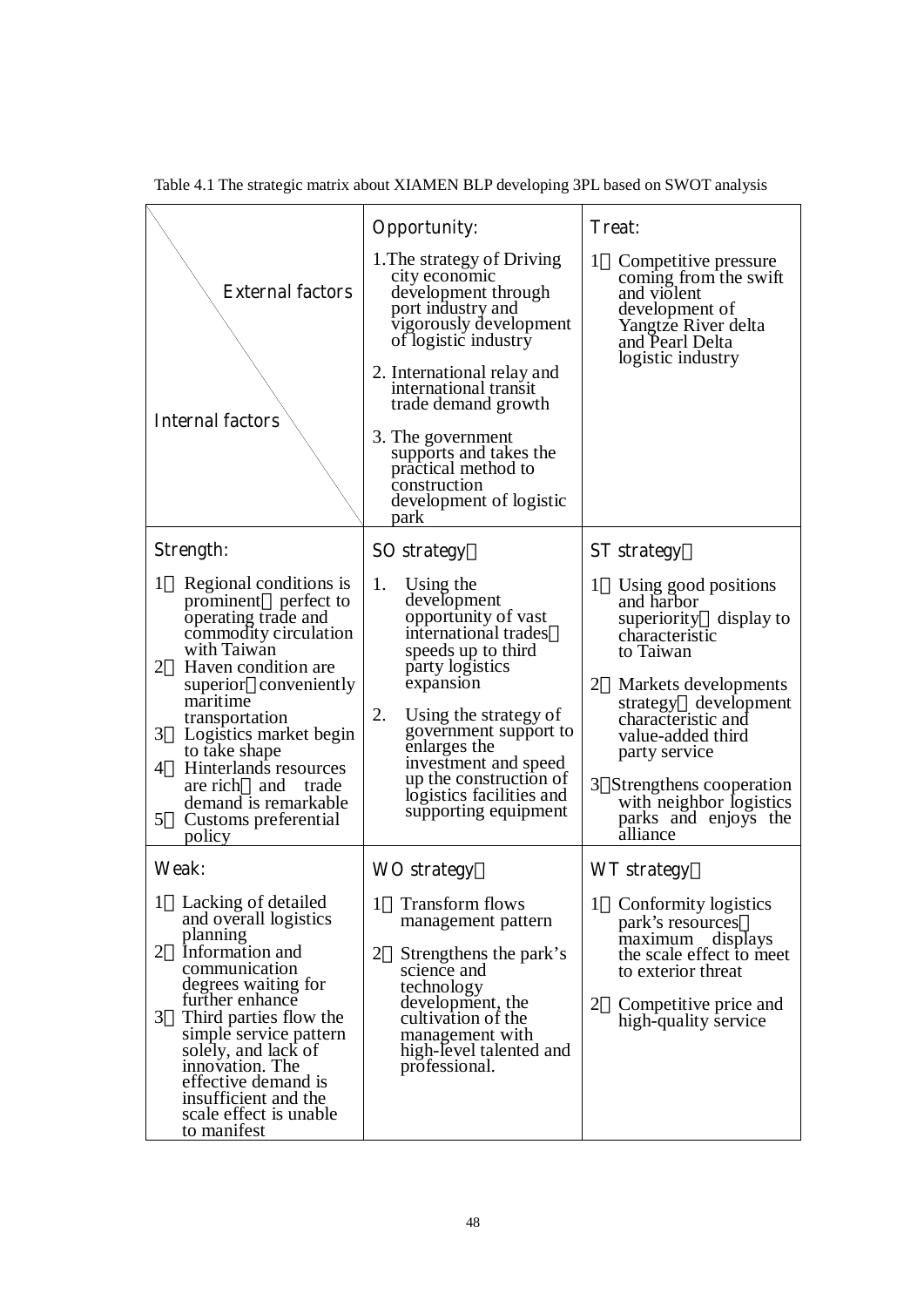Table 4.1 The strategic matrix about XIAMEN BLP developing 3PL based on SWOT analysis

| External factors / Internal factors | Opportunity:<br>1.The strategy of Driving city economic development through port industry and vigorously development of logistic industry<br>2. International relay and international transit trade demand growth<br>3. The government supports and takes the practical method to construction development of logistic park | Treat:<br>1 Competitive pressure coming from the swift and violent development of Yangtze River delta and Pearl Delta logistic industry |
|---|---|---|
| Strength:<br>1 Regional conditions is prominent perfect to operating trade and commodity circulation with Taiwan<br>2 Haven condition are superior conveniently maritime transportation<br>3 Logistics market begin to take shape<br>4 Hinterlands resources are rich and trade demand is remarkable<br>5 Customs preferential policy | SO strategy<br>1. Using the development opportunity of vast international trades speeds up to third party logistics expansion<br>2. Using the strategy of government support to enlarges the investment and speed up the construction of logistics facilities and supporting equipment | ST strategy<br>1 Using good positions and harbor superiority display to characteristic to Taiwan<br>2 Markets developments strategy development characteristic and value-added third party service<br>3 Strengthens cooperation with neighbor logistics parks and enjoys the alliance |
| Weak:<br>1 Lacking of detailed and overall logistics planning<br>2 Information and communication degrees waiting for further enhance<br>3 Third parties flow the simple service pattern solely, and lack of innovation. The effective demand is insufficient and the scale effect is unable to manifest | WO strategy<br>1 Transform flows management pattern<br>2 Strengthens the park's science and technology development, the cultivation of the management with high-level talented and professional. | WT strategy<br>1 Conformity logistics park's resources maximum displays the scale effect to meet to exterior threat<br>2 Competitive price and high-quality service |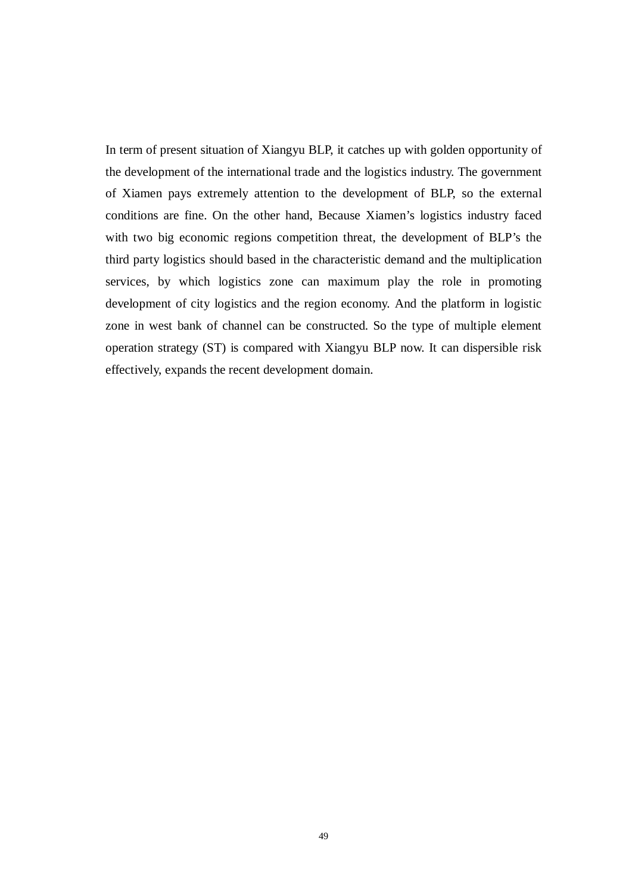In term of present situation of Xiangyu BLP, it catches up with golden opportunity of the development of the international trade and the logistics industry. The government of Xiamen pays extremely attention to the development of BLP, so the external conditions are fine. On the other hand, Because Xiamen's logistics industry faced with two big economic regions competition threat, the development of BLP's the third party logistics should based in the characteristic demand and the multiplication services, by which logistics zone can maximum play the role in promoting development of city logistics and the region economy. And the platform in logistic zone in west bank of channel can be constructed. So the type of multiple element operation strategy (ST) is compared with Xiangyu BLP now. It can dispersible risk effectively, expands the recent development domain.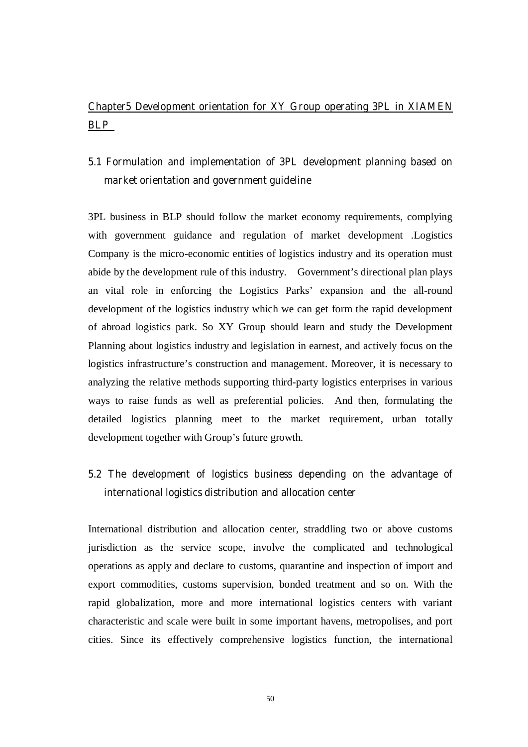## Chapter5 Development orientation for XY Group operating 3PL in XIAMEN BLP

### 5.1 Formulation and implementation of 3PL development planning based on market orientation and government guideline

3PL business in BLP should follow the market economy requirements, complying with government guidance and regulation of market development .Logistics Company is the micro-economic entities of logistics industry and its operation must abide by the development rule of this industry. Government's directional plan plays an vital role in enforcing the Logistics Parks' expansion and the all-round development of the logistics industry which we can get form the rapid development of abroad logistics park. So XY Group should learn and study the Development Planning about logistics industry and legislation in earnest, and actively focus on the logistics infrastructure's construction and management. Moreover, it is necessary to analyzing the relative methods supporting third-party logistics enterprises in various ways to raise funds as well as preferential policies. And then, formulating the detailed logistics planning meet to the market requirement, urban totally development together with Group's future growth.

### 5.2 The development of logistics business depending on the advantage of international logistics distribution and allocation center

International distribution and allocation center, straddling two or above customs jurisdiction as the service scope, involve the complicated and technological operations as apply and declare to customs, quarantine and inspection of import and export commodities, customs supervision, bonded treatment and so on. With the rapid globalization, more and more international logistics centers with variant characteristic and scale were built in some important havens, metropolises, and port cities. Since its effectively comprehensive logistics function, the international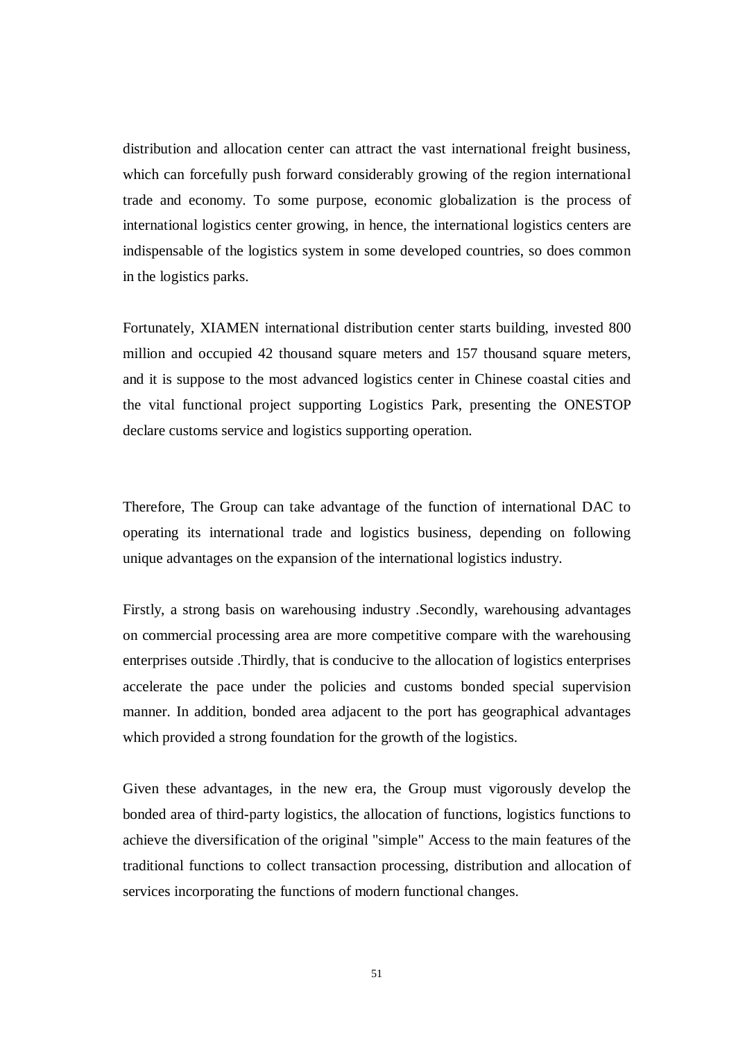distribution and allocation center can attract the vast international freight business, which can forcefully push forward considerably growing of the region international trade and economy. To some purpose, economic globalization is the process of international logistics center growing, in hence, the international logistics centers are indispensable of the logistics system in some developed countries, so does common in the logistics parks.

Fortunately, XIAMEN international distribution center starts building, invested 800 million and occupied 42 thousand square meters and 157 thousand square meters, and it is suppose to the most advanced logistics center in Chinese coastal cities and the vital functional project supporting Logistics Park, presenting the ONESTOP declare customs service and logistics supporting operation.

Therefore, The Group can take advantage of the function of international DAC to operating its international trade and logistics business, depending on following unique advantages on the expansion of the international logistics industry.

Firstly, a strong basis on warehousing industry .Secondly, warehousing advantages on commercial processing area are more competitive compare with the warehousing enterprises outside .Thirdly, that is conducive to the allocation of logistics enterprises accelerate the pace under the policies and customs bonded special supervision manner. In addition, bonded area adjacent to the port has geographical advantages which provided a strong foundation for the growth of the logistics.

Given these advantages, in the new era, the Group must vigorously develop the bonded area of third-party logistics, the allocation of functions, logistics functions to achieve the diversification of the original "simple" Access to the main features of the traditional functions to collect transaction processing, distribution and allocation of services incorporating the functions of modern functional changes.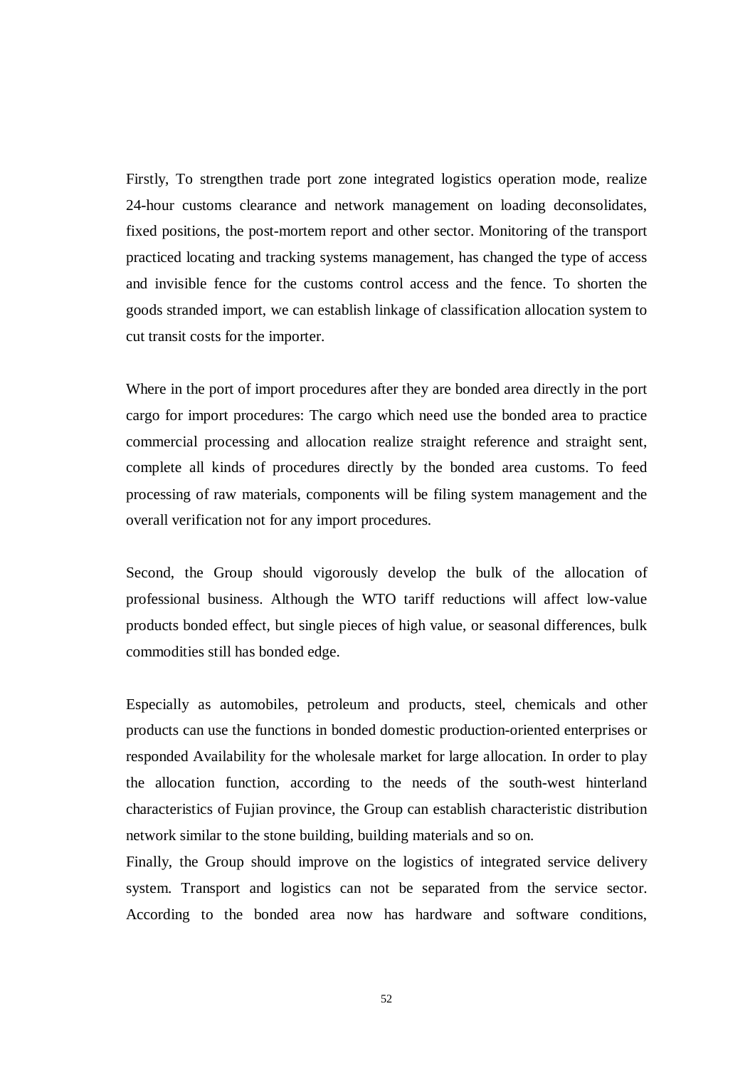Firstly, To strengthen trade port zone integrated logistics operation mode, realize 24-hour customs clearance and network management on loading deconsolidates, fixed positions, the post-mortem report and other sector. Monitoring of the transport practiced locating and tracking systems management, has changed the type of access and invisible fence for the customs control access and the fence. To shorten the goods stranded import, we can establish linkage of classification allocation system to cut transit costs for the importer.

Where in the port of import procedures after they are bonded area directly in the port cargo for import procedures: The cargo which need use the bonded area to practice commercial processing and allocation realize straight reference and straight sent, complete all kinds of procedures directly by the bonded area customs. To feed processing of raw materials, components will be filing system management and the overall verification not for any import procedures.

Second, the Group should vigorously develop the bulk of the allocation of professional business. Although the WTO tariff reductions will affect low-value products bonded effect, but single pieces of high value, or seasonal differences, bulk commodities still has bonded edge.

Especially as automobiles, petroleum and products, steel, chemicals and other products can use the functions in bonded domestic production-oriented enterprises or responded Availability for the wholesale market for large allocation. In order to play the allocation function, according to the needs of the south-west hinterland characteristics of Fujian province, the Group can establish characteristic distribution network similar to the stone building, building materials and so on.

Finally, the Group should improve on the logistics of integrated service delivery system. Transport and logistics can not be separated from the service sector. According to the bonded area now has hardware and software conditions,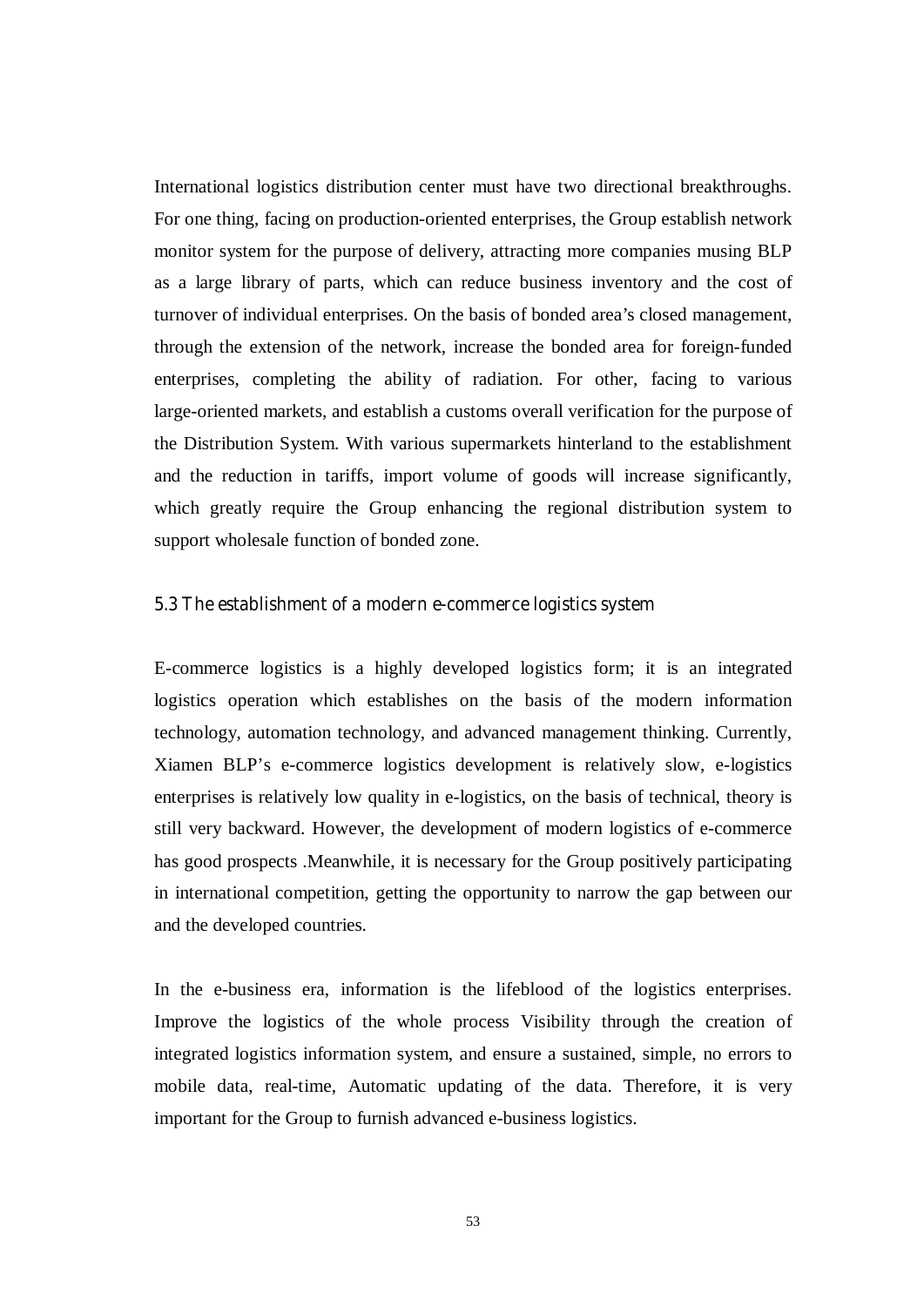International logistics distribution center must have two directional breakthroughs. For one thing, facing on production-oriented enterprises, the Group establish network monitor system for the purpose of delivery, attracting more companies musing BLP as a large library of parts, which can reduce business inventory and the cost of turnover of individual enterprises. On the basis of bonded area's closed management, through the extension of the network, increase the bonded area for foreign-funded enterprises, completing the ability of radiation. For other, facing to various large-oriented markets, and establish a customs overall verification for the purpose of the Distribution System. With various supermarkets hinterland to the establishment and the reduction in tariffs, import volume of goods will increase significantly, which greatly require the Group enhancing the regional distribution system to support wholesale function of bonded zone.

### 5.3 The establishment of a modern e-commerce logistics system

E-commerce logistics is a highly developed logistics form; it is an integrated logistics operation which establishes on the basis of the modern information technology, automation technology, and advanced management thinking. Currently, Xiamen BLP's e-commerce logistics development is relatively slow, e-logistics enterprises is relatively low quality in e-logistics, on the basis of technical, theory is still very backward. However, the development of modern logistics of e-commerce has good prospects .Meanwhile, it is necessary for the Group positively participating in international competition, getting the opportunity to narrow the gap between our and the developed countries.

In the e-business era, information is the lifeblood of the logistics enterprises. Improve the logistics of the whole process Visibility through the creation of integrated logistics information system, and ensure a sustained, simple, no errors to mobile data, real-time, Automatic updating of the data. Therefore, it is very important for the Group to furnish advanced e-business logistics.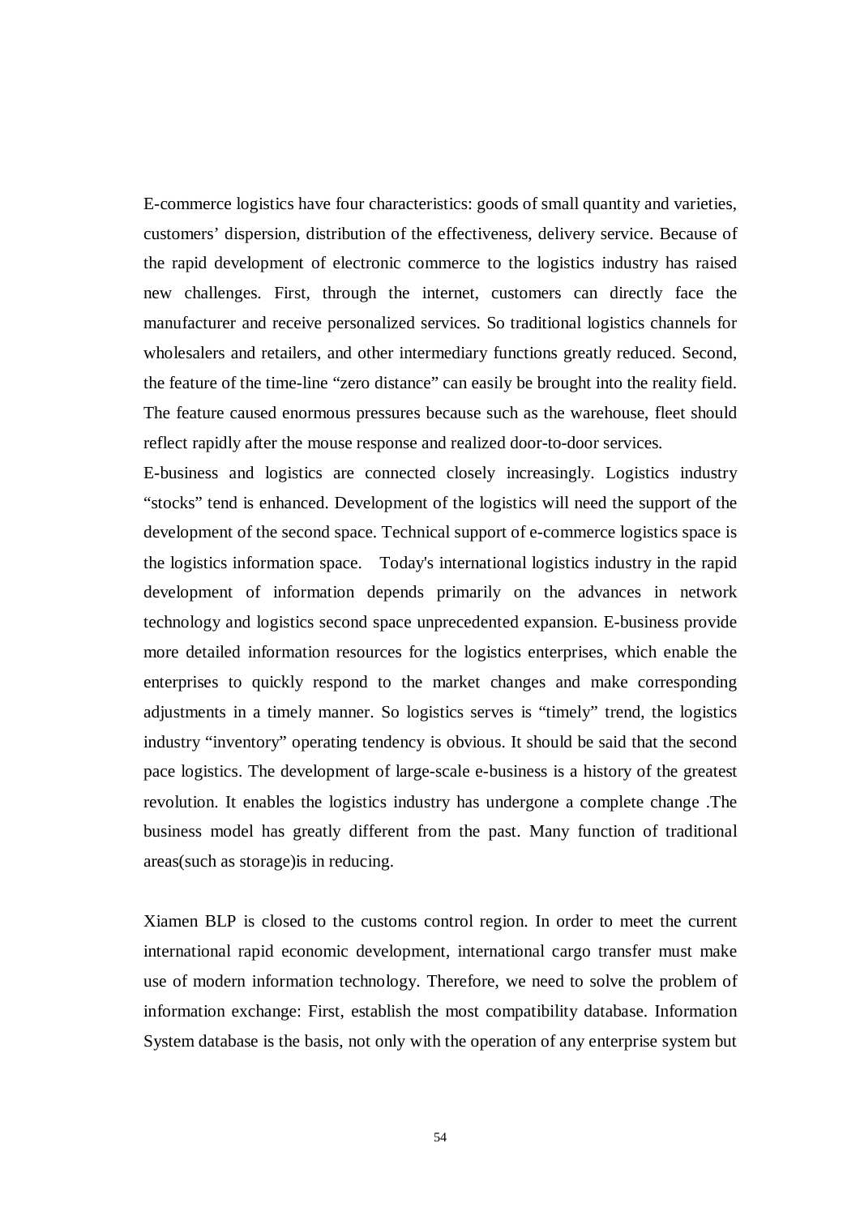E-commerce logistics have four characteristics: goods of small quantity and varieties, customers' dispersion, distribution of the effectiveness, delivery service. Because of the rapid development of electronic commerce to the logistics industry has raised new challenges. First, through the internet, customers can directly face the manufacturer and receive personalized services. So traditional logistics channels for wholesalers and retailers, and other intermediary functions greatly reduced. Second, the feature of the time-line "zero distance" can easily be brought into the reality field. The feature caused enormous pressures because such as the warehouse, fleet should reflect rapidly after the mouse response and realized door-to-door services.

E-business and logistics are connected closely increasingly. Logistics industry "stocks" tend is enhanced. Development of the logistics will need the support of the development of the second space. Technical support of e-commerce logistics space is the logistics information space. Today's international logistics industry in the rapid development of information depends primarily on the advances in network technology and logistics second space unprecedented expansion. E-business provide more detailed information resources for the logistics enterprises, which enable the enterprises to quickly respond to the market changes and make corresponding adjustments in a timely manner. So logistics serves is "timely" trend, the logistics industry "inventory" operating tendency is obvious. It should be said that the second pace logistics. The development of large-scale e-business is a history of the greatest revolution. It enables the logistics industry has undergone a complete change .The business model has greatly different from the past. Many function of traditional areas(such as storage)is in reducing.

Xiamen BLP is closed to the customs control region. In order to meet the current international rapid economic development, international cargo transfer must make use of modern information technology. Therefore, we need to solve the problem of information exchange: First, establish the most compatibility database. Information System database is the basis, not only with the operation of any enterprise system but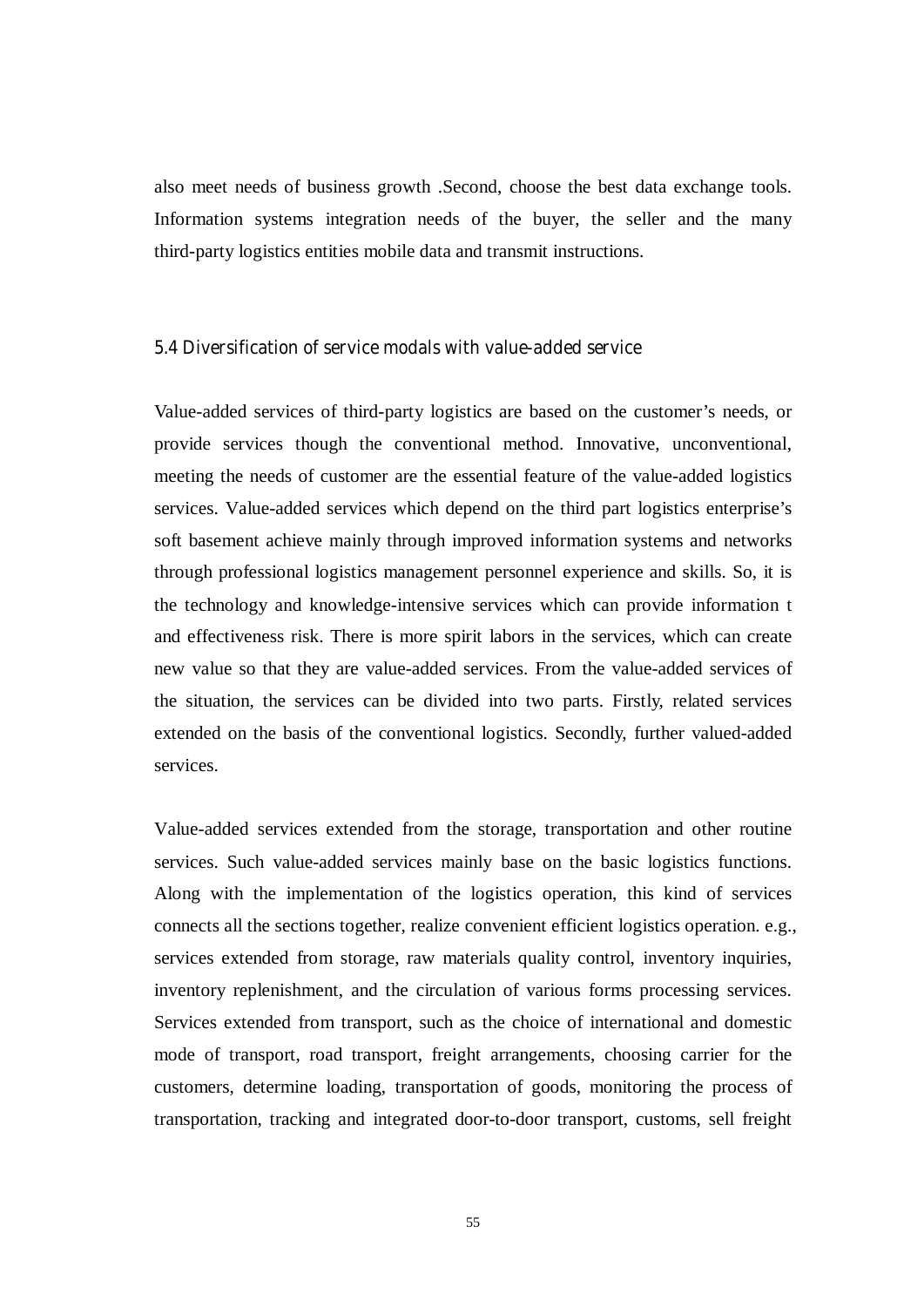also meet needs of business growth .Second, choose the best data exchange tools. Information systems integration needs of the buyer, the seller and the many third-party logistics entities mobile data and transmit instructions.

### 5.4 Diversification of service modals with value-added service

Value-added services of third-party logistics are based on the customer's needs, or provide services though the conventional method. Innovative, unconventional, meeting the needs of customer are the essential feature of the value-added logistics services. Value-added services which depend on the third part logistics enterprise's soft basement achieve mainly through improved information systems and networks through professional logistics management personnel experience and skills. So, it is the technology and knowledge-intensive services which can provide information t and effectiveness risk. There is more spirit labors in the services, which can create new value so that they are value-added services. From the value-added services of the situation, the services can be divided into two parts. Firstly, related services extended on the basis of the conventional logistics. Secondly, further valued-added services.

Value-added services extended from the storage, transportation and other routine services. Such value-added services mainly base on the basic logistics functions. Along with the implementation of the logistics operation, this kind of services connects all the sections together, realize convenient efficient logistics operation. e.g., services extended from storage, raw materials quality control, inventory inquiries, inventory replenishment, and the circulation of various forms processing services. Services extended from transport, such as the choice of international and domestic mode of transport, road transport, freight arrangements, choosing carrier for the customers, determine loading, transportation of goods, monitoring the process of transportation, tracking and integrated door-to-door transport, customs, sell freight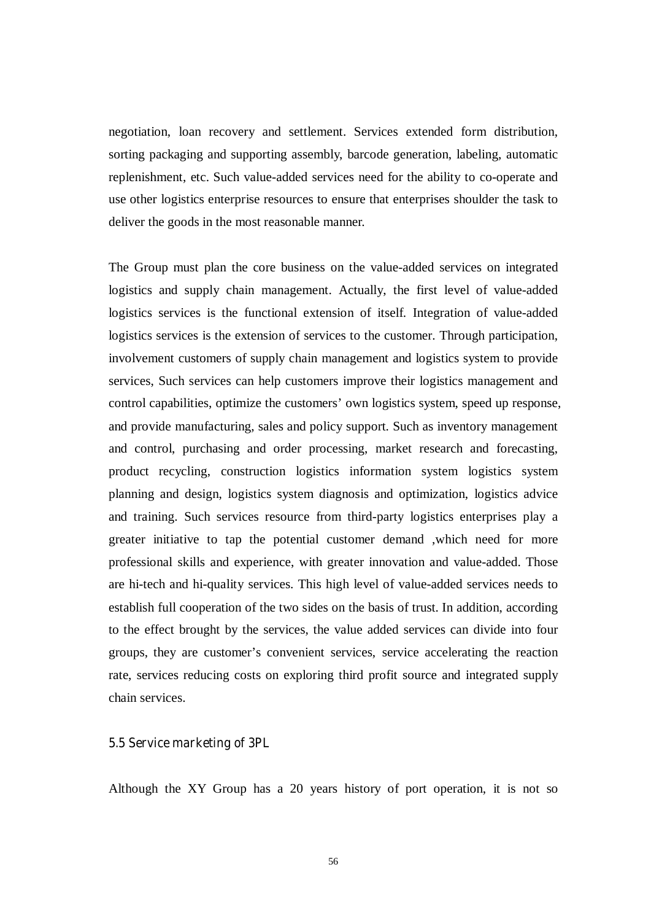negotiation, loan recovery and settlement. Services extended form distribution, sorting packaging and supporting assembly, barcode generation, labeling, automatic replenishment, etc. Such value-added services need for the ability to co-operate and use other logistics enterprise resources to ensure that enterprises shoulder the task to deliver the goods in the most reasonable manner.

The Group must plan the core business on the value-added services on integrated logistics and supply chain management. Actually, the first level of value-added logistics services is the functional extension of itself. Integration of value-added logistics services is the extension of services to the customer. Through participation, involvement customers of supply chain management and logistics system to provide services, Such services can help customers improve their logistics management and control capabilities, optimize the customers' own logistics system, speed up response, and provide manufacturing, sales and policy support. Such as inventory management and control, purchasing and order processing, market research and forecasting, product recycling, construction logistics information system logistics system planning and design, logistics system diagnosis and optimization, logistics advice and training. Such services resource from third-party logistics enterprises play a greater initiative to tap the potential customer demand ,which need for more professional skills and experience, with greater innovation and value-added. Those are hi-tech and hi-quality services. This high level of value-added services needs to establish full cooperation of the two sides on the basis of trust. In addition, according to the effect brought by the services, the value added services can divide into four groups, they are customer's convenient services, service accelerating the reaction rate, services reducing costs on exploring third profit source and integrated supply chain services.

### 5.5 Service marketing of 3PL

Although the XY Group has a 20 years history of port operation, it is not so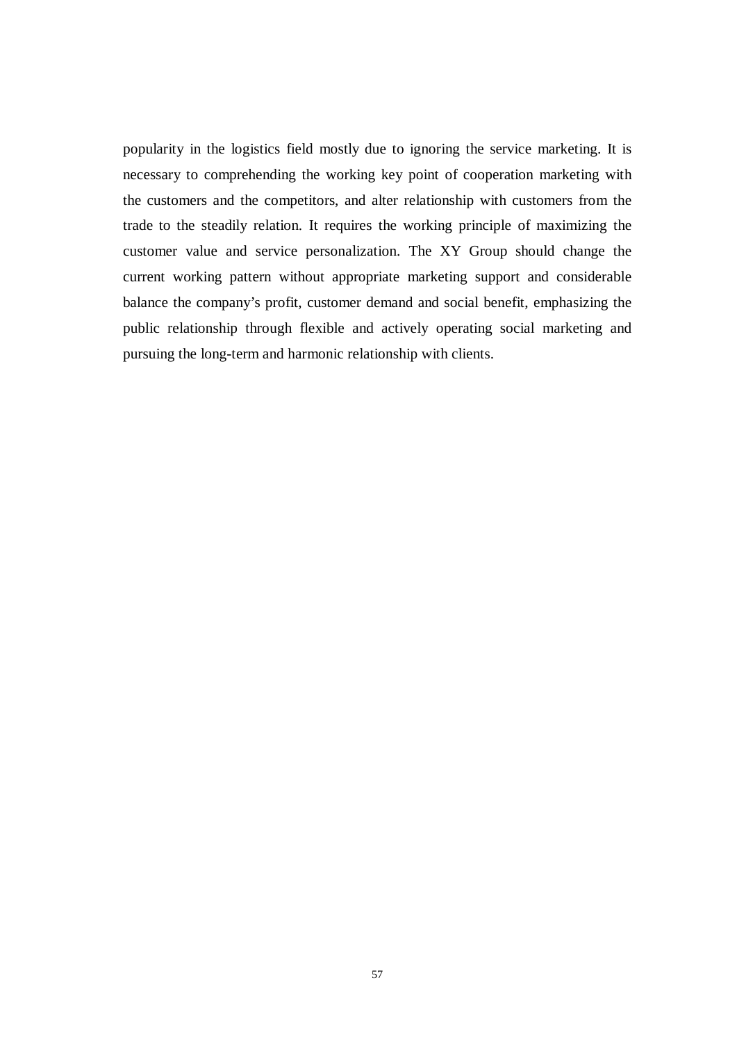popularity in the logistics field mostly due to ignoring the service marketing. It is necessary to comprehending the working key point of cooperation marketing with the customers and the competitors, and alter relationship with customers from the trade to the steadily relation. It requires the working principle of maximizing the customer value and service personalization. The XY Group should change the current working pattern without appropriate marketing support and considerable balance the company's profit, customer demand and social benefit, emphasizing the public relationship through flexible and actively operating social marketing and pursuing the long-term and harmonic relationship with clients.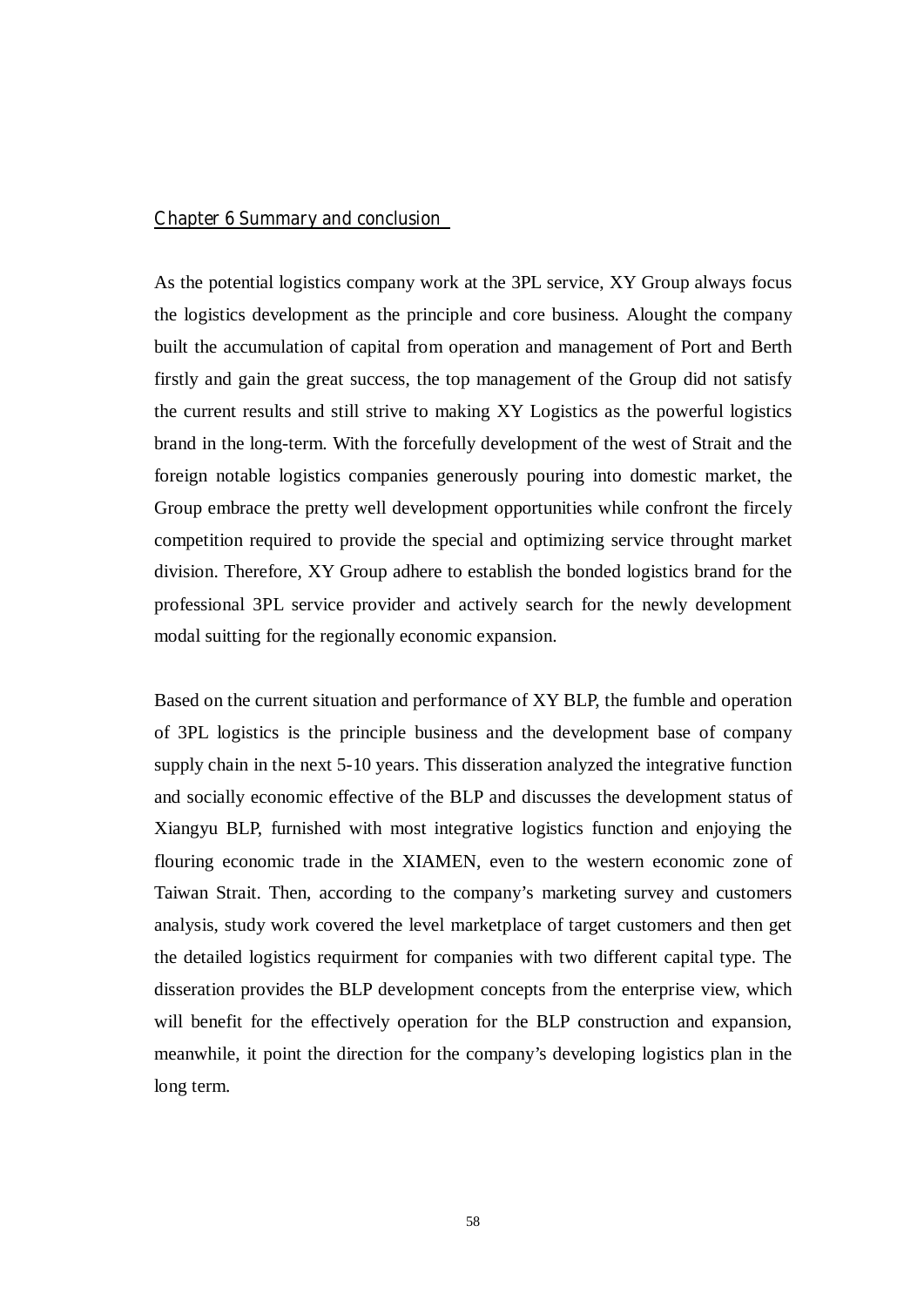## Chapter 6 Summary and conclusion

As the potential logistics company work at the 3PL service, XY Group always focus the logistics development as the principle and core business. Alought the company built the accumulation of capital from operation and management of Port and Berth firstly and gain the great success, the top management of the Group did not satisfy the current results and still strive to making XY Logistics as the powerful logistics brand in the long-term. With the forcefully development of the west of Strait and the foreign notable logistics companies generously pouring into domestic market, the Group embrace the pretty well development opportunities while confront the fircely competition required to provide the special and optimizing service throught market division. Therefore, XY Group adhere to establish the bonded logistics brand for the professional 3PL service provider and actively search for the newly development modal suitting for the regionally economic expansion.

Based on the current situation and performance of XY BLP, the fumble and operation of 3PL logistics is the principle business and the development base of company supply chain in the next 5-10 years. This disseration analyzed the integrative function and socially economic effective of the BLP and discusses the development status of Xiangyu BLP, furnished with most integrative logistics function and enjoying the flouring economic trade in the XIAMEN, even to the western economic zone of Taiwan Strait. Then, according to the company's marketing survey and customers analysis, study work covered the level marketplace of target customers and then get the detailed logistics requirment for companies with two different capital type. The disseration provides the BLP development concepts from the enterprise view, which will benefit for the effectively operation for the BLP construction and expansion, meanwhile, it point the direction for the company's developing logistics plan in the long term.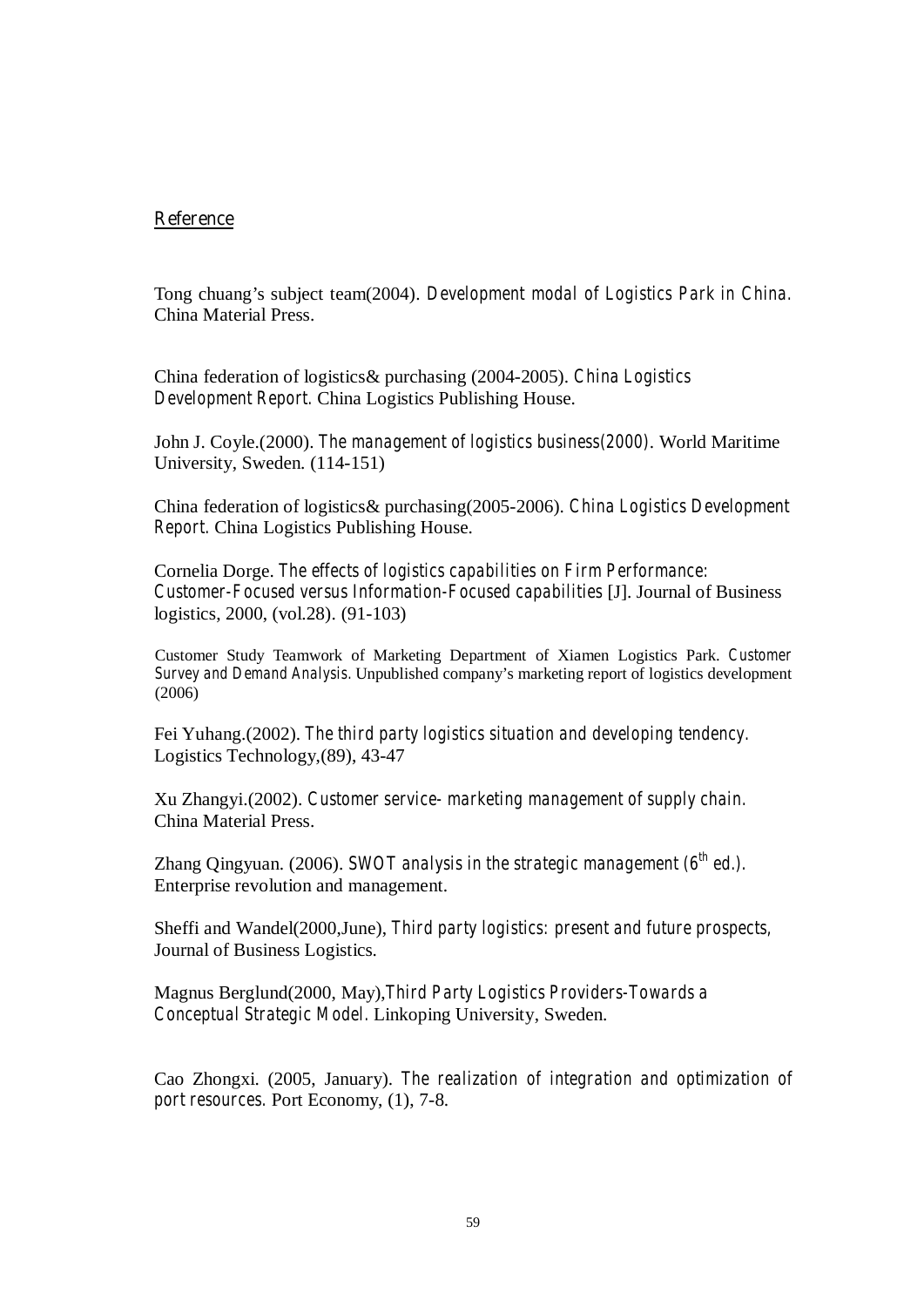## Reference

Tong chuang's subject team(2004). *Development modal of Logistics Park in China.* China Material Press.

China federation of logistics& purchasing (2004-2005). *China Logistics Development Report.* China Logistics Publishing House.

John J. Coyle.(2000). *The management of logistics business(2000).* World Maritime University, Sweden. (114-151)

China federation of logistics& purchasing(2005-2006). *China Logistics Development Report.* China Logistics Publishing House.

Cornelia Dorge. *The effects of logistics capabilities on Firm Performance: Customer-Focused versus Information-Focused capabilities* [J]. Journal of Business logistics, 2000, (vol.28). (91-103)

Customer Study Teamwork of Marketing Department of Xiamen Logistics Park. *Customer Survey and Demand Analysis.* Unpublished company's marketing report of logistics development (2006)

Fei Yuhang.(2002). *The third party logistics situation and developing tendency.* Logistics Technology,(89), 43-47

Xu Zhangyi.(2002). *Customer service- marketing management of supply chain.* China Material Press.

Zhang Qingyuan. (2006). *SWOT analysis in the strategic management (6th ed.).* Enterprise revolution and management.

Sheffi and Wandel(2000,June), *Third party logistics: present and future prospects,* Journal of Business Logistics.

Magnus Berglund(2000, May),*Third Party Logistics Providers-Towards a Conceptual Strategic Model.* Linkoping University, Sweden.

Cao Zhongxi. (2005, January). *The realization of integration and optimization of port resources.* Port Economy, (1), 7-8.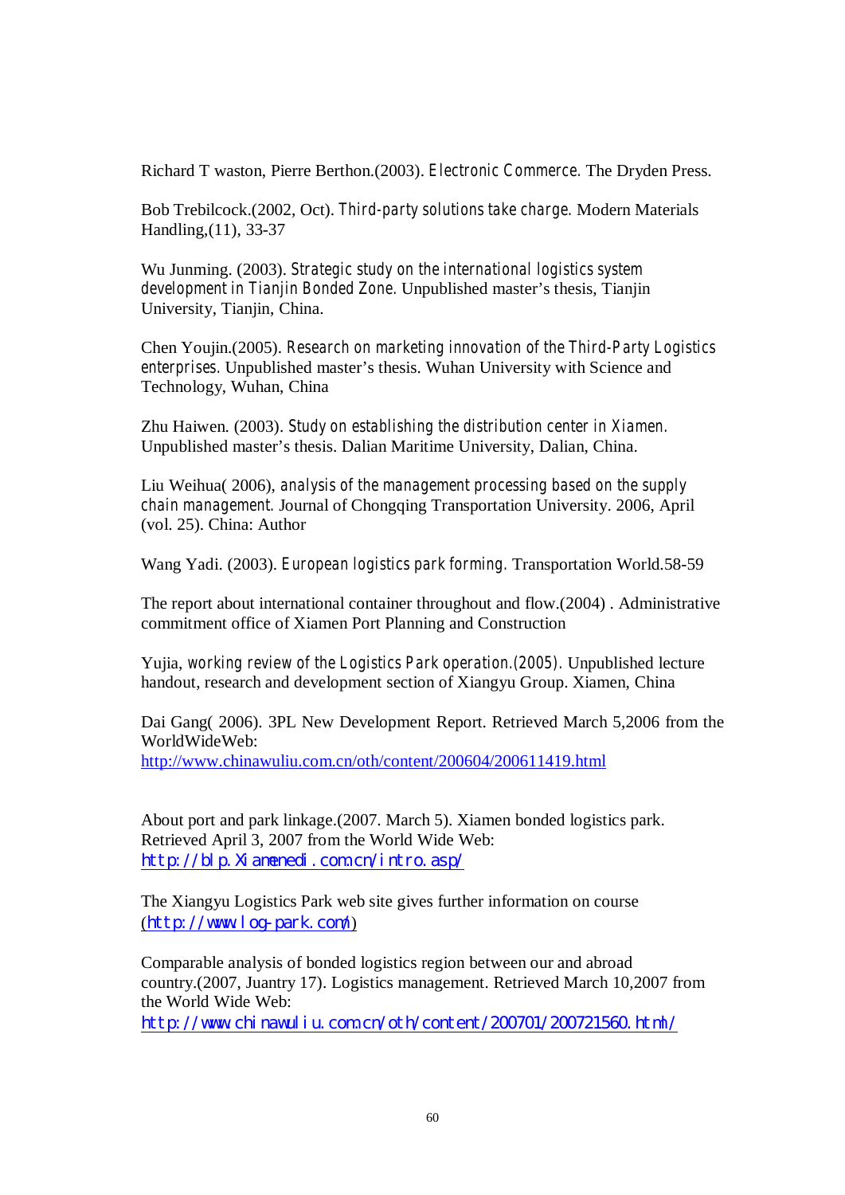Richard T waston, Pierre Berthon.(2003). *Electronic Commerce.* The Dryden Press.

Bob Trebilcock.(2002, Oct). *Third-party solutions take charge.* Modern Materials Handling,(11), 33-37

Wu Junming. (2003). *Strategic study on the international logistics system development in Tianjin Bonded Zone.* Unpublished master's thesis, Tianjin University, Tianjin, China.

Chen Youjin.(2005). *Research on marketing innovation of the Third-Party Logistics enterprises.* Unpublished master's thesis. Wuhan University with Science and Technology, Wuhan, China

Zhu Haiwen. (2003). *Study on establishing the distribution center in Xiamen.* Unpublished master's thesis. Dalian Maritime University, Dalian, China.

Liu Weihua( 2006), *analysis of the management processing based on the supply chain management.* Journal of Chongqing Transportation University. 2006, April (vol. 25). China: Author

Wang Yadi. (2003). *European logistics park forming.* Transportation World.58-59

The report about international container throughout and flow.(2004) . Administrative commitment office of Xiamen Port Planning and Construction

Yujia, *working review of the Logistics Park operation.(2005).* Unpublished lecture handout, research and development section of Xiangyu Group. Xiamen, China

Dai Gang( 2006). 3PL New Development Report. Retrieved March 5,2006 from the WorldWideWeb: http://www.chinawuliu.com.cn/oth/content/200604/200611419.html

About port and park linkage.(2007. March 5). Xiamen bonded logistics park. Retrieved April 3, 2007 from the World Wide Web: http://blp.Xiamenedi.com.cn/intro.asp/

The Xiangyu Logistics Park web site gives further information on course (http://www.log-park.com/)

Comparable analysis of bonded logistics region between our and abroad country.(2007, Juantry 17). Logistics management. Retrieved March 10,2007 from the World Wide Web: http://www.chinawuliu.com.cn/oth/content/200701/200721560.html/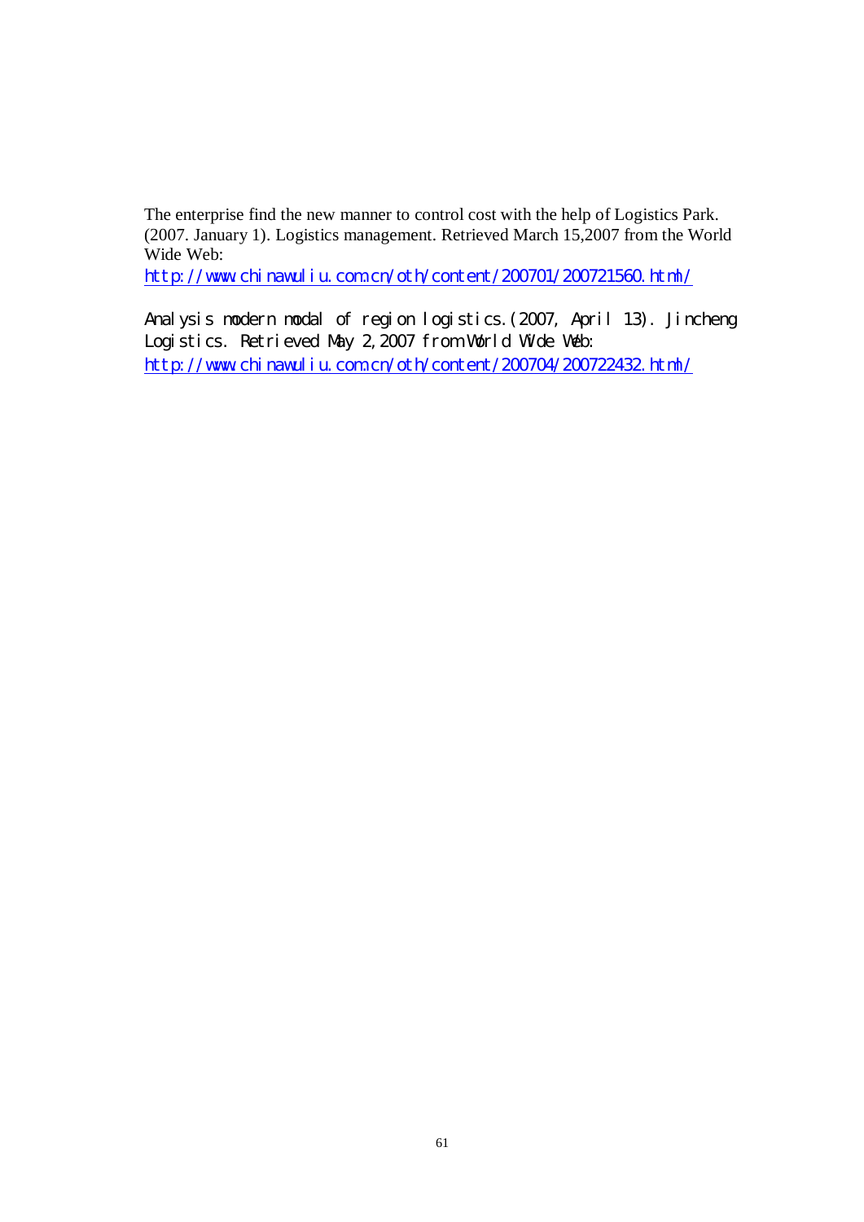The enterprise find the new manner to control cost with the help of Logistics Park. (2007. January 1). Logistics management. Retrieved March 15,2007 from the World Wide Web: http://www.chinawuliu.com.cn/oth/content/200701/200721560.html/

Analysis modern modal of region logistics.(2007, April 13). Jincheng Logistics. Retrieved May 2,2007 from World Wide Web: http://www.chinawuliu.com.cn/oth/content/200704/200722432.html/